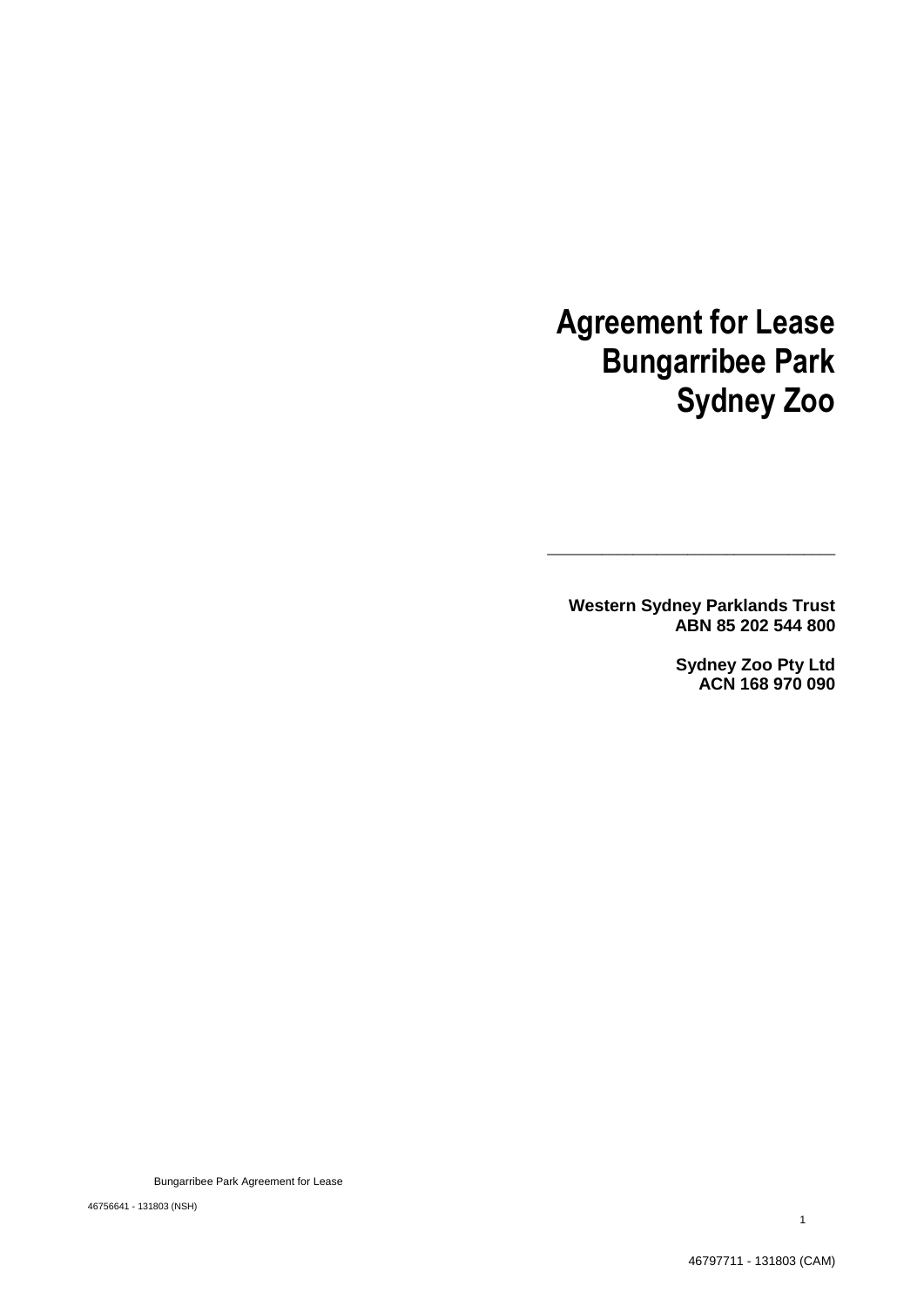# Agreement for Lease Bungarribee Park Sydney Zoo

---

**Western Sydney Parklands Trust**
**ABN 85 202 544 800**

**Sydney Zoo Pty Ltd**
**ACN 168 970 090**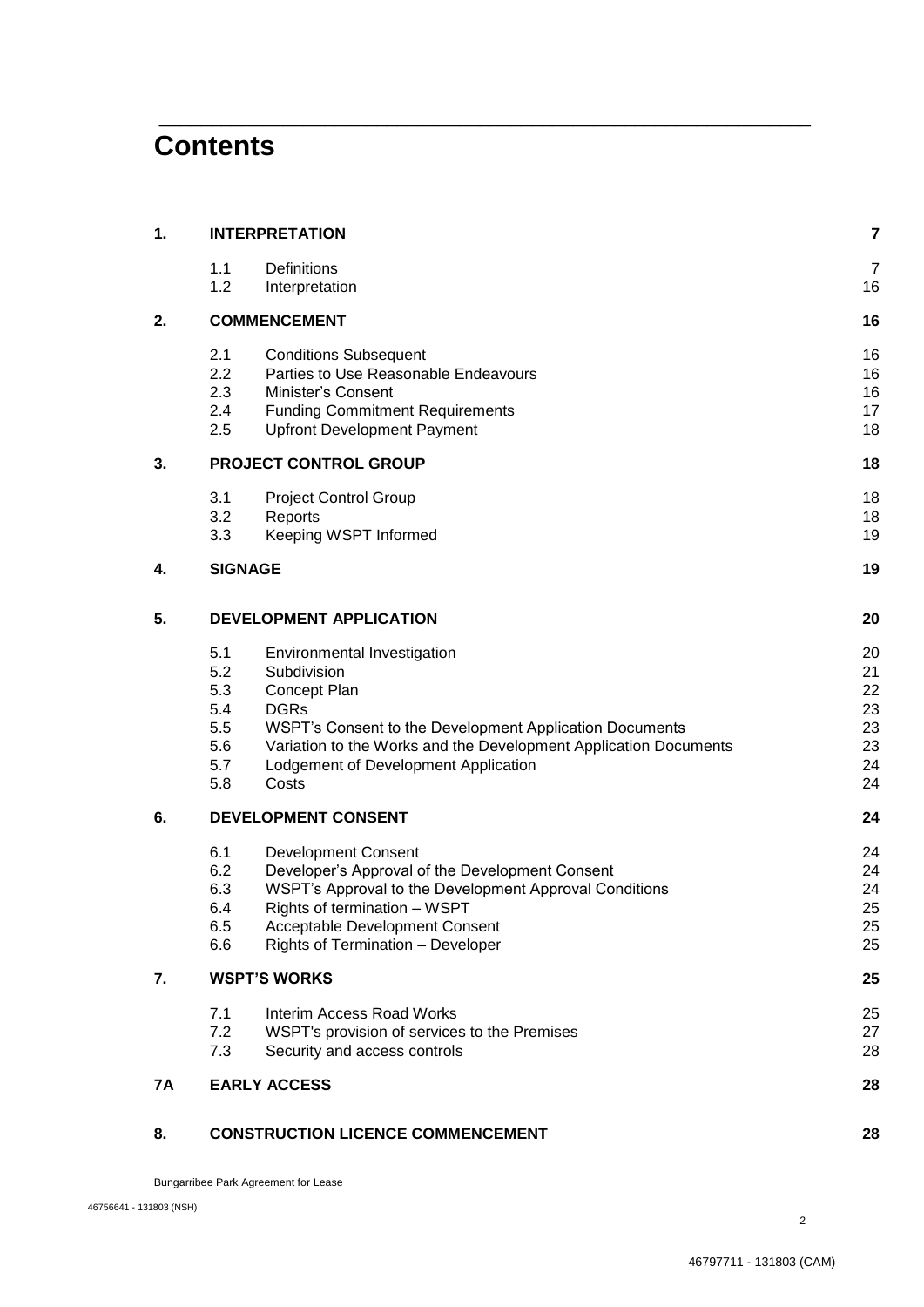# Contents

| | | | |
|---|---|---|---|
| **1.** | **INTERPRETATION** | | **7** |
| | 1.1 | Definitions | 7 |
| | 1.2 | Interpretation | 16 |
| **2.** | **COMMENCEMENT** | | **16** |
| | 2.1 | Conditions Subsequent | 16 |
| | 2.2 | Parties to Use Reasonable Endeavours | 16 |
| | 2.3 | Minister's Consent | 16 |
| | 2.4 | Funding Commitment Requirements | 17 |
| | 2.5 | Upfront Development Payment | 18 |
| **3.** | **PROJECT CONTROL GROUP** | | **18** |
| | 3.1 | Project Control Group | 18 |
| | 3.2 | Reports | 18 |
| | 3.3 | Keeping WSPT Informed | 19 |
| **4.** | **SIGNAGE** | | **19** |
| **5.** | **DEVELOPMENT APPLICATION** | | **20** |
| | 5.1 | Environmental Investigation | 20 |
| | 5.2 | Subdivision | 21 |
| | 5.3 | Concept Plan | 22 |
| | 5.4 | DGRs | 23 |
| | 5.5 | WSPT's Consent to the Development Application Documents | 23 |
| | 5.6 | Variation to the Works and the Development Application Documents | 23 |
| | 5.7 | Lodgement of Development Application | 24 |
| | 5.8 | Costs | 24 |
| **6.** | **DEVELOPMENT CONSENT** | | **24** |
| | 6.1 | Development Consent | 24 |
| | 6.2 | Developer's Approval of the Development Consent | 24 |
| | 6.3 | WSPT's Approval to the Development Approval Conditions | 24 |
| | 6.4 | Rights of termination – WSPT | 25 |
| | 6.5 | Acceptable Development Consent | 25 |
| | 6.6 | Rights of Termination – Developer | 25 |
| **7.** | **WSPT'S WORKS** | | **25** |
| | 7.1 | Interim Access Road Works | 25 |
| | 7.2 | WSPT's provision of services to the Premises | 27 |
| | 7.3 | Security and access controls | 28 |
| **7A** | **EARLY ACCESS** | | **28** |
| **8.** | **CONSTRUCTION LICENCE COMMENCEMENT** | | **28** |

Bungarribee Park Agreement for Lease

46756641 - 131803 (NSH)

46797711 - 131803 (CAM)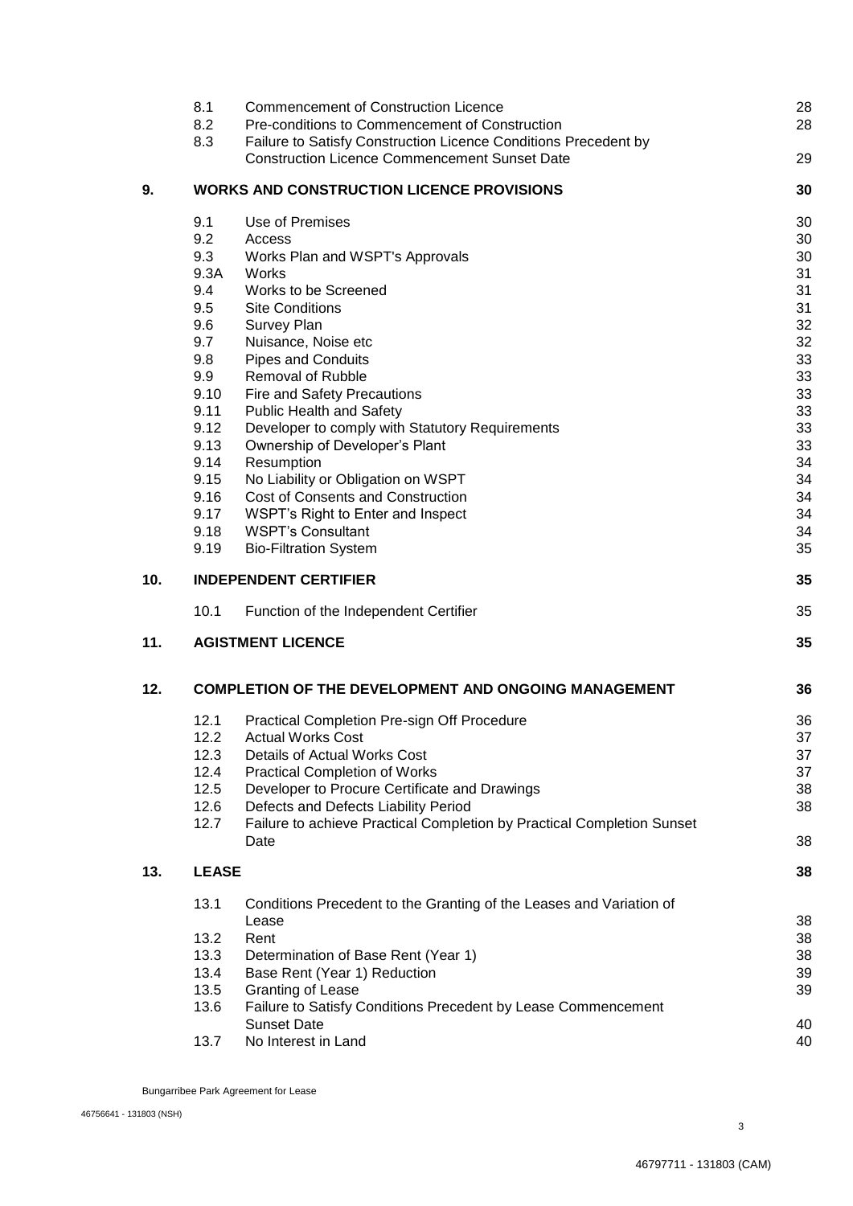| | | | |
|---|---|---|---|
| | 8.1 | Commencement of Construction Licence | 28 |
| | 8.2 | Pre-conditions to Commencement of Construction | 28 |
| | 8.3 | Failure to Satisfy Construction Licence Conditions Precedent by Construction Licence Commencement Sunset Date | 29 |
| **9.** | **WORKS AND CONSTRUCTION LICENCE PROVISIONS** | | **30** |
| | 9.1 | Use of Premises | 30 |
| | 9.2 | Access | 30 |
| | 9.3 | Works Plan and WSPT's Approvals | 30 |
| | 9.3A | Works | 31 |
| | 9.4 | Works to be Screened | 31 |
| | 9.5 | Site Conditions | 31 |
| | 9.6 | Survey Plan | 32 |
| | 9.7 | Nuisance, Noise etc | 32 |
| | 9.8 | Pipes and Conduits | 33 |
| | 9.9 | Removal of Rubble | 33 |
| | 9.10 | Fire and Safety Precautions | 33 |
| | 9.11 | Public Health and Safety | 33 |
| | 9.12 | Developer to comply with Statutory Requirements | 33 |
| | 9.13 | Ownership of Developer's Plant | 33 |
| | 9.14 | Resumption | 34 |
| | 9.15 | No Liability or Obligation on WSPT | 34 |
| | 9.16 | Cost of Consents and Construction | 34 |
| | 9.17 | WSPT's Right to Enter and Inspect | 34 |
| | 9.18 | WSPT's Consultant | 34 |
| | 9.19 | Bio-Filtration System | 35 |
| **10.** | **INDEPENDENT CERTIFIER** | | **35** |
| | 10.1 | Function of the Independent Certifier | 35 |
| **11.** | **AGISTMENT LICENCE** | | **35** |
| **12.** | **COMPLETION OF THE DEVELOPMENT AND ONGOING MANAGEMENT** | | **36** |
| | 12.1 | Practical Completion Pre-sign Off Procedure | 36 |
| | 12.2 | Actual Works Cost | 37 |
| | 12.3 | Details of Actual Works Cost | 37 |
| | 12.4 | Practical Completion of Works | 37 |
| | 12.5 | Developer to Procure Certificate and Drawings | 38 |
| | 12.6 | Defects and Defects Liability Period | 38 |
| | 12.7 | Failure to achieve Practical Completion by Practical Completion Sunset Date | 38 |
| **13.** | **LEASE** | | **38** |
| | 13.1 | Conditions Precedent to the Granting of the Leases and Variation of Lease | 38 |
| | 13.2 | Rent | 38 |
| | 13.3 | Determination of Base Rent (Year 1) | 38 |
| | 13.4 | Base Rent (Year 1) Reduction | 39 |
| | 13.5 | Granting of Lease | 39 |
| | 13.6 | Failure to Satisfy Conditions Precedent by Lease Commencement Sunset Date | 40 |
| | 13.7 | No Interest in Land | 40 |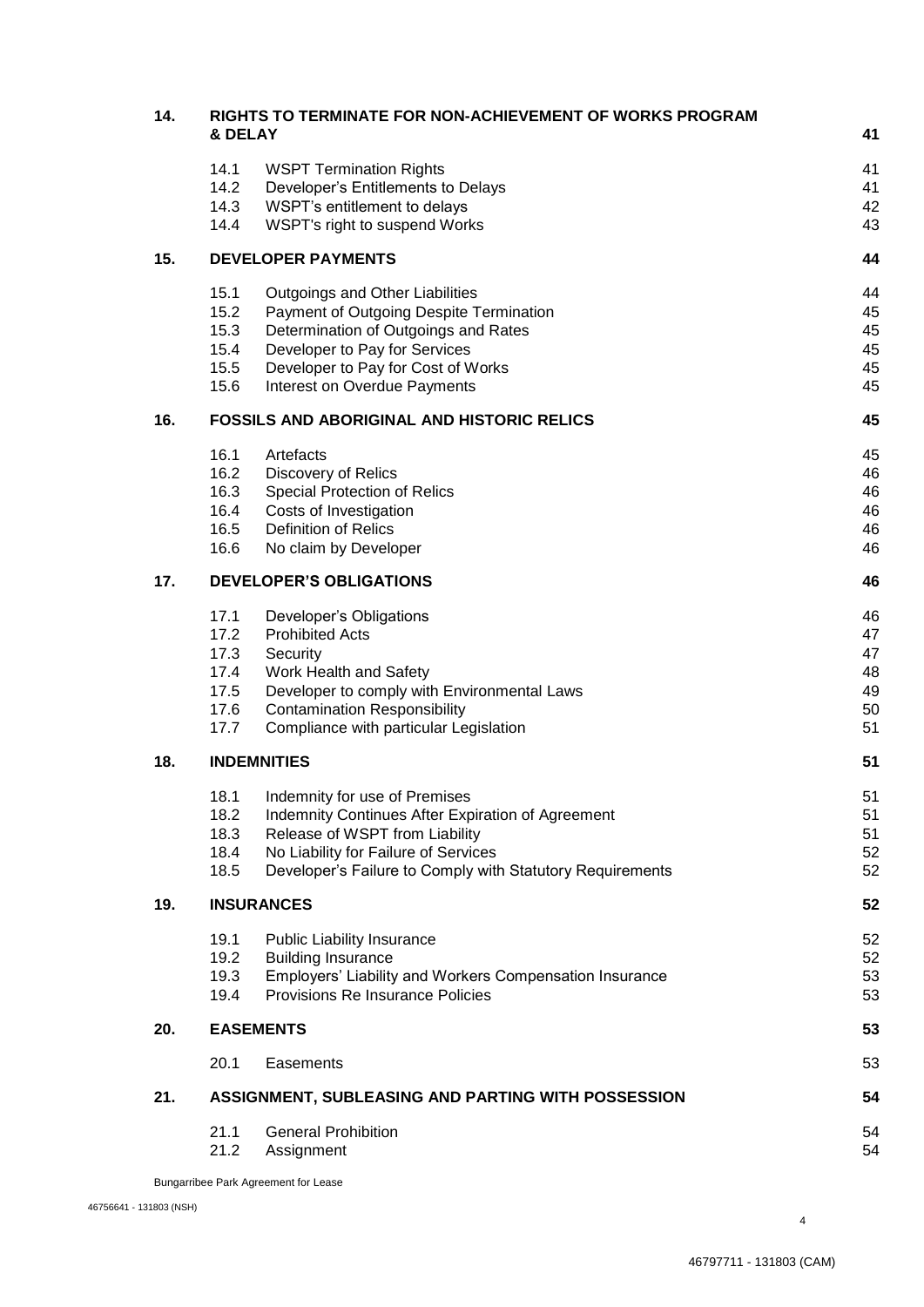| | | |
|---|---|---|
| **14.** | **RIGHTS TO TERMINATE FOR NON-ACHIEVEMENT OF WORKS PROGRAM & DELAY** | **41** |
| 14.1 | WSPT Termination Rights | 41 |
| 14.2 | Developer's Entitlements to Delays | 41 |
| 14.3 | WSPT's entitlement to delays | 42 |
| 14.4 | WSPT's right to suspend Works | 43 |
| **15.** | **DEVELOPER PAYMENTS** | **44** |
| 15.1 | Outgoings and Other Liabilities | 44 |
| 15.2 | Payment of Outgoing Despite Termination | 45 |
| 15.3 | Determination of Outgoings and Rates | 45 |
| 15.4 | Developer to Pay for Services | 45 |
| 15.5 | Developer to Pay for Cost of Works | 45 |
| 15.6 | Interest on Overdue Payments | 45 |
| **16.** | **FOSSILS AND ABORIGINAL AND HISTORIC RELICS** | **45** |
| 16.1 | Artefacts | 45 |
| 16.2 | Discovery of Relics | 46 |
| 16.3 | Special Protection of Relics | 46 |
| 16.4 | Costs of Investigation | 46 |
| 16.5 | Definition of Relics | 46 |
| 16.6 | No claim by Developer | 46 |
| **17.** | **DEVELOPER'S OBLIGATIONS** | **46** |
| 17.1 | Developer's Obligations | 46 |
| 17.2 | Prohibited Acts | 47 |
| 17.3 | Security | 47 |
| 17.4 | Work Health and Safety | 48 |
| 17.5 | Developer to comply with Environmental Laws | 49 |
| 17.6 | Contamination Responsibility | 50 |
| 17.7 | Compliance with particular Legislation | 51 |
| **18.** | **INDEMNITIES** | **51** |
| 18.1 | Indemnity for use of Premises | 51 |
| 18.2 | Indemnity Continues After Expiration of Agreement | 51 |
| 18.3 | Release of WSPT from Liability | 51 |
| 18.4 | No Liability for Failure of Services | 52 |
| 18.5 | Developer's Failure to Comply with Statutory Requirements | 52 |
| **19.** | **INSURANCES** | **52** |
| 19.1 | Public Liability Insurance | 52 |
| 19.2 | Building Insurance | 52 |
| 19.3 | Employers' Liability and Workers Compensation Insurance | 53 |
| 19.4 | Provisions Re Insurance Policies | 53 |
| **20.** | **EASEMENTS** | **53** |
| 20.1 | Easements | 53 |
| **21.** | **ASSIGNMENT, SUBLEASING AND PARTING WITH POSSESSION** | **54** |
| 21.1 | General Prohibition | 54 |
| 21.2 | Assignment | 54 |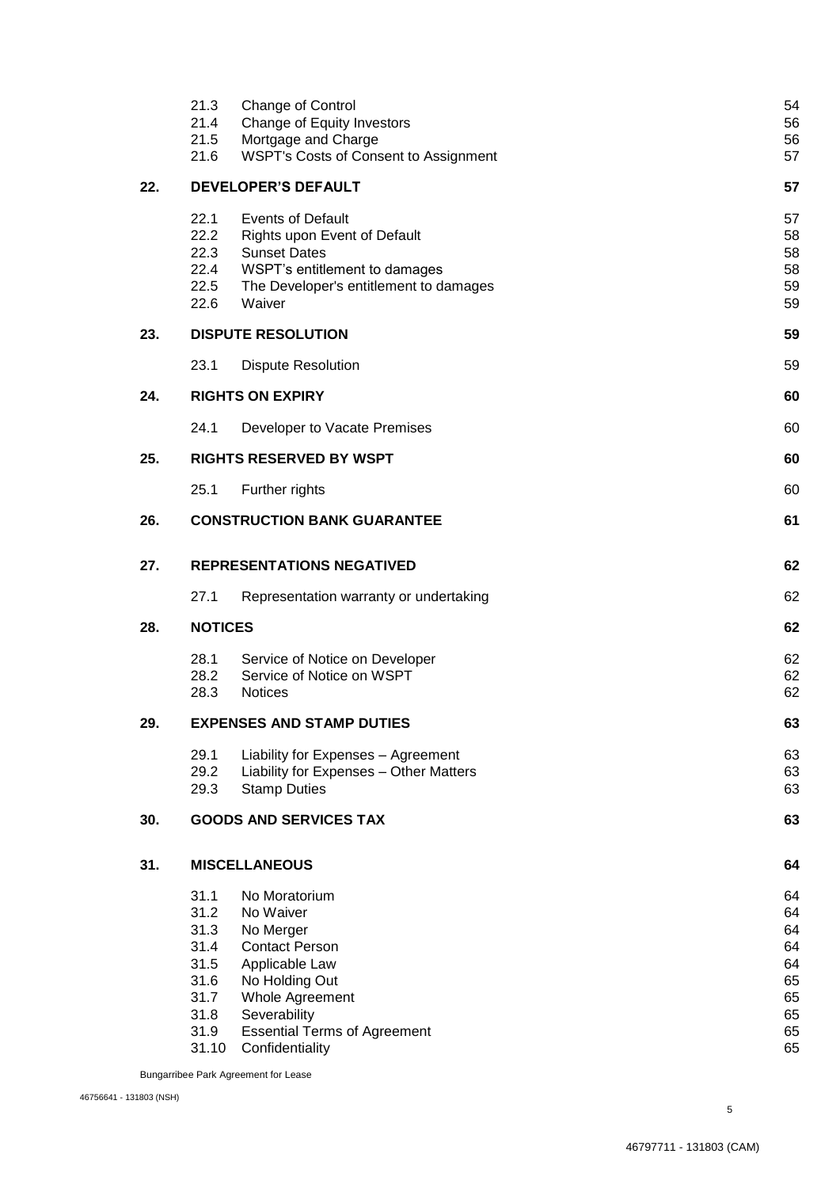| | | | |
|---|---|---|---|
| | 21.3 | Change of Control | 54 |
| | 21.4 | Change of Equity Investors | 56 |
| | 21.5 | Mortgage and Charge | 56 |
| | 21.6 | WSPT's Costs of Consent to Assignment | 57 |
| **22.** | **DEVELOPER'S DEFAULT** | | **57** |
| | 22.1 | Events of Default | 57 |
| | 22.2 | Rights upon Event of Default | 58 |
| | 22.3 | Sunset Dates | 58 |
| | 22.4 | WSPT's entitlement to damages | 58 |
| | 22.5 | The Developer's entitlement to damages | 59 |
| | 22.6 | Waiver | 59 |
| **23.** | **DISPUTE RESOLUTION** | | **59** |
| | 23.1 | Dispute Resolution | 59 |
| **24.** | **RIGHTS ON EXPIRY** | | **60** |
| | 24.1 | Developer to Vacate Premises | 60 |
| **25.** | **RIGHTS RESERVED BY WSPT** | | **60** |
| | 25.1 | Further rights | 60 |
| **26.** | **CONSTRUCTION BANK GUARANTEE** | | **61** |
| **27.** | **REPRESENTATIONS NEGATIVED** | | **62** |
| | 27.1 | Representation warranty or undertaking | 62 |
| **28.** | **NOTICES** | | **62** |
| | 28.1 | Service of Notice on Developer | 62 |
| | 28.2 | Service of Notice on WSPT | 62 |
| | 28.3 | Notices | 62 |
| **29.** | **EXPENSES AND STAMP DUTIES** | | **63** |
| | 29.1 | Liability for Expenses – Agreement | 63 |
| | 29.2 | Liability for Expenses – Other Matters | 63 |
| | 29.3 | Stamp Duties | 63 |
| **30.** | **GOODS AND SERVICES TAX** | | **63** |
| **31.** | **MISCELLANEOUS** | | **64** |
| | 31.1 | No Moratorium | 64 |
| | 31.2 | No Waiver | 64 |
| | 31.3 | No Merger | 64 |
| | 31.4 | Contact Person | 64 |
| | 31.5 | Applicable Law | 64 |
| | 31.6 | No Holding Out | 65 |
| | 31.7 | Whole Agreement | 65 |
| | 31.8 | Severability | 65 |
| | 31.9 | Essential Terms of Agreement | 65 |
| | 31.10 | Confidentiality | 65 |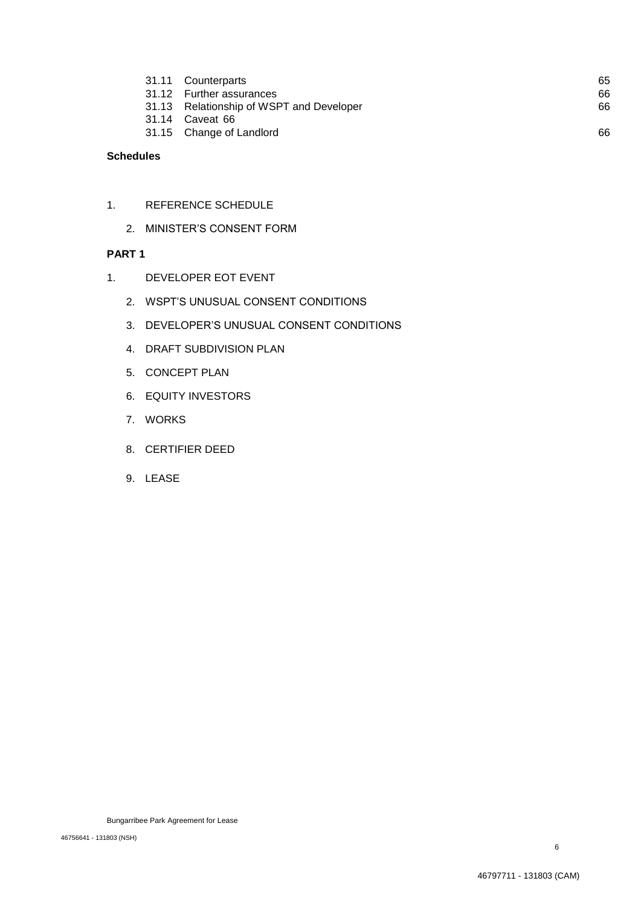| | | |
|---|---|---|
| 31.11 | Counterparts | 65 |
| 31.12 | Further assurances | 66 |
| 31.13 | Relationship of WSPT and Developer | 66 |
| 31.14 | Caveat 66 | |
| 31.15 | Change of Landlord | 66 |

**Schedules**

1. REFERENCE SCHEDULE
2. MINISTER'S CONSENT FORM

**PART 1**

1. DEVELOPER EOT EVENT
2. WSPT'S UNUSUAL CONSENT CONDITIONS
3. DEVELOPER'S UNUSUAL CONSENT CONDITIONS
4. DRAFT SUBDIVISION PLAN
5. CONCEPT PLAN
6. EQUITY INVESTORS
7. WORKS
8. CERTIFIER DEED
9. LEASE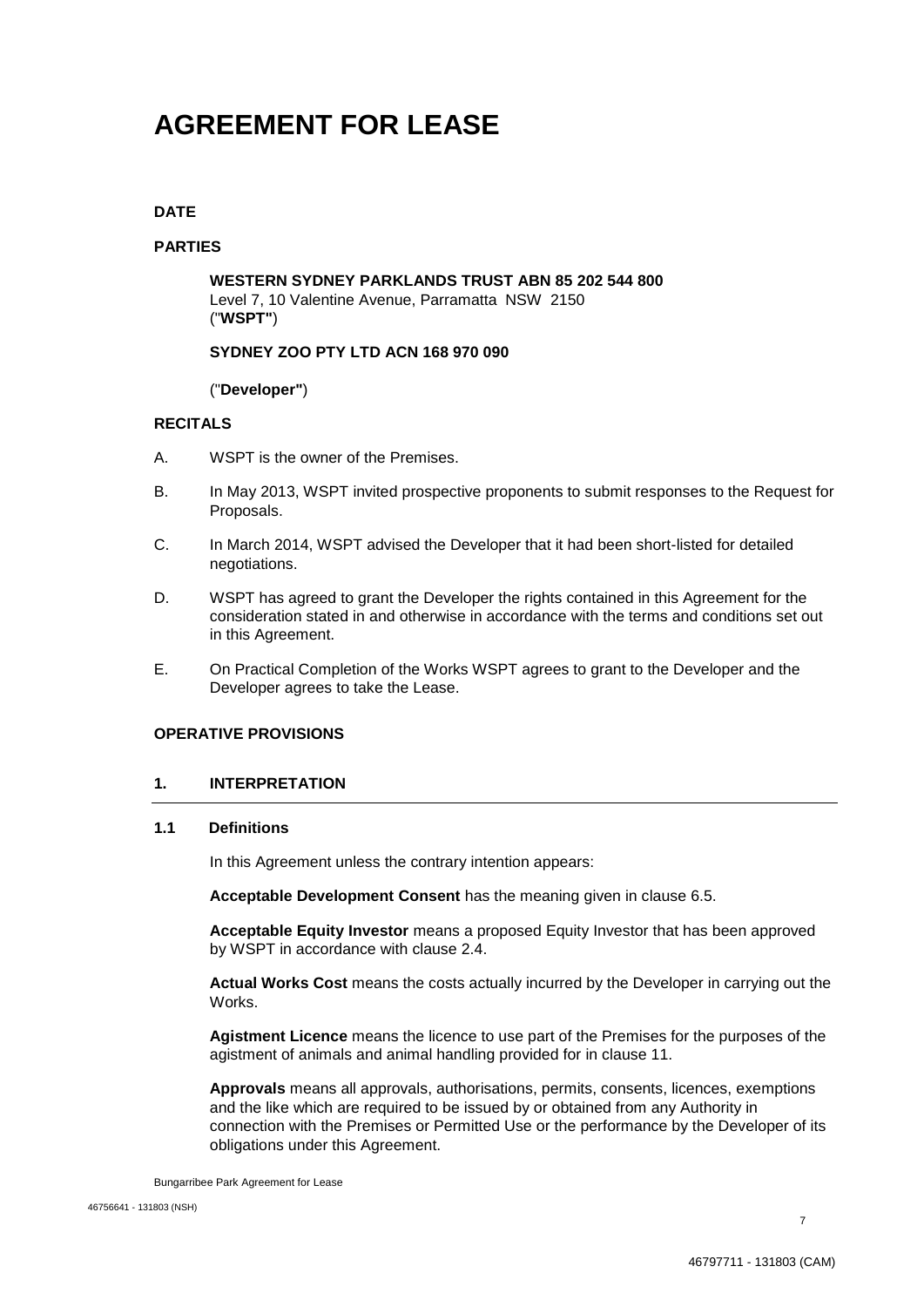# AGREEMENT FOR LEASE

**DATE**

**PARTIES**

**WESTERN SYDNEY PARKLANDS TRUST ABN 85 202 544 800**
Level 7, 10 Valentine Avenue, Parramatta NSW 2150
("**WSPT**")

**SYDNEY ZOO PTY LTD ACN 168 970 090**

("**Developer**")

**RECITALS**

A. WSPT is the owner of the Premises.

B. In May 2013, WSPT invited prospective proponents to submit responses to the Request for Proposals.

C. In March 2014, WSPT advised the Developer that it had been short-listed for detailed negotiations.

D. WSPT has agreed to grant the Developer the rights contained in this Agreement for the consideration stated in and otherwise in accordance with the terms and conditions set out in this Agreement.

E. On Practical Completion of the Works WSPT agrees to grant to the Developer and the Developer agrees to take the Lease.

**OPERATIVE PROVISIONS**

## 1. INTERPRETATION

### 1.1 Definitions

In this Agreement unless the contrary intention appears:

**Acceptable Development Consent** has the meaning given in clause 6.5.

**Acceptable Equity Investor** means a proposed Equity Investor that has been approved by WSPT in accordance with clause 2.4.

**Actual Works Cost** means the costs actually incurred by the Developer in carrying out the Works.

**Agistment Licence** means the licence to use part of the Premises for the purposes of the agistment of animals and animal handling provided for in clause 11.

**Approvals** means all approvals, authorisations, permits, consents, licences, exemptions and the like which are required to be issued by or obtained from any Authority in connection with the Premises or Permitted Use or the performance by the Developer of its obligations under this Agreement.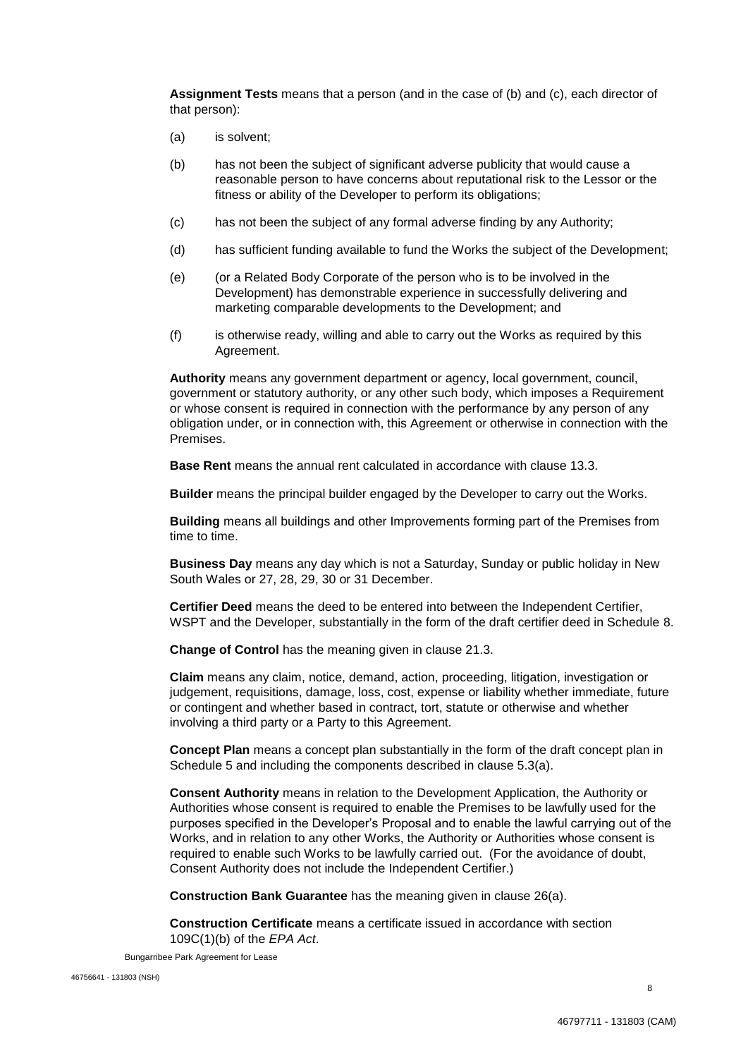**Assignment Tests** means that a person (and in the case of (b) and (c), each director of that person):

(a) is solvent;

(b) has not been the subject of significant adverse publicity that would cause a reasonable person to have concerns about reputational risk to the Lessor or the fitness or ability of the Developer to perform its obligations;

(c) has not been the subject of any formal adverse finding by any Authority;

(d) has sufficient funding available to fund the Works the subject of the Development;

(e) (or a Related Body Corporate of the person who is to be involved in the Development) has demonstrable experience in successfully delivering and marketing comparable developments to the Development; and

(f) is otherwise ready, willing and able to carry out the Works as required by this Agreement.

**Authority** means any government department or agency, local government, council, government or statutory authority, or any other such body, which imposes a Requirement or whose consent is required in connection with the performance by any person of any obligation under, or in connection with, this Agreement or otherwise in connection with the Premises.

**Base Rent** means the annual rent calculated in accordance with clause 13.3.

**Builder** means the principal builder engaged by the Developer to carry out the Works.

**Building** means all buildings and other Improvements forming part of the Premises from time to time.

**Business Day** means any day which is not a Saturday, Sunday or public holiday in New South Wales or 27, 28, 29, 30 or 31 December.

**Certifier Deed** means the deed to be entered into between the Independent Certifier, WSPT and the Developer, substantially in the form of the draft certifier deed in Schedule 8.

**Change of Control** has the meaning given in clause 21.3.

**Claim** means any claim, notice, demand, action, proceeding, litigation, investigation or judgement, requisitions, damage, loss, cost, expense or liability whether immediate, future or contingent and whether based in contract, tort, statute or otherwise and whether involving a third party or a Party to this Agreement.

**Concept Plan** means a concept plan substantially in the form of the draft concept plan in Schedule 5 and including the components described in clause 5.3(a).

**Consent Authority** means in relation to the Development Application, the Authority or Authorities whose consent is required to enable the Premises to be lawfully used for the purposes specified in the Developer's Proposal and to enable the lawful carrying out of the Works, and in relation to any other Works, the Authority or Authorities whose consent is required to enable such Works to be lawfully carried out. (For the avoidance of doubt, Consent Authority does not include the Independent Certifier.)

**Construction Bank Guarantee** has the meaning given in clause 26(a).

**Construction Certificate** means a certificate issued in accordance with section 109C(1)(b) of the *EPA Act*.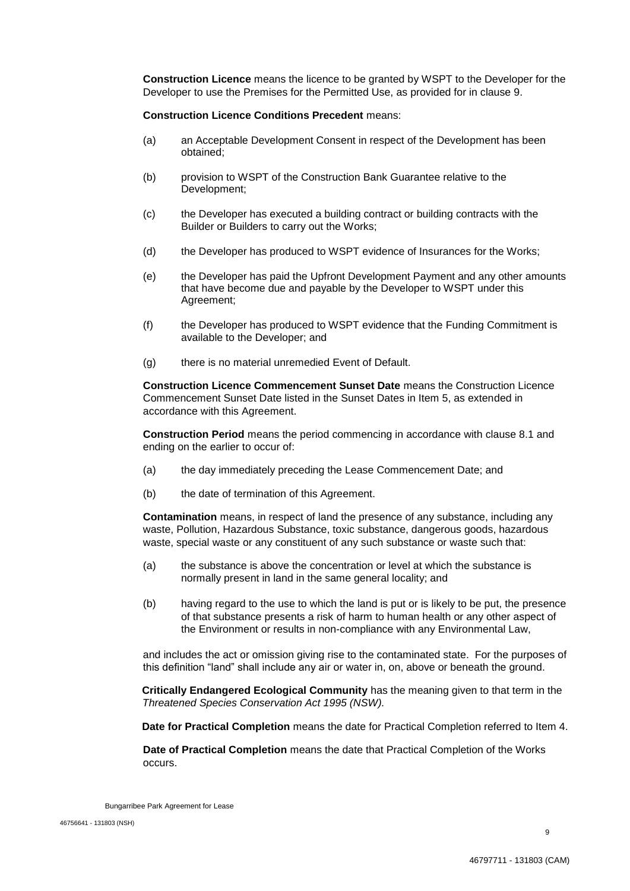**Construction Licence** means the licence to be granted by WSPT to the Developer for the Developer to use the Premises for the Permitted Use, as provided for in clause 9.

**Construction Licence Conditions Precedent** means:

(a) an Acceptable Development Consent in respect of the Development has been obtained;

(b) provision to WSPT of the Construction Bank Guarantee relative to the Development;

(c) the Developer has executed a building contract or building contracts with the Builder or Builders to carry out the Works;

(d) the Developer has produced to WSPT evidence of Insurances for the Works;

(e) the Developer has paid the Upfront Development Payment and any other amounts that have become due and payable by the Developer to WSPT under this Agreement;

(f) the Developer has produced to WSPT evidence that the Funding Commitment is available to the Developer; and

(g) there is no material unremedied Event of Default.

**Construction Licence Commencement Sunset Date** means the Construction Licence Commencement Sunset Date listed in the Sunset Dates in Item 5, as extended in accordance with this Agreement.

**Construction Period** means the period commencing in accordance with clause 8.1 and ending on the earlier to occur of:

(a) the day immediately preceding the Lease Commencement Date; and

(b) the date of termination of this Agreement.

**Contamination** means, in respect of land the presence of any substance, including any waste, Pollution, Hazardous Substance, toxic substance, dangerous goods, hazardous waste, special waste or any constituent of any such substance or waste such that:

(a) the substance is above the concentration or level at which the substance is normally present in land in the same general locality; and

(b) having regard to the use to which the land is put or is likely to be put, the presence of that substance presents a risk of harm to human health or any other aspect of the Environment or results in non-compliance with any Environmental Law,

and includes the act or omission giving rise to the contaminated state. For the purposes of this definition "land" shall include any air or water in, on, above or beneath the ground.

**Critically Endangered Ecological Community** has the meaning given to that term in the *Threatened Species Conservation Act 1995 (NSW).*

**Date for Practical Completion** means the date for Practical Completion referred to Item 4.

**Date of Practical Completion** means the date that Practical Completion of the Works occurs.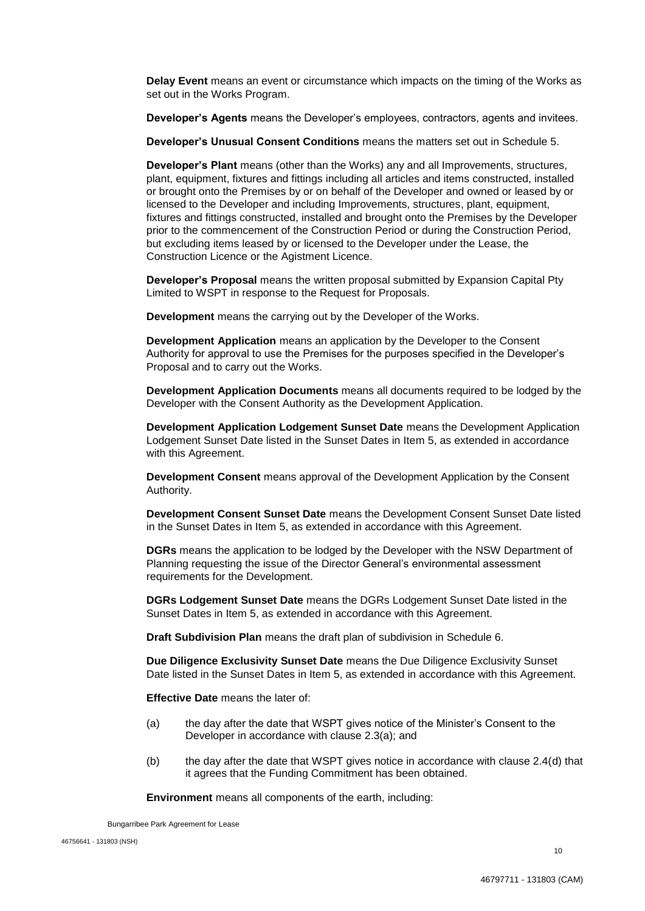**Delay Event** means an event or circumstance which impacts on the timing of the Works as set out in the Works Program.

**Developer's Agents** means the Developer's employees, contractors, agents and invitees.

**Developer's Unusual Consent Conditions** means the matters set out in Schedule 5.

**Developer's Plant** means (other than the Works) any and all Improvements, structures, plant, equipment, fixtures and fittings including all articles and items constructed, installed or brought onto the Premises by or on behalf of the Developer and owned or leased by or licensed to the Developer and including Improvements, structures, plant, equipment, fixtures and fittings constructed, installed and brought onto the Premises by the Developer prior to the commencement of the Construction Period or during the Construction Period, but excluding items leased by or licensed to the Developer under the Lease, the Construction Licence or the Agistment Licence.

**Developer's Proposal** means the written proposal submitted by Expansion Capital Pty Limited to WSPT in response to the Request for Proposals.

**Development** means the carrying out by the Developer of the Works.

**Development Application** means an application by the Developer to the Consent Authority for approval to use the Premises for the purposes specified in the Developer's Proposal and to carry out the Works.

**Development Application Documents** means all documents required to be lodged by the Developer with the Consent Authority as the Development Application.

**Development Application Lodgement Sunset Date** means the Development Application Lodgement Sunset Date listed in the Sunset Dates in Item 5, as extended in accordance with this Agreement.

**Development Consent** means approval of the Development Application by the Consent Authority.

**Development Consent Sunset Date** means the Development Consent Sunset Date listed in the Sunset Dates in Item 5, as extended in accordance with this Agreement.

**DGRs** means the application to be lodged by the Developer with the NSW Department of Planning requesting the issue of the Director General's environmental assessment requirements for the Development.

**DGRs Lodgement Sunset Date** means the DGRs Lodgement Sunset Date listed in the Sunset Dates in Item 5, as extended in accordance with this Agreement.

**Draft Subdivision Plan** means the draft plan of subdivision in Schedule 6.

**Due Diligence Exclusivity Sunset Date** means the Due Diligence Exclusivity Sunset Date listed in the Sunset Dates in Item 5, as extended in accordance with this Agreement.

**Effective Date** means the later of:

(a) the day after the date that WSPT gives notice of the Minister's Consent to the Developer in accordance with clause 2.3(a); and

(b) the day after the date that WSPT gives notice in accordance with clause 2.4(d) that it agrees that the Funding Commitment has been obtained.

**Environment** means all components of the earth, including: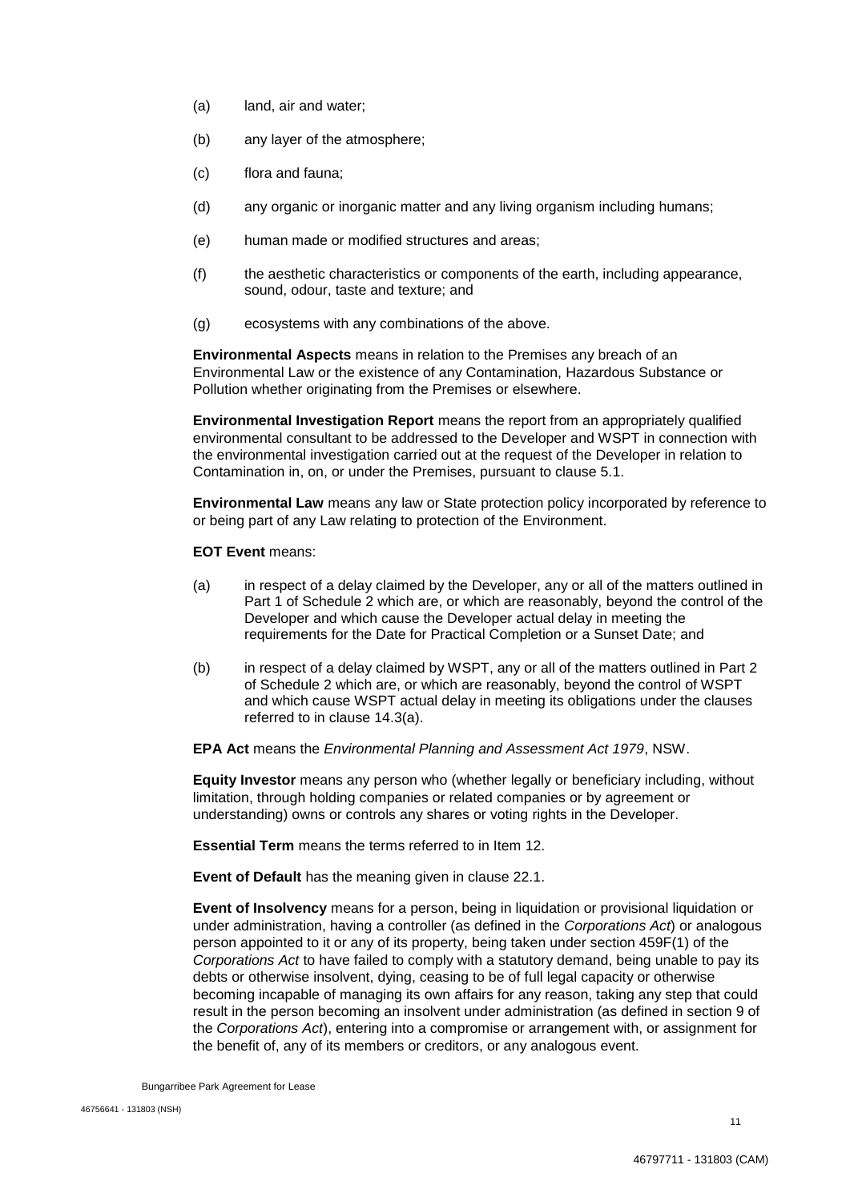(a) land, air and water;

(b) any layer of the atmosphere;

(c) flora and fauna;

(d) any organic or inorganic matter and any living organism including humans;

(e) human made or modified structures and areas;

(f) the aesthetic characteristics or components of the earth, including appearance, sound, odour, taste and texture; and

(g) ecosystems with any combinations of the above.

**Environmental Aspects** means in relation to the Premises any breach of an Environmental Law or the existence of any Contamination, Hazardous Substance or Pollution whether originating from the Premises or elsewhere.

**Environmental Investigation Report** means the report from an appropriately qualified environmental consultant to be addressed to the Developer and WSPT in connection with the environmental investigation carried out at the request of the Developer in relation to Contamination in, on, or under the Premises, pursuant to clause 5.1.

**Environmental Law** means any law or State protection policy incorporated by reference to or being part of any Law relating to protection of the Environment.

**EOT Event** means:

(a) in respect of a delay claimed by the Developer, any or all of the matters outlined in Part 1 of Schedule 2 which are, or which are reasonably, beyond the control of the Developer and which cause the Developer actual delay in meeting the requirements for the Date for Practical Completion or a Sunset Date; and

(b) in respect of a delay claimed by WSPT, any or all of the matters outlined in Part 2 of Schedule 2 which are, or which are reasonably, beyond the control of WSPT and which cause WSPT actual delay in meeting its obligations under the clauses referred to in clause 14.3(a).

**EPA Act** means the *Environmental Planning and Assessment Act 1979*, NSW.

**Equity Investor** means any person who (whether legally or beneficiary including, without limitation, through holding companies or related companies or by agreement or understanding) owns or controls any shares or voting rights in the Developer.

**Essential Term** means the terms referred to in Item 12.

**Event of Default** has the meaning given in clause 22.1.

**Event of Insolvency** means for a person, being in liquidation or provisional liquidation or under administration, having a controller (as defined in the *Corporations Act*) or analogous person appointed to it or any of its property, being taken under section 459F(1) of the *Corporations Act* to have failed to comply with a statutory demand, being unable to pay its debts or otherwise insolvent, dying, ceasing to be of full legal capacity or otherwise becoming incapable of managing its own affairs for any reason, taking any step that could result in the person becoming an insolvent under administration (as defined in section 9 of the *Corporations Act*), entering into a compromise or arrangement with, or assignment for the benefit of, any of its members or creditors, or any analogous event.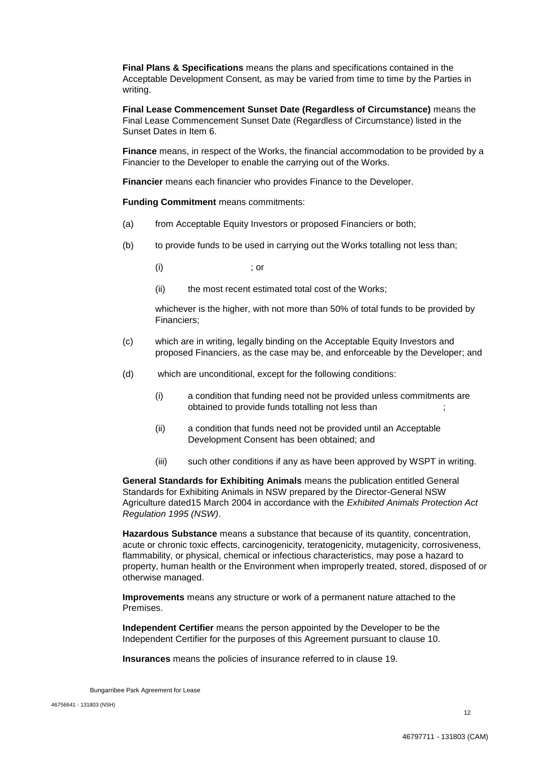**Final Plans & Specifications** means the plans and specifications contained in the Acceptable Development Consent, as may be varied from time to time by the Parties in writing.

**Final Lease Commencement Sunset Date (Regardless of Circumstance)** means the Final Lease Commencement Sunset Date (Regardless of Circumstance) listed in the Sunset Dates in Item 6.

**Finance** means, in respect of the Works, the financial accommodation to be provided by a Financier to the Developer to enable the carrying out of the Works.

**Financier** means each financier who provides Finance to the Developer.

**Funding Commitment** means commitments:

(a) from Acceptable Equity Investors or proposed Financiers or both;

(b) to provide funds to be used in carrying out the Works totalling not less than;

  (i) ; or

  (ii) the most recent estimated total cost of the Works;

  whichever is the higher, with not more than 50% of total funds to be provided by Financiers;

(c) which are in writing, legally binding on the Acceptable Equity Investors and proposed Financiers, as the case may be, and enforceable by the Developer; and

(d) which are unconditional, except for the following conditions:

  (i) a condition that funding need not be provided unless commitments are obtained to provide funds totalling not less than ;

  (ii) a condition that funds need not be provided until an Acceptable Development Consent has been obtained; and

  (iii) such other conditions if any as have been approved by WSPT in writing.

**General Standards for Exhibiting Animals** means the publication entitled General Standards for Exhibiting Animals in NSW prepared by the Director-General NSW Agriculture dated15 March 2004 in accordance with the *Exhibited Animals Protection Act Regulation 1995 (NSW)*.

**Hazardous Substance** means a substance that because of its quantity, concentration, acute or chronic toxic effects, carcinogenicity, teratogenicity, mutagenicity, corrosiveness, flammability, or physical, chemical or infectious characteristics, may pose a hazard to property, human health or the Environment when improperly treated, stored, disposed of or otherwise managed.

**Improvements** means any structure or work of a permanent nature attached to the Premises.

**Independent Certifier** means the person appointed by the Developer to be the Independent Certifier for the purposes of this Agreement pursuant to clause 10.

**Insurances** means the policies of insurance referred to in clause 19.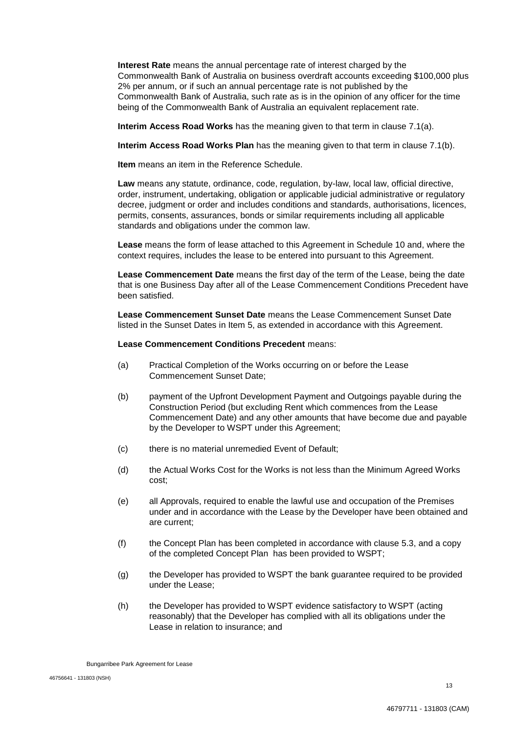**Interest Rate** means the annual percentage rate of interest charged by the Commonwealth Bank of Australia on business overdraft accounts exceeding $100,000 plus 2% per annum, or if such an annual percentage rate is not published by the Commonwealth Bank of Australia, such rate as is in the opinion of any officer for the time being of the Commonwealth Bank of Australia an equivalent replacement rate.

**Interim Access Road Works** has the meaning given to that term in clause 7.1(a).

**Interim Access Road Works Plan** has the meaning given to that term in clause 7.1(b).

**Item** means an item in the Reference Schedule.

**Law** means any statute, ordinance, code, regulation, by-law, local law, official directive, order, instrument, undertaking, obligation or applicable judicial administrative or regulatory decree, judgment or order and includes conditions and standards, authorisations, licences, permits, consents, assurances, bonds or similar requirements including all applicable standards and obligations under the common law.

**Lease** means the form of lease attached to this Agreement in Schedule 10 and, where the context requires, includes the lease to be entered into pursuant to this Agreement.

**Lease Commencement Date** means the first day of the term of the Lease, being the date that is one Business Day after all of the Lease Commencement Conditions Precedent have been satisfied.

**Lease Commencement Sunset Date** means the Lease Commencement Sunset Date listed in the Sunset Dates in Item 5, as extended in accordance with this Agreement.

**Lease Commencement Conditions Precedent** means:

(a) Practical Completion of the Works occurring on or before the Lease Commencement Sunset Date;

(b) payment of the Upfront Development Payment and Outgoings payable during the Construction Period (but excluding Rent which commences from the Lease Commencement Date) and any other amounts that have become due and payable by the Developer to WSPT under this Agreement;

(c) there is no material unremedied Event of Default;

(d) the Actual Works Cost for the Works is not less than the Minimum Agreed Works cost;

(e) all Approvals, required to enable the lawful use and occupation of the Premises under and in accordance with the Lease by the Developer have been obtained and are current;

(f) the Concept Plan has been completed in accordance with clause 5.3, and a copy of the completed Concept Plan has been provided to WSPT;

(g) the Developer has provided to WSPT the bank guarantee required to be provided under the Lease;

(h) the Developer has provided to WSPT evidence satisfactory to WSPT (acting reasonably) that the Developer has complied with all its obligations under the Lease in relation to insurance; and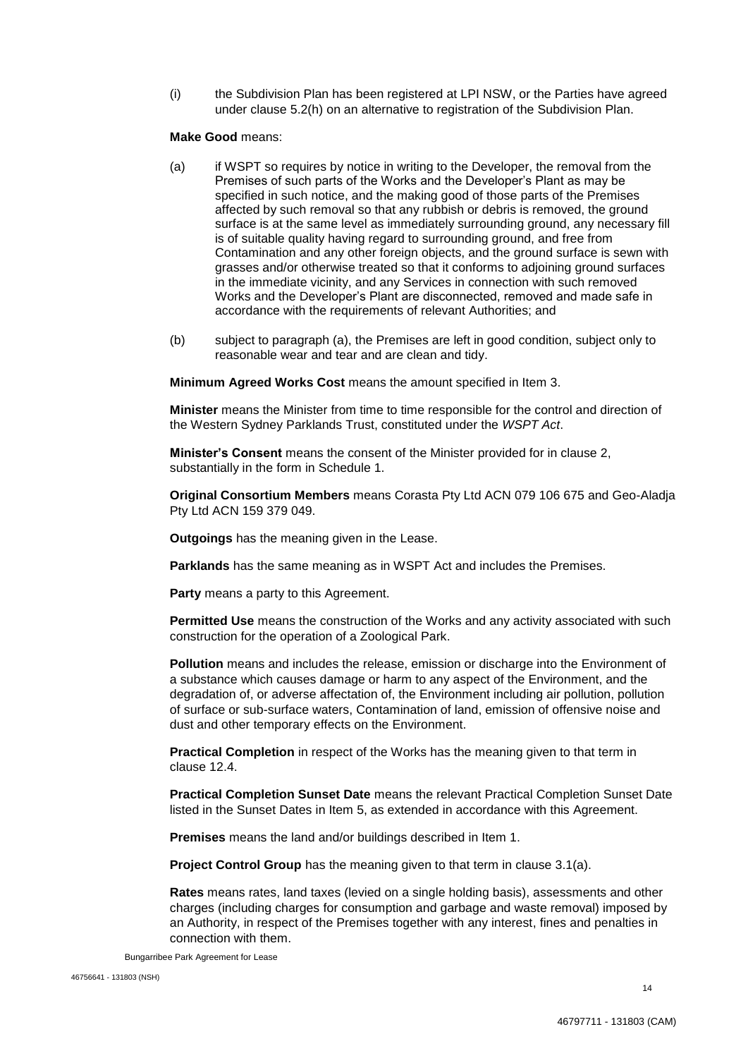(i) the Subdivision Plan has been registered at LPI NSW, or the Parties have agreed under clause 5.2(h) on an alternative to registration of the Subdivision Plan.

**Make Good** means:

(a) if WSPT so requires by notice in writing to the Developer, the removal from the Premises of such parts of the Works and the Developer's Plant as may be specified in such notice, and the making good of those parts of the Premises affected by such removal so that any rubbish or debris is removed, the ground surface is at the same level as immediately surrounding ground, any necessary fill is of suitable quality having regard to surrounding ground, and free from Contamination and any other foreign objects, and the ground surface is sewn with grasses and/or otherwise treated so that it conforms to adjoining ground surfaces in the immediate vicinity, and any Services in connection with such removed Works and the Developer's Plant are disconnected, removed and made safe in accordance with the requirements of relevant Authorities; and

(b) subject to paragraph (a), the Premises are left in good condition, subject only to reasonable wear and tear and are clean and tidy.

**Minimum Agreed Works Cost** means the amount specified in Item 3.

**Minister** means the Minister from time to time responsible for the control and direction of the Western Sydney Parklands Trust, constituted under the *WSPT Act*.

**Minister's Consent** means the consent of the Minister provided for in clause 2, substantially in the form in Schedule 1.

**Original Consortium Members** means Corasta Pty Ltd ACN 079 106 675 and Geo-Aladja Pty Ltd ACN 159 379 049.

**Outgoings** has the meaning given in the Lease.

**Parklands** has the same meaning as in WSPT Act and includes the Premises.

**Party** means a party to this Agreement.

**Permitted Use** means the construction of the Works and any activity associated with such construction for the operation of a Zoological Park.

**Pollution** means and includes the release, emission or discharge into the Environment of a substance which causes damage or harm to any aspect of the Environment, and the degradation of, or adverse affectation of, the Environment including air pollution, pollution of surface or sub-surface waters, Contamination of land, emission of offensive noise and dust and other temporary effects on the Environment.

**Practical Completion** in respect of the Works has the meaning given to that term in clause 12.4.

**Practical Completion Sunset Date** means the relevant Practical Completion Sunset Date listed in the Sunset Dates in Item 5, as extended in accordance with this Agreement.

**Premises** means the land and/or buildings described in Item 1.

**Project Control Group** has the meaning given to that term in clause 3.1(a).

**Rates** means rates, land taxes (levied on a single holding basis), assessments and other charges (including charges for consumption and garbage and waste removal) imposed by an Authority, in respect of the Premises together with any interest, fines and penalties in connection with them.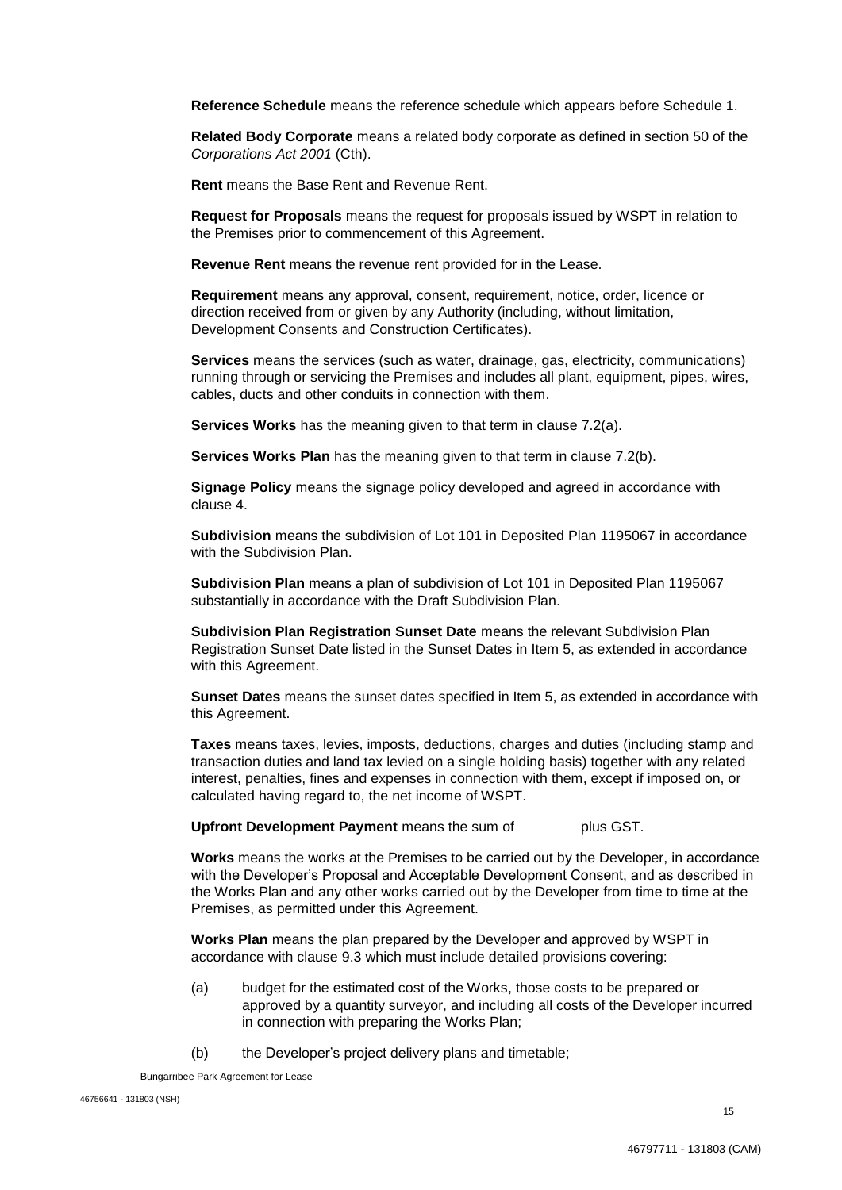**Reference Schedule** means the reference schedule which appears before Schedule 1.

**Related Body Corporate** means a related body corporate as defined in section 50 of the *Corporations Act 2001* (Cth).

**Rent** means the Base Rent and Revenue Rent.

**Request for Proposals** means the request for proposals issued by WSPT in relation to the Premises prior to commencement of this Agreement.

**Revenue Rent** means the revenue rent provided for in the Lease.

**Requirement** means any approval, consent, requirement, notice, order, licence or direction received from or given by any Authority (including, without limitation, Development Consents and Construction Certificates).

**Services** means the services (such as water, drainage, gas, electricity, communications) running through or servicing the Premises and includes all plant, equipment, pipes, wires, cables, ducts and other conduits in connection with them.

**Services Works** has the meaning given to that term in clause 7.2(a).

**Services Works Plan** has the meaning given to that term in clause 7.2(b).

**Signage Policy** means the signage policy developed and agreed in accordance with clause 4.

**Subdivision** means the subdivision of Lot 101 in Deposited Plan 1195067 in accordance with the Subdivision Plan.

**Subdivision Plan** means a plan of subdivision of Lot 101 in Deposited Plan 1195067 substantially in accordance with the Draft Subdivision Plan.

**Subdivision Plan Registration Sunset Date** means the relevant Subdivision Plan Registration Sunset Date listed in the Sunset Dates in Item 5, as extended in accordance with this Agreement.

**Sunset Dates** means the sunset dates specified in Item 5, as extended in accordance with this Agreement.

**Taxes** means taxes, levies, imposts, deductions, charges and duties (including stamp and transaction duties and land tax levied on a single holding basis) together with any related interest, penalties, fines and expenses in connection with them, except if imposed on, or calculated having regard to, the net income of WSPT.

**Upfront Development Payment** means the sum of plus GST.

**Works** means the works at the Premises to be carried out by the Developer, in accordance with the Developer's Proposal and Acceptable Development Consent, and as described in the Works Plan and any other works carried out by the Developer from time to time at the Premises, as permitted under this Agreement.

**Works Plan** means the plan prepared by the Developer and approved by WSPT in accordance with clause 9.3 which must include detailed provisions covering:

(a) budget for the estimated cost of the Works, those costs to be prepared or approved by a quantity surveyor, and including all costs of the Developer incurred in connection with preparing the Works Plan;

(b) the Developer's project delivery plans and timetable;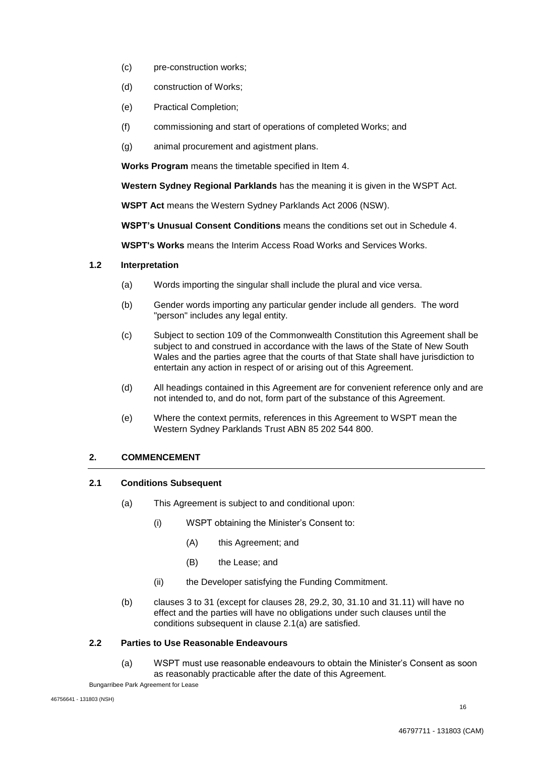(c) pre-construction works;

(d) construction of Works;

(e) Practical Completion;

(f) commissioning and start of operations of completed Works; and

(g) animal procurement and agistment plans.

**Works Program** means the timetable specified in Item 4.

**Western Sydney Regional Parklands** has the meaning it is given in the WSPT Act.

**WSPT Act** means the Western Sydney Parklands Act 2006 (NSW).

**WSPT's Unusual Consent Conditions** means the conditions set out in Schedule 4.

**WSPT's Works** means the Interim Access Road Works and Services Works.

### 1.2 Interpretation

(a) Words importing the singular shall include the plural and vice versa.

(b) Gender words importing any particular gender include all genders. The word "person" includes any legal entity.

(c) Subject to section 109 of the Commonwealth Constitution this Agreement shall be subject to and construed in accordance with the laws of the State of New South Wales and the parties agree that the courts of that State shall have jurisdiction to entertain any action in respect of or arising out of this Agreement.

(d) All headings contained in this Agreement are for convenient reference only and are not intended to, and do not, form part of the substance of this Agreement.

(e) Where the context permits, references in this Agreement to WSPT mean the Western Sydney Parklands Trust ABN 85 202 544 800.

## 2. COMMENCEMENT

### 2.1 Conditions Subsequent

(a) This Agreement is subject to and conditional upon:

(i) WSPT obtaining the Minister's Consent to:

(A) this Agreement; and

(B) the Lease; and

(ii) the Developer satisfying the Funding Commitment.

(b) clauses 3 to 31 (except for clauses 28, 29.2, 30, 31.10 and 31.11) will have no effect and the parties will have no obligations under such clauses until the conditions subsequent in clause 2.1(a) are satisfied.

### 2.2 Parties to Use Reasonable Endeavours

(a) WSPT must use reasonable endeavours to obtain the Minister's Consent as soon as reasonably practicable after the date of this Agreement.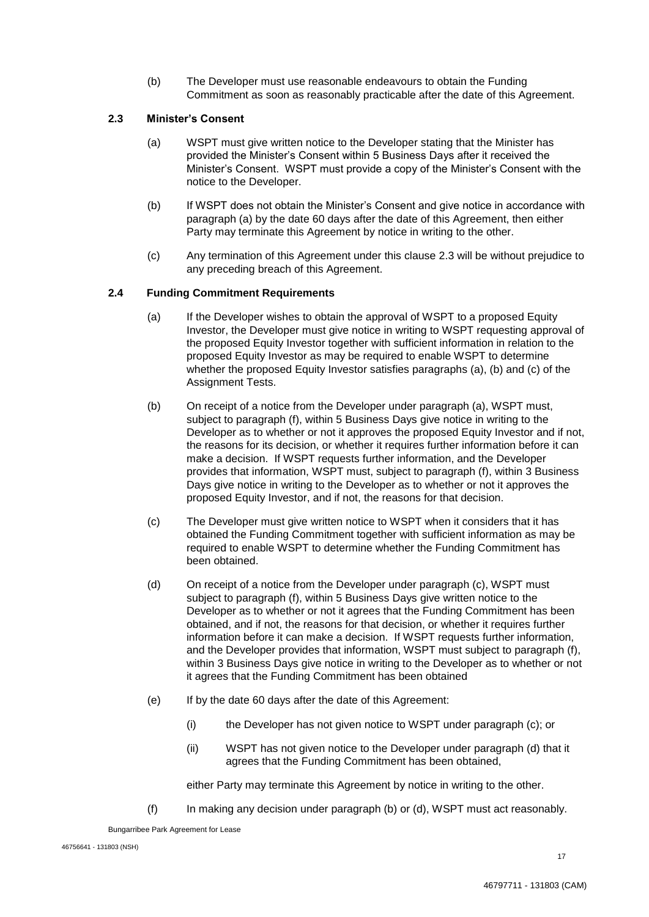(b) The Developer must use reasonable endeavours to obtain the Funding Commitment as soon as reasonably practicable after the date of this Agreement.

### 2.3 Minister's Consent

(a) WSPT must give written notice to the Developer stating that the Minister has provided the Minister's Consent within 5 Business Days after it received the Minister's Consent. WSPT must provide a copy of the Minister's Consent with the notice to the Developer.

(b) If WSPT does not obtain the Minister's Consent and give notice in accordance with paragraph (a) by the date 60 days after the date of this Agreement, then either Party may terminate this Agreement by notice in writing to the other.

(c) Any termination of this Agreement under this clause 2.3 will be without prejudice to any preceding breach of this Agreement.

### 2.4 Funding Commitment Requirements

(a) If the Developer wishes to obtain the approval of WSPT to a proposed Equity Investor, the Developer must give notice in writing to WSPT requesting approval of the proposed Equity Investor together with sufficient information in relation to the proposed Equity Investor as may be required to enable WSPT to determine whether the proposed Equity Investor satisfies paragraphs (a), (b) and (c) of the Assignment Tests.

(b) On receipt of a notice from the Developer under paragraph (a), WSPT must, subject to paragraph (f), within 5 Business Days give notice in writing to the Developer as to whether or not it approves the proposed Equity Investor and if not, the reasons for its decision, or whether it requires further information before it can make a decision. If WSPT requests further information, and the Developer provides that information, WSPT must, subject to paragraph (f), within 3 Business Days give notice in writing to the Developer as to whether or not it approves the proposed Equity Investor, and if not, the reasons for that decision.

(c) The Developer must give written notice to WSPT when it considers that it has obtained the Funding Commitment together with sufficient information as may be required to enable WSPT to determine whether the Funding Commitment has been obtained.

(d) On receipt of a notice from the Developer under paragraph (c), WSPT must subject to paragraph (f), within 5 Business Days give written notice to the Developer as to whether or not it agrees that the Funding Commitment has been obtained, and if not, the reasons for that decision, or whether it requires further information before it can make a decision. If WSPT requests further information, and the Developer provides that information, WSPT must subject to paragraph (f), within 3 Business Days give notice in writing to the Developer as to whether or not it agrees that the Funding Commitment has been obtained

(e) If by the date 60 days after the date of this Agreement:

(i) the Developer has not given notice to WSPT under paragraph (c); or

(ii) WSPT has not given notice to the Developer under paragraph (d) that it agrees that the Funding Commitment has been obtained,

either Party may terminate this Agreement by notice in writing to the other.

(f) In making any decision under paragraph (b) or (d), WSPT must act reasonably.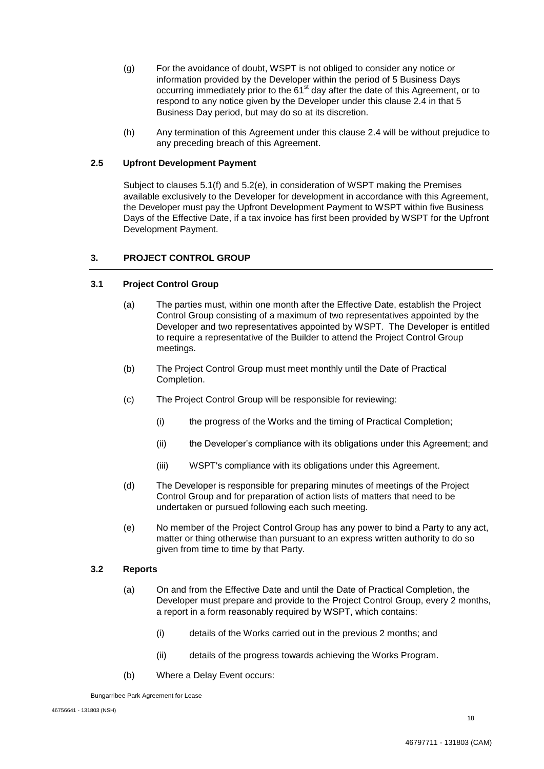(g) For the avoidance of doubt, WSPT is not obliged to consider any notice or information provided by the Developer within the period of 5 Business Days occurring immediately prior to the 61st day after the date of this Agreement, or to respond to any notice given by the Developer under this clause 2.4 in that 5 Business Day period, but may do so at its discretion.

(h) Any termination of this Agreement under this clause 2.4 will be without prejudice to any preceding breach of this Agreement.

### 2.5 Upfront Development Payment

Subject to clauses 5.1(f) and 5.2(e), in consideration of WSPT making the Premises available exclusively to the Developer for development in accordance with this Agreement, the Developer must pay the Upfront Development Payment to WSPT within five Business Days of the Effective Date, if a tax invoice has first been provided by WSPT for the Upfront Development Payment.

## 3. PROJECT CONTROL GROUP

### 3.1 Project Control Group

(a) The parties must, within one month after the Effective Date, establish the Project Control Group consisting of a maximum of two representatives appointed by the Developer and two representatives appointed by WSPT. The Developer is entitled to require a representative of the Builder to attend the Project Control Group meetings.

(b) The Project Control Group must meet monthly until the Date of Practical Completion.

(c) The Project Control Group will be responsible for reviewing:

(i) the progress of the Works and the timing of Practical Completion;

(ii) the Developer's compliance with its obligations under this Agreement; and

(iii) WSPT's compliance with its obligations under this Agreement.

(d) The Developer is responsible for preparing minutes of meetings of the Project Control Group and for preparation of action lists of matters that need to be undertaken or pursued following each such meeting.

(e) No member of the Project Control Group has any power to bind a Party to any act, matter or thing otherwise than pursuant to an express written authority to do so given from time to time by that Party.

### 3.2 Reports

(a) On and from the Effective Date and until the Date of Practical Completion, the Developer must prepare and provide to the Project Control Group, every 2 months, a report in a form reasonably required by WSPT, which contains:

(i) details of the Works carried out in the previous 2 months; and

(ii) details of the progress towards achieving the Works Program.

(b) Where a Delay Event occurs: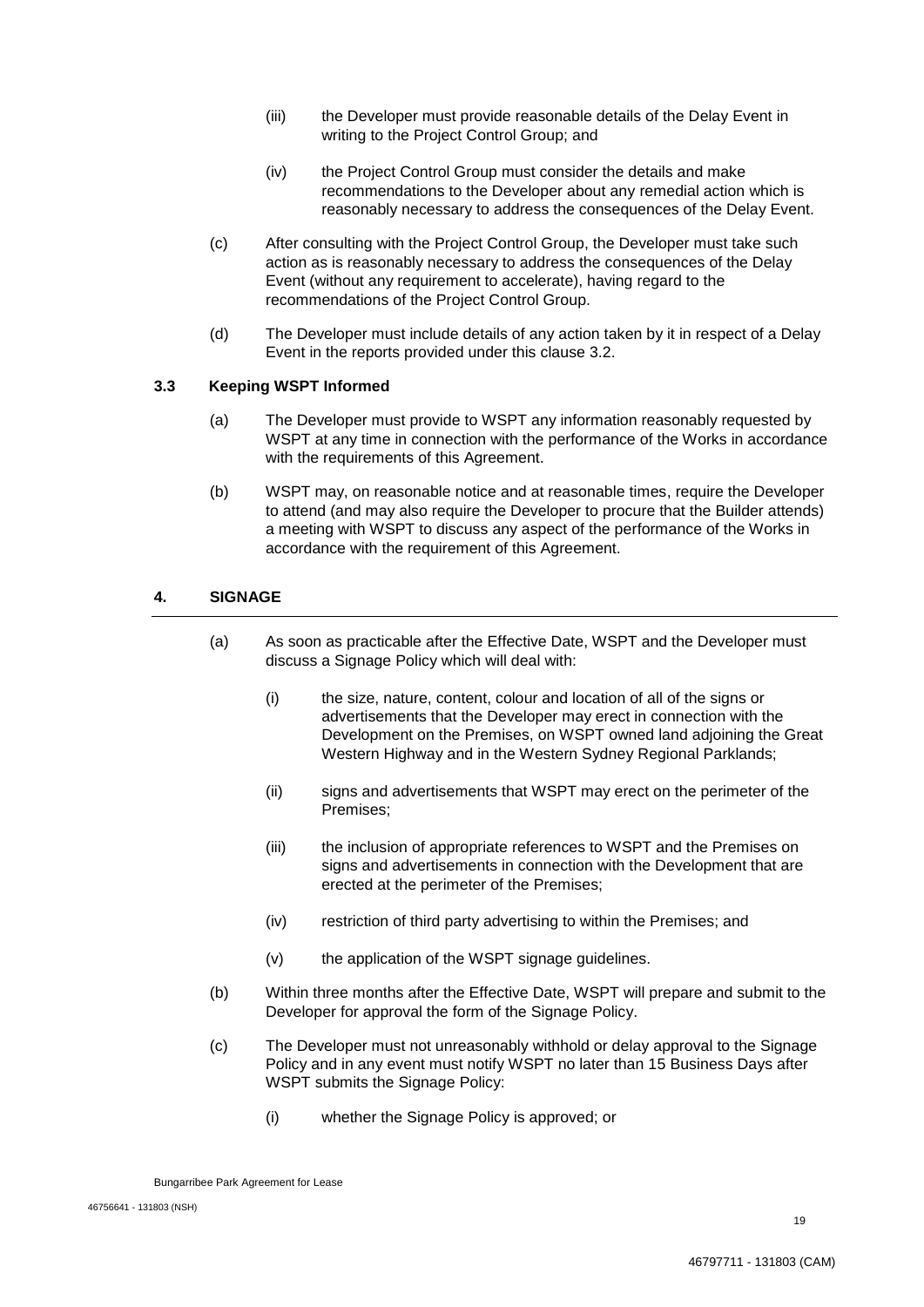(iii) the Developer must provide reasonable details of the Delay Event in writing to the Project Control Group; and

(iv) the Project Control Group must consider the details and make recommendations to the Developer about any remedial action which is reasonably necessary to address the consequences of the Delay Event.

(c) After consulting with the Project Control Group, the Developer must take such action as is reasonably necessary to address the consequences of the Delay Event (without any requirement to accelerate), having regard to the recommendations of the Project Control Group.

(d) The Developer must include details of any action taken by it in respect of a Delay Event in the reports provided under this clause 3.2.

### 3.3 Keeping WSPT Informed

(a) The Developer must provide to WSPT any information reasonably requested by WSPT at any time in connection with the performance of the Works in accordance with the requirements of this Agreement.

(b) WSPT may, on reasonable notice and at reasonable times, require the Developer to attend (and may also require the Developer to procure that the Builder attends) a meeting with WSPT to discuss any aspect of the performance of the Works in accordance with the requirement of this Agreement.

## 4. SIGNAGE

(a) As soon as practicable after the Effective Date, WSPT and the Developer must discuss a Signage Policy which will deal with:

(i) the size, nature, content, colour and location of all of the signs or advertisements that the Developer may erect in connection with the Development on the Premises, on WSPT owned land adjoining the Great Western Highway and in the Western Sydney Regional Parklands;

(ii) signs and advertisements that WSPT may erect on the perimeter of the Premises;

(iii) the inclusion of appropriate references to WSPT and the Premises on signs and advertisements in connection with the Development that are erected at the perimeter of the Premises;

(iv) restriction of third party advertising to within the Premises; and

(v) the application of the WSPT signage guidelines.

(b) Within three months after the Effective Date, WSPT will prepare and submit to the Developer for approval the form of the Signage Policy.

(c) The Developer must not unreasonably withhold or delay approval to the Signage Policy and in any event must notify WSPT no later than 15 Business Days after WSPT submits the Signage Policy:

(i) whether the Signage Policy is approved; or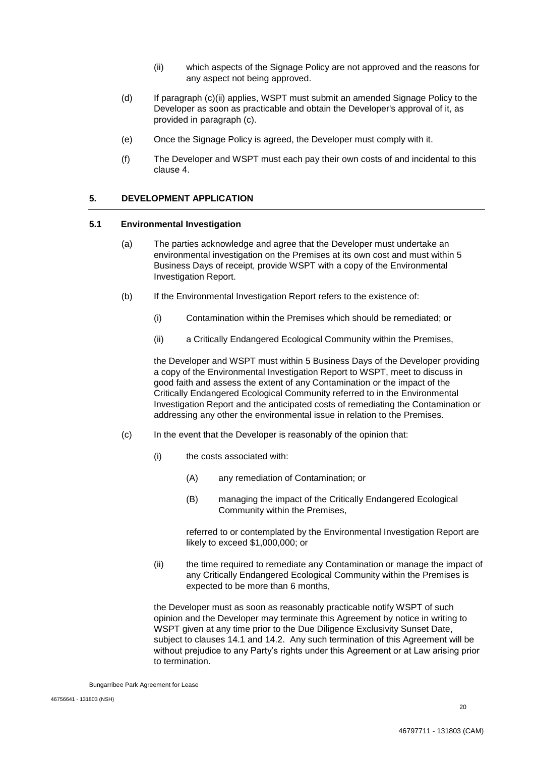(ii) which aspects of the Signage Policy are not approved and the reasons for any aspect not being approved.

(d) If paragraph (c)(ii) applies, WSPT must submit an amended Signage Policy to the Developer as soon as practicable and obtain the Developer's approval of it, as provided in paragraph (c).

(e) Once the Signage Policy is agreed, the Developer must comply with it.

(f) The Developer and WSPT must each pay their own costs of and incidental to this clause 4.

## 5. DEVELOPMENT APPLICATION

### 5.1 Environmental Investigation

(a) The parties acknowledge and agree that the Developer must undertake an environmental investigation on the Premises at its own cost and must within 5 Business Days of receipt, provide WSPT with a copy of the Environmental Investigation Report.

(b) If the Environmental Investigation Report refers to the existence of:

(i) Contamination within the Premises which should be remediated; or

(ii) a Critically Endangered Ecological Community within the Premises,

the Developer and WSPT must within 5 Business Days of the Developer providing a copy of the Environmental Investigation Report to WSPT, meet to discuss in good faith and assess the extent of any Contamination or the impact of the Critically Endangered Ecological Community referred to in the Environmental Investigation Report and the anticipated costs of remediating the Contamination or addressing any other the environmental issue in relation to the Premises.

(c) In the event that the Developer is reasonably of the opinion that:

(i) the costs associated with:

(A) any remediation of Contamination; or

(B) managing the impact of the Critically Endangered Ecological Community within the Premises,

referred to or contemplated by the Environmental Investigation Report are likely to exceed $1,000,000; or

(ii) the time required to remediate any Contamination or manage the impact of any Critically Endangered Ecological Community within the Premises is expected to be more than 6 months,

the Developer must as soon as reasonably practicable notify WSPT of such opinion and the Developer may terminate this Agreement by notice in writing to WSPT given at any time prior to the Due Diligence Exclusivity Sunset Date, subject to clauses 14.1 and 14.2. Any such termination of this Agreement will be without prejudice to any Party's rights under this Agreement or at Law arising prior to termination.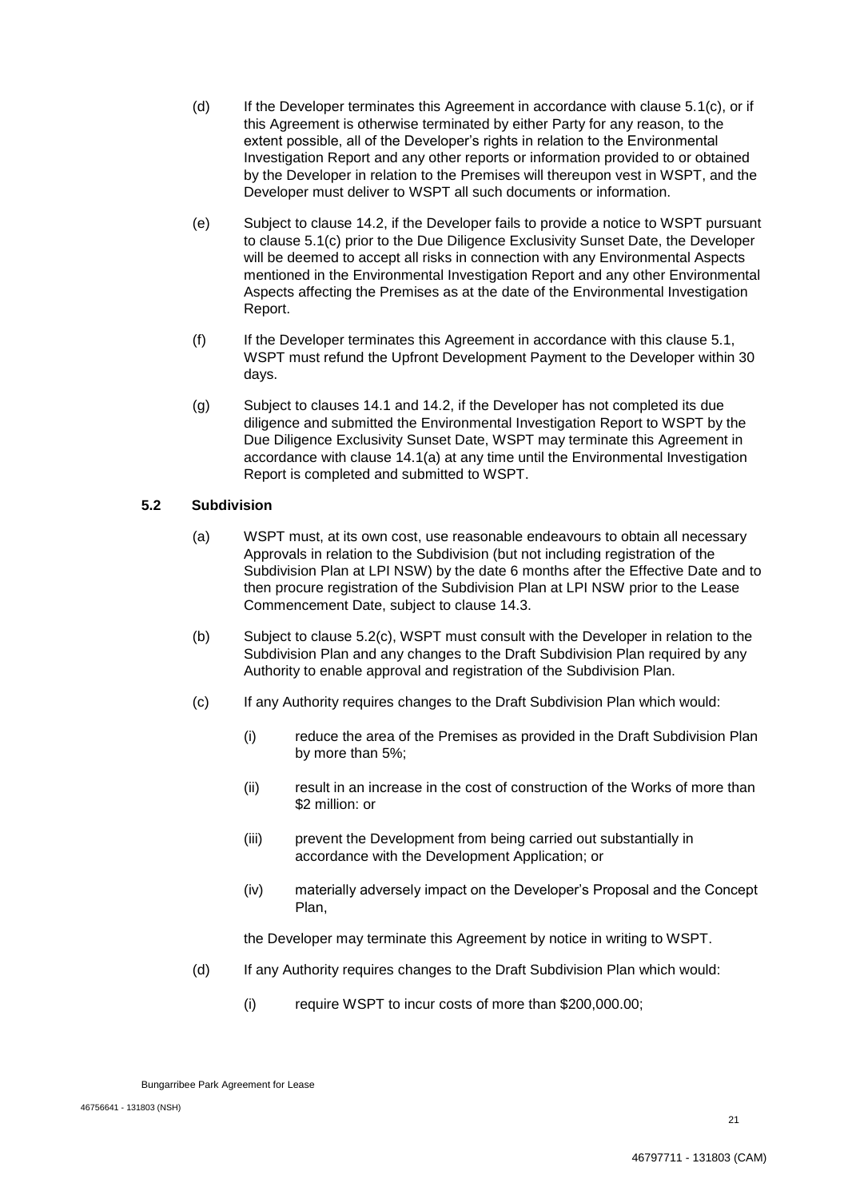(d) If the Developer terminates this Agreement in accordance with clause 5.1(c), or if this Agreement is otherwise terminated by either Party for any reason, to the extent possible, all of the Developer's rights in relation to the Environmental Investigation Report and any other reports or information provided to or obtained by the Developer in relation to the Premises will thereupon vest in WSPT, and the Developer must deliver to WSPT all such documents or information.

(e) Subject to clause 14.2, if the Developer fails to provide a notice to WSPT pursuant to clause 5.1(c) prior to the Due Diligence Exclusivity Sunset Date, the Developer will be deemed to accept all risks in connection with any Environmental Aspects mentioned in the Environmental Investigation Report and any other Environmental Aspects affecting the Premises as at the date of the Environmental Investigation Report.

(f) If the Developer terminates this Agreement in accordance with this clause 5.1, WSPT must refund the Upfront Development Payment to the Developer within 30 days.

(g) Subject to clauses 14.1 and 14.2, if the Developer has not completed its due diligence and submitted the Environmental Investigation Report to WSPT by the Due Diligence Exclusivity Sunset Date, WSPT may terminate this Agreement in accordance with clause 14.1(a) at any time until the Environmental Investigation Report is completed and submitted to WSPT.

### 5.2 Subdivision

(a) WSPT must, at its own cost, use reasonable endeavours to obtain all necessary Approvals in relation to the Subdivision (but not including registration of the Subdivision Plan at LPI NSW) by the date 6 months after the Effective Date and to then procure registration of the Subdivision Plan at LPI NSW prior to the Lease Commencement Date, subject to clause 14.3.

(b) Subject to clause 5.2(c), WSPT must consult with the Developer in relation to the Subdivision Plan and any changes to the Draft Subdivision Plan required by any Authority to enable approval and registration of the Subdivision Plan.

(c) If any Authority requires changes to the Draft Subdivision Plan which would:

  (i) reduce the area of the Premises as provided in the Draft Subdivision Plan by more than 5%;

  (ii) result in an increase in the cost of construction of the Works of more than $2 million: or

  (iii) prevent the Development from being carried out substantially in accordance with the Development Application; or

  (iv) materially adversely impact on the Developer's Proposal and the Concept Plan,

the Developer may terminate this Agreement by notice in writing to WSPT.

(d) If any Authority requires changes to the Draft Subdivision Plan which would:

  (i) require WSPT to incur costs of more than $200,000.00;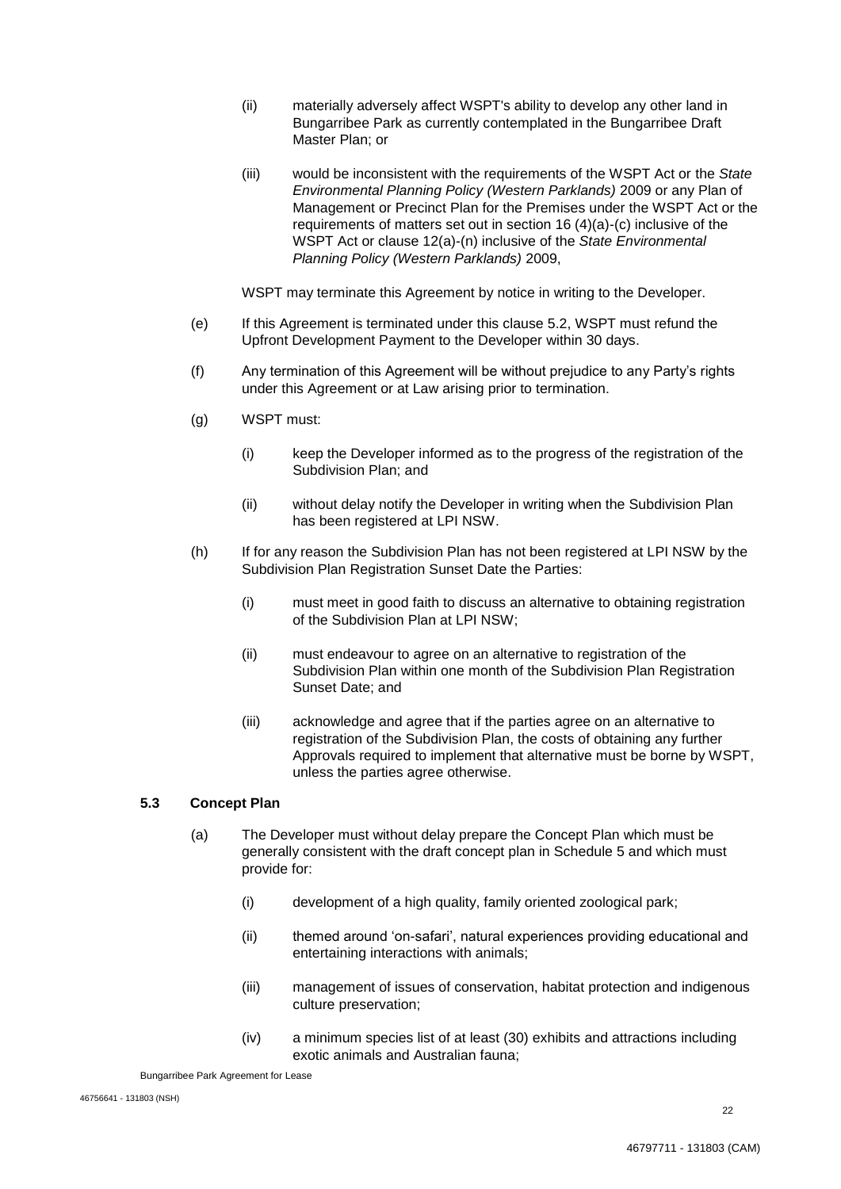(ii) materially adversely affect WSPT's ability to develop any other land in Bungarribee Park as currently contemplated in the Bungarribee Draft Master Plan; or

(iii) would be inconsistent with the requirements of the WSPT Act or the *State Environmental Planning Policy (Western Parklands)* 2009 or any Plan of Management or Precinct Plan for the Premises under the WSPT Act or the requirements of matters set out in section 16 (4)(a)-(c) inclusive of the WSPT Act or clause 12(a)-(n) inclusive of the *State Environmental Planning Policy (Western Parklands)* 2009,

WSPT may terminate this Agreement by notice in writing to the Developer.

(e) If this Agreement is terminated under this clause 5.2, WSPT must refund the Upfront Development Payment to the Developer within 30 days.

(f) Any termination of this Agreement will be without prejudice to any Party's rights under this Agreement or at Law arising prior to termination.

(g) WSPT must:

(i) keep the Developer informed as to the progress of the registration of the Subdivision Plan; and

(ii) without delay notify the Developer in writing when the Subdivision Plan has been registered at LPI NSW.

(h) If for any reason the Subdivision Plan has not been registered at LPI NSW by the Subdivision Plan Registration Sunset Date the Parties:

(i) must meet in good faith to discuss an alternative to obtaining registration of the Subdivision Plan at LPI NSW;

(ii) must endeavour to agree on an alternative to registration of the Subdivision Plan within one month of the Subdivision Plan Registration Sunset Date; and

(iii) acknowledge and agree that if the parties agree on an alternative to registration of the Subdivision Plan, the costs of obtaining any further Approvals required to implement that alternative must be borne by WSPT, unless the parties agree otherwise.

### 5.3 Concept Plan

(a) The Developer must without delay prepare the Concept Plan which must be generally consistent with the draft concept plan in Schedule 5 and which must provide for:

(i) development of a high quality, family oriented zoological park;

(ii) themed around 'on-safari', natural experiences providing educational and entertaining interactions with animals;

(iii) management of issues of conservation, habitat protection and indigenous culture preservation;

(iv) a minimum species list of at least (30) exhibits and attractions including exotic animals and Australian fauna;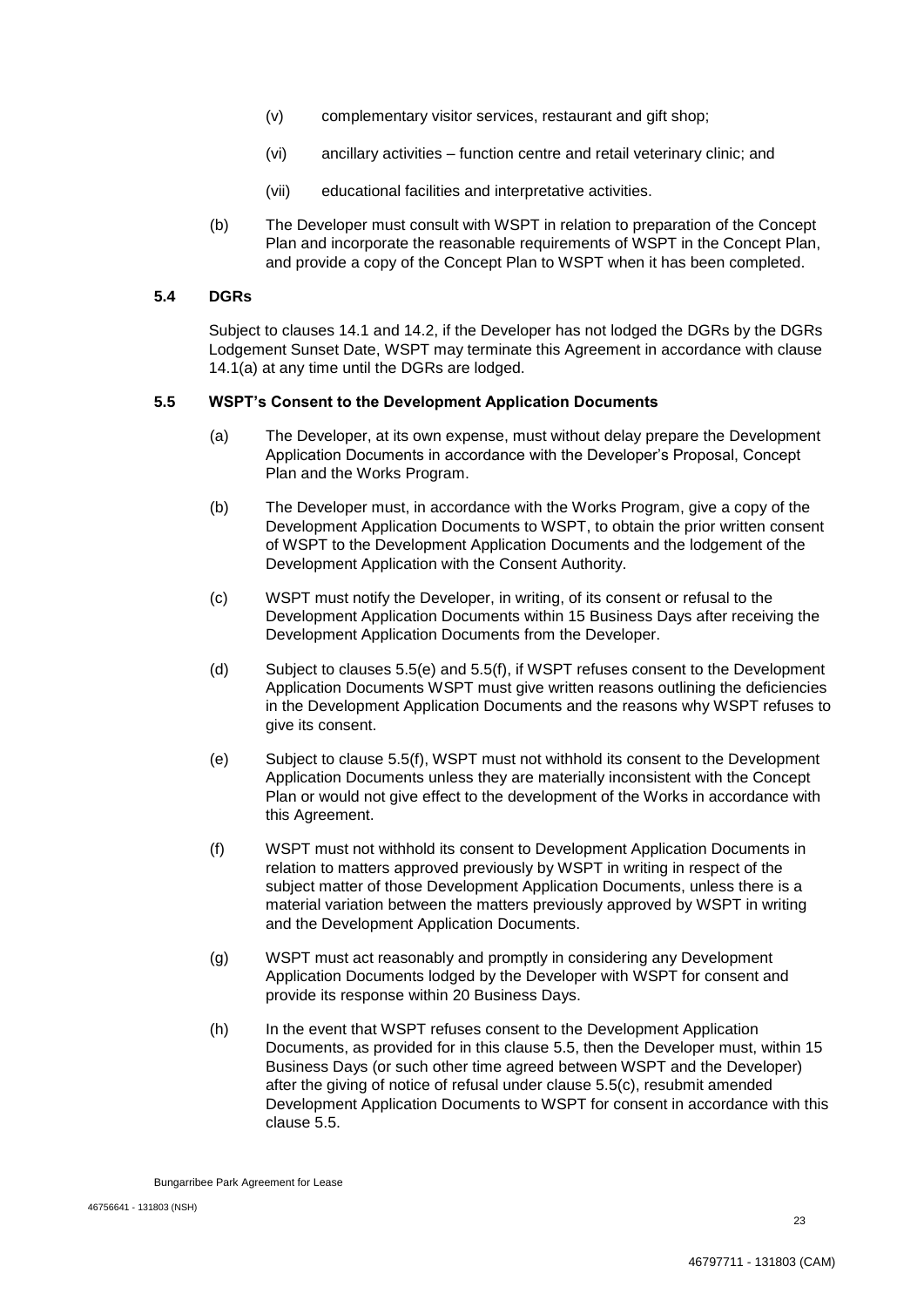(v) complementary visitor services, restaurant and gift shop;

(vi) ancillary activities – function centre and retail veterinary clinic; and

(vii) educational facilities and interpretative activities.

(b) The Developer must consult with WSPT in relation to preparation of the Concept Plan and incorporate the reasonable requirements of WSPT in the Concept Plan, and provide a copy of the Concept Plan to WSPT when it has been completed.

### 5.4 DGRs

Subject to clauses 14.1 and 14.2, if the Developer has not lodged the DGRs by the DGRs Lodgement Sunset Date, WSPT may terminate this Agreement in accordance with clause 14.1(a) at any time until the DGRs are lodged.

### 5.5 WSPT's Consent to the Development Application Documents

(a) The Developer, at its own expense, must without delay prepare the Development Application Documents in accordance with the Developer's Proposal, Concept Plan and the Works Program.

(b) The Developer must, in accordance with the Works Program, give a copy of the Development Application Documents to WSPT, to obtain the prior written consent of WSPT to the Development Application Documents and the lodgement of the Development Application with the Consent Authority.

(c) WSPT must notify the Developer, in writing, of its consent or refusal to the Development Application Documents within 15 Business Days after receiving the Development Application Documents from the Developer.

(d) Subject to clauses 5.5(e) and 5.5(f), if WSPT refuses consent to the Development Application Documents WSPT must give written reasons outlining the deficiencies in the Development Application Documents and the reasons why WSPT refuses to give its consent.

(e) Subject to clause 5.5(f), WSPT must not withhold its consent to the Development Application Documents unless they are materially inconsistent with the Concept Plan or would not give effect to the development of the Works in accordance with this Agreement.

(f) WSPT must not withhold its consent to Development Application Documents in relation to matters approved previously by WSPT in writing in respect of the subject matter of those Development Application Documents, unless there is a material variation between the matters previously approved by WSPT in writing and the Development Application Documents.

(g) WSPT must act reasonably and promptly in considering any Development Application Documents lodged by the Developer with WSPT for consent and provide its response within 20 Business Days.

(h) In the event that WSPT refuses consent to the Development Application Documents, as provided for in this clause 5.5, then the Developer must, within 15 Business Days (or such other time agreed between WSPT and the Developer) after the giving of notice of refusal under clause 5.5(c), resubmit amended Development Application Documents to WSPT for consent in accordance with this clause 5.5.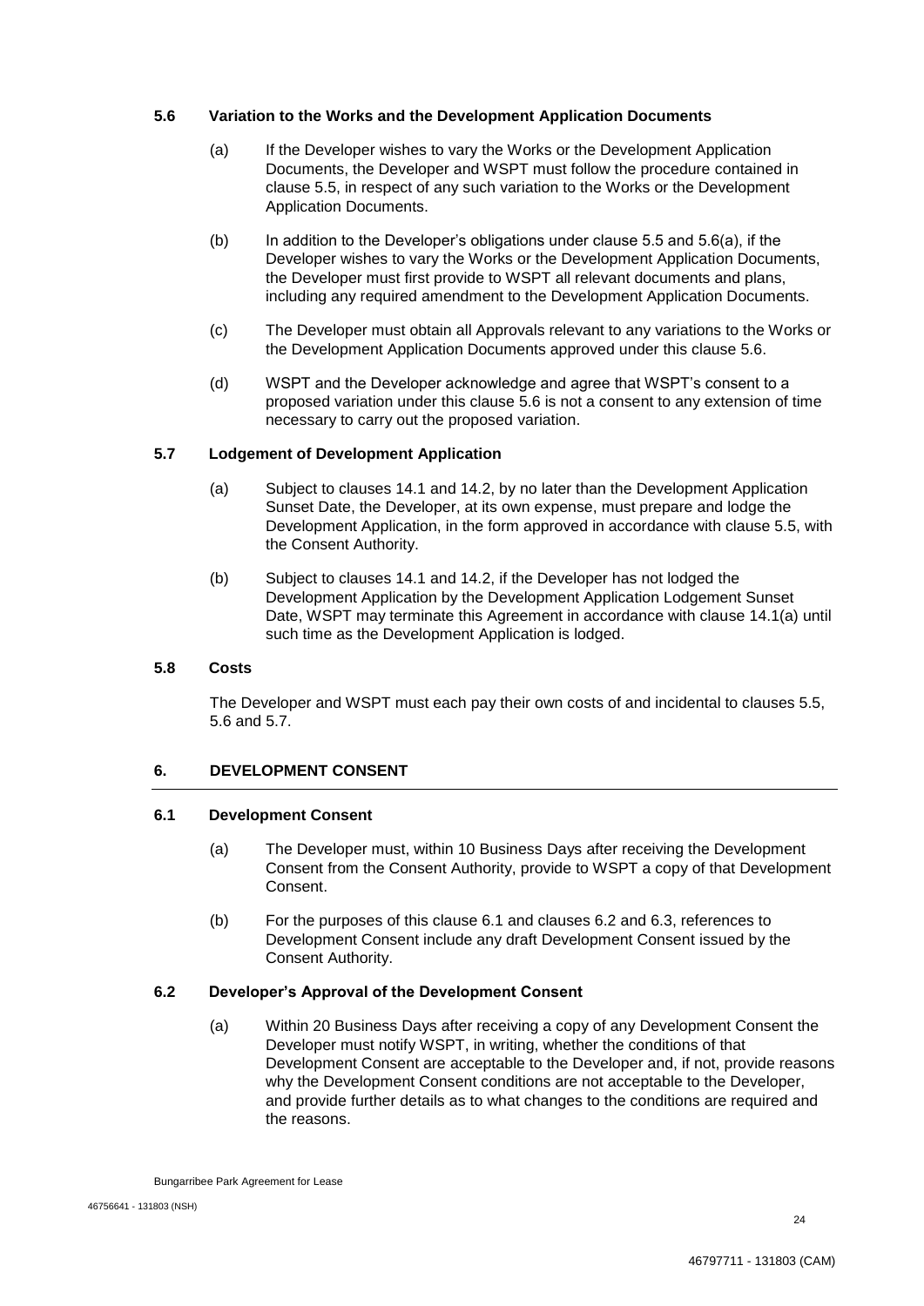### 5.6 Variation to the Works and the Development Application Documents

(a) If the Developer wishes to vary the Works or the Development Application Documents, the Developer and WSPT must follow the procedure contained in clause 5.5, in respect of any such variation to the Works or the Development Application Documents.

(b) In addition to the Developer's obligations under clause 5.5 and 5.6(a), if the Developer wishes to vary the Works or the Development Application Documents, the Developer must first provide to WSPT all relevant documents and plans, including any required amendment to the Development Application Documents.

(c) The Developer must obtain all Approvals relevant to any variations to the Works or the Development Application Documents approved under this clause 5.6.

(d) WSPT and the Developer acknowledge and agree that WSPT's consent to a proposed variation under this clause 5.6 is not a consent to any extension of time necessary to carry out the proposed variation.

### 5.7 Lodgement of Development Application

(a) Subject to clauses 14.1 and 14.2, by no later than the Development Application Sunset Date, the Developer, at its own expense, must prepare and lodge the Development Application, in the form approved in accordance with clause 5.5, with the Consent Authority.

(b) Subject to clauses 14.1 and 14.2, if the Developer has not lodged the Development Application by the Development Application Lodgement Sunset Date, WSPT may terminate this Agreement in accordance with clause 14.1(a) until such time as the Development Application is lodged.

### 5.8 Costs

The Developer and WSPT must each pay their own costs of and incidental to clauses 5.5, 5.6 and 5.7.

## 6. DEVELOPMENT CONSENT

### 6.1 Development Consent

(a) The Developer must, within 10 Business Days after receiving the Development Consent from the Consent Authority, provide to WSPT a copy of that Development Consent.

(b) For the purposes of this clause 6.1 and clauses 6.2 and 6.3, references to Development Consent include any draft Development Consent issued by the Consent Authority.

### 6.2 Developer's Approval of the Development Consent

(a) Within 20 Business Days after receiving a copy of any Development Consent the Developer must notify WSPT, in writing, whether the conditions of that Development Consent are acceptable to the Developer and, if not, provide reasons why the Development Consent conditions are not acceptable to the Developer, and provide further details as to what changes to the conditions are required and the reasons.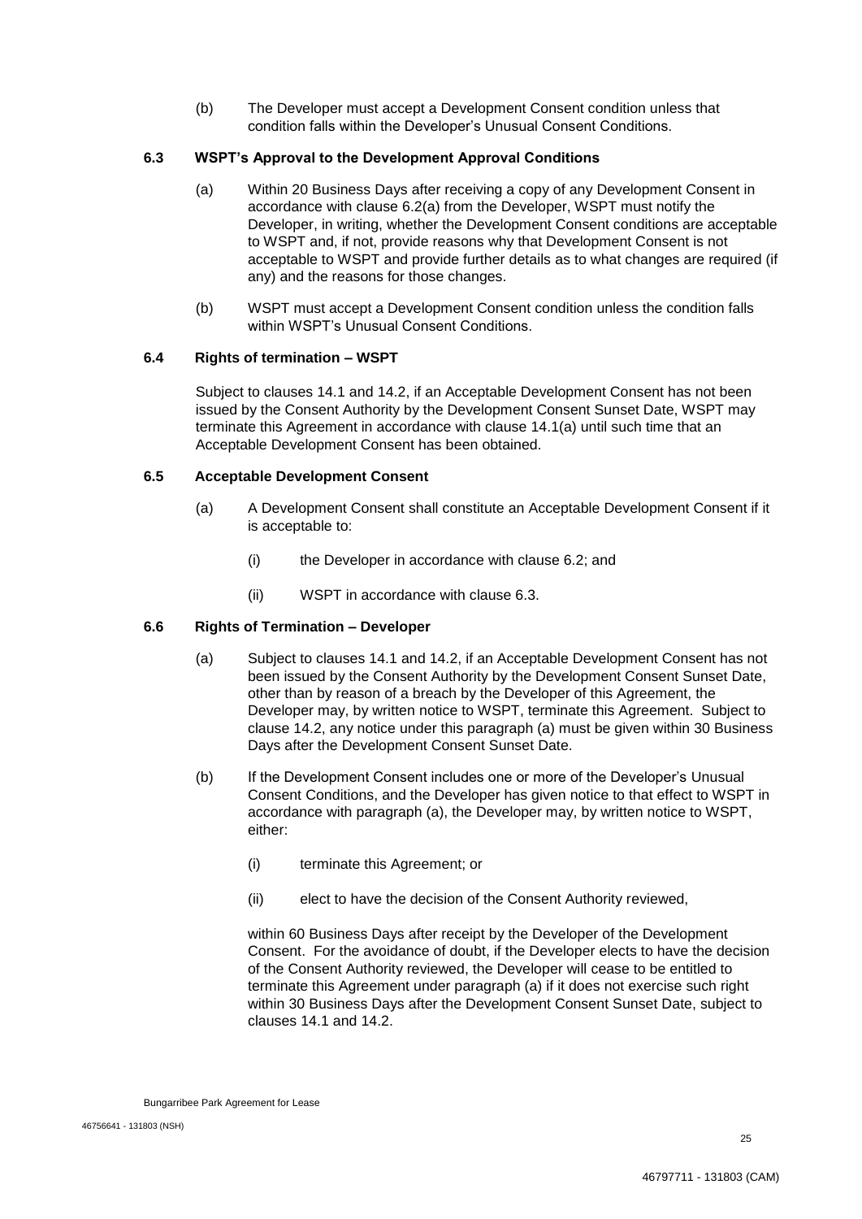(b) The Developer must accept a Development Consent condition unless that condition falls within the Developer's Unusual Consent Conditions.

### 6.3 WSPT's Approval to the Development Approval Conditions

(a) Within 20 Business Days after receiving a copy of any Development Consent in accordance with clause 6.2(a) from the Developer, WSPT must notify the Developer, in writing, whether the Development Consent conditions are acceptable to WSPT and, if not, provide reasons why that Development Consent is not acceptable to WSPT and provide further details as to what changes are required (if any) and the reasons for those changes.

(b) WSPT must accept a Development Consent condition unless the condition falls within WSPT's Unusual Consent Conditions.

### 6.4 Rights of termination – WSPT

Subject to clauses 14.1 and 14.2, if an Acceptable Development Consent has not been issued by the Consent Authority by the Development Consent Sunset Date, WSPT may terminate this Agreement in accordance with clause 14.1(a) until such time that an Acceptable Development Consent has been obtained.

### 6.5 Acceptable Development Consent

(a) A Development Consent shall constitute an Acceptable Development Consent if it is acceptable to:

(i) the Developer in accordance with clause 6.2; and

(ii) WSPT in accordance with clause 6.3.

### 6.6 Rights of Termination – Developer

(a) Subject to clauses 14.1 and 14.2, if an Acceptable Development Consent has not been issued by the Consent Authority by the Development Consent Sunset Date, other than by reason of a breach by the Developer of this Agreement, the Developer may, by written notice to WSPT, terminate this Agreement. Subject to clause 14.2, any notice under this paragraph (a) must be given within 30 Business Days after the Development Consent Sunset Date.

(b) If the Development Consent includes one or more of the Developer's Unusual Consent Conditions, and the Developer has given notice to that effect to WSPT in accordance with paragraph (a), the Developer may, by written notice to WSPT, either:

(i) terminate this Agreement; or

(ii) elect to have the decision of the Consent Authority reviewed,

within 60 Business Days after receipt by the Developer of the Development Consent. For the avoidance of doubt, if the Developer elects to have the decision of the Consent Authority reviewed, the Developer will cease to be entitled to terminate this Agreement under paragraph (a) if it does not exercise such right within 30 Business Days after the Development Consent Sunset Date, subject to clauses 14.1 and 14.2.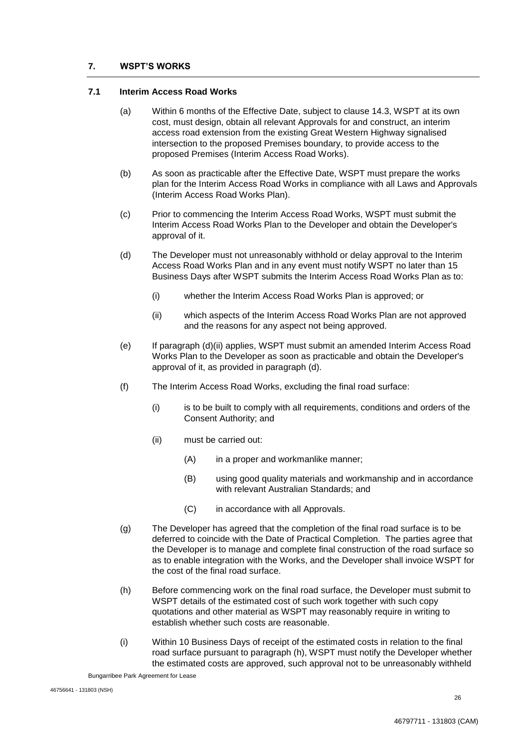## 7. WSPT'S WORKS

### 7.1 Interim Access Road Works

(a) Within 6 months of the Effective Date, subject to clause 14.3, WSPT at its own cost, must design, obtain all relevant Approvals for and construct, an interim access road extension from the existing Great Western Highway signalised intersection to the proposed Premises boundary, to provide access to the proposed Premises (Interim Access Road Works).

(b) As soon as practicable after the Effective Date, WSPT must prepare the works plan for the Interim Access Road Works in compliance with all Laws and Approvals (Interim Access Road Works Plan).

(c) Prior to commencing the Interim Access Road Works, WSPT must submit the Interim Access Road Works Plan to the Developer and obtain the Developer's approval of it.

(d) The Developer must not unreasonably withhold or delay approval to the Interim Access Road Works Plan and in any event must notify WSPT no later than 15 Business Days after WSPT submits the Interim Access Road Works Plan as to:

- (i) whether the Interim Access Road Works Plan is approved; or
- (ii) which aspects of the Interim Access Road Works Plan are not approved and the reasons for any aspect not being approved.

(e) If paragraph (d)(ii) applies, WSPT must submit an amended Interim Access Road Works Plan to the Developer as soon as practicable and obtain the Developer's approval of it, as provided in paragraph (d).

(f) The Interim Access Road Works, excluding the final road surface:

- (i) is to be built to comply with all requirements, conditions and orders of the Consent Authority; and
- (ii) must be carried out:
  - (A) in a proper and workmanlike manner;
  - (B) using good quality materials and workmanship and in accordance with relevant Australian Standards; and
  - (C) in accordance with all Approvals.

(g) The Developer has agreed that the completion of the final road surface is to be deferred to coincide with the Date of Practical Completion. The parties agree that the Developer is to manage and complete final construction of the road surface so as to enable integration with the Works, and the Developer shall invoice WSPT for the cost of the final road surface.

(h) Before commencing work on the final road surface, the Developer must submit to WSPT details of the estimated cost of such work together with such copy quotations and other material as WSPT may reasonably require in writing to establish whether such costs are reasonable.

(i) Within 10 Business Days of receipt of the estimated costs in relation to the final road surface pursuant to paragraph (h), WSPT must notify the Developer whether the estimated costs are approved, such approval not to be unreasonably withheld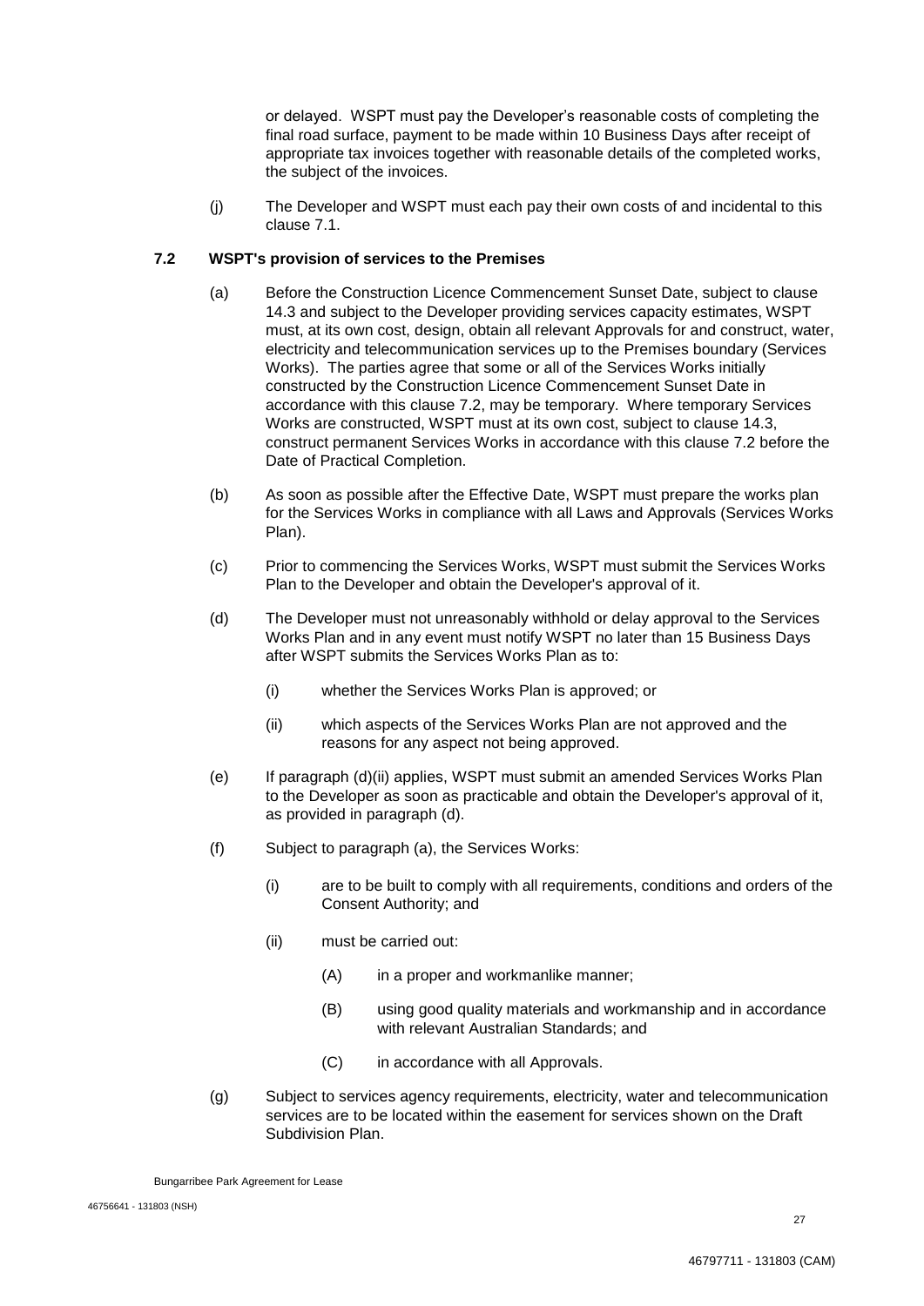or delayed. WSPT must pay the Developer's reasonable costs of completing the final road surface, payment to be made within 10 Business Days after receipt of appropriate tax invoices together with reasonable details of the completed works, the subject of the invoices.

(j) The Developer and WSPT must each pay their own costs of and incidental to this clause 7.1.

### 7.2 WSPT's provision of services to the Premises

(a) Before the Construction Licence Commencement Sunset Date, subject to clause 14.3 and subject to the Developer providing services capacity estimates, WSPT must, at its own cost, design, obtain all relevant Approvals for and construct, water, electricity and telecommunication services up to the Premises boundary (Services Works). The parties agree that some or all of the Services Works initially constructed by the Construction Licence Commencement Sunset Date in accordance with this clause 7.2, may be temporary. Where temporary Services Works are constructed, WSPT must at its own cost, subject to clause 14.3, construct permanent Services Works in accordance with this clause 7.2 before the Date of Practical Completion.

(b) As soon as possible after the Effective Date, WSPT must prepare the works plan for the Services Works in compliance with all Laws and Approvals (Services Works Plan).

(c) Prior to commencing the Services Works, WSPT must submit the Services Works Plan to the Developer and obtain the Developer's approval of it.

(d) The Developer must not unreasonably withhold or delay approval to the Services Works Plan and in any event must notify WSPT no later than 15 Business Days after WSPT submits the Services Works Plan as to:

  (i) whether the Services Works Plan is approved; or

  (ii) which aspects of the Services Works Plan are not approved and the reasons for any aspect not being approved.

(e) If paragraph (d)(ii) applies, WSPT must submit an amended Services Works Plan to the Developer as soon as practicable and obtain the Developer's approval of it, as provided in paragraph (d).

(f) Subject to paragraph (a), the Services Works:

  (i) are to be built to comply with all requirements, conditions and orders of the Consent Authority; and

  (ii) must be carried out:

    (A) in a proper and workmanlike manner;

    (B) using good quality materials and workmanship and in accordance with relevant Australian Standards; and

    (C) in accordance with all Approvals.

(g) Subject to services agency requirements, electricity, water and telecommunication services are to be located within the easement for services shown on the Draft Subdivision Plan.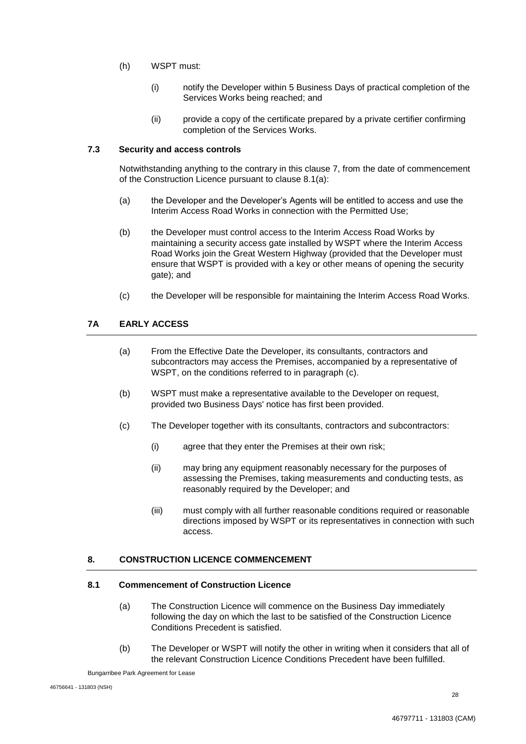(h) WSPT must:

(i) notify the Developer within 5 Business Days of practical completion of the Services Works being reached; and

(ii) provide a copy of the certificate prepared by a private certifier confirming completion of the Services Works.

### 7.3 Security and access controls

Notwithstanding anything to the contrary in this clause 7, from the date of commencement of the Construction Licence pursuant to clause 8.1(a):

(a) the Developer and the Developer's Agents will be entitled to access and use the Interim Access Road Works in connection with the Permitted Use;

(b) the Developer must control access to the Interim Access Road Works by maintaining a security access gate installed by WSPT where the Interim Access Road Works join the Great Western Highway (provided that the Developer must ensure that WSPT is provided with a key or other means of opening the security gate); and

(c) the Developer will be responsible for maintaining the Interim Access Road Works.

## 7A EARLY ACCESS

(a) From the Effective Date the Developer, its consultants, contractors and subcontractors may access the Premises, accompanied by a representative of WSPT, on the conditions referred to in paragraph (c).

(b) WSPT must make a representative available to the Developer on request, provided two Business Days' notice has first been provided.

(c) The Developer together with its consultants, contractors and subcontractors:

(i) agree that they enter the Premises at their own risk;

(ii) may bring any equipment reasonably necessary for the purposes of assessing the Premises, taking measurements and conducting tests, as reasonably required by the Developer; and

(iii) must comply with all further reasonable conditions required or reasonable directions imposed by WSPT or its representatives in connection with such access.

## 8. CONSTRUCTION LICENCE COMMENCEMENT

### 8.1 Commencement of Construction Licence

(a) The Construction Licence will commence on the Business Day immediately following the day on which the last to be satisfied of the Construction Licence Conditions Precedent is satisfied.

(b) The Developer or WSPT will notify the other in writing when it considers that all of the relevant Construction Licence Conditions Precedent have been fulfilled.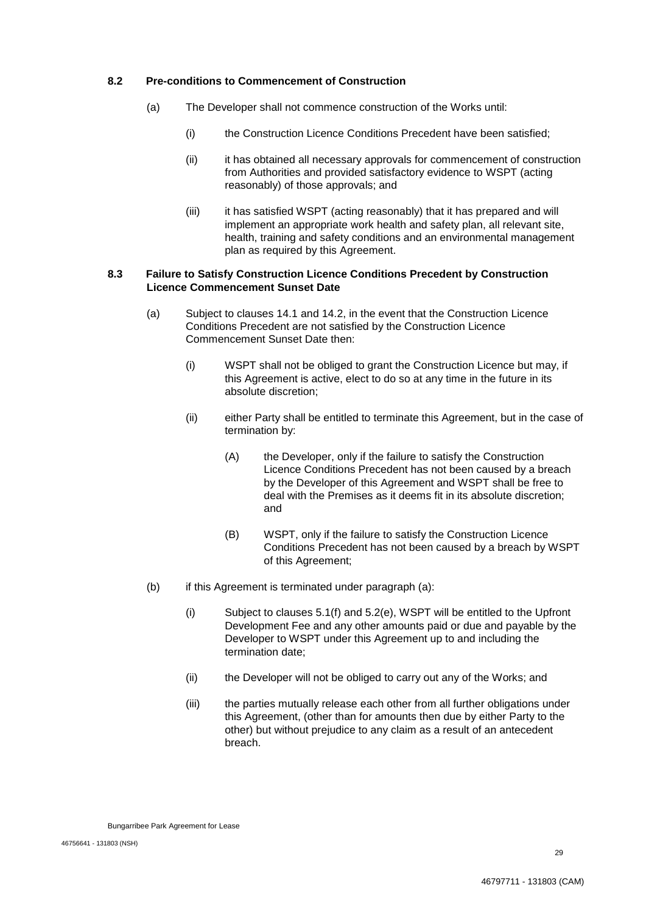### 8.2 Pre-conditions to Commencement of Construction

(a) The Developer shall not commence construction of the Works until:

(i) the Construction Licence Conditions Precedent have been satisfied;

(ii) it has obtained all necessary approvals for commencement of construction from Authorities and provided satisfactory evidence to WSPT (acting reasonably) of those approvals; and

(iii) it has satisfied WSPT (acting reasonably) that it has prepared and will implement an appropriate work health and safety plan, all relevant site, health, training and safety conditions and an environmental management plan as required by this Agreement.

### 8.3 Failure to Satisfy Construction Licence Conditions Precedent by Construction Licence Commencement Sunset Date

(a) Subject to clauses 14.1 and 14.2, in the event that the Construction Licence Conditions Precedent are not satisfied by the Construction Licence Commencement Sunset Date then:

(i) WSPT shall not be obliged to grant the Construction Licence but may, if this Agreement is active, elect to do so at any time in the future in its absolute discretion;

(ii) either Party shall be entitled to terminate this Agreement, but in the case of termination by:

(A) the Developer, only if the failure to satisfy the Construction Licence Conditions Precedent has not been caused by a breach by the Developer of this Agreement and WSPT shall be free to deal with the Premises as it deems fit in its absolute discretion; and

(B) WSPT, only if the failure to satisfy the Construction Licence Conditions Precedent has not been caused by a breach by WSPT of this Agreement;

(b) if this Agreement is terminated under paragraph (a):

(i) Subject to clauses 5.1(f) and 5.2(e), WSPT will be entitled to the Upfront Development Fee and any other amounts paid or due and payable by the Developer to WSPT under this Agreement up to and including the termination date;

(ii) the Developer will not be obliged to carry out any of the Works; and

(iii) the parties mutually release each other from all further obligations under this Agreement, (other than for amounts then due by either Party to the other) but without prejudice to any claim as a result of an antecedent breach.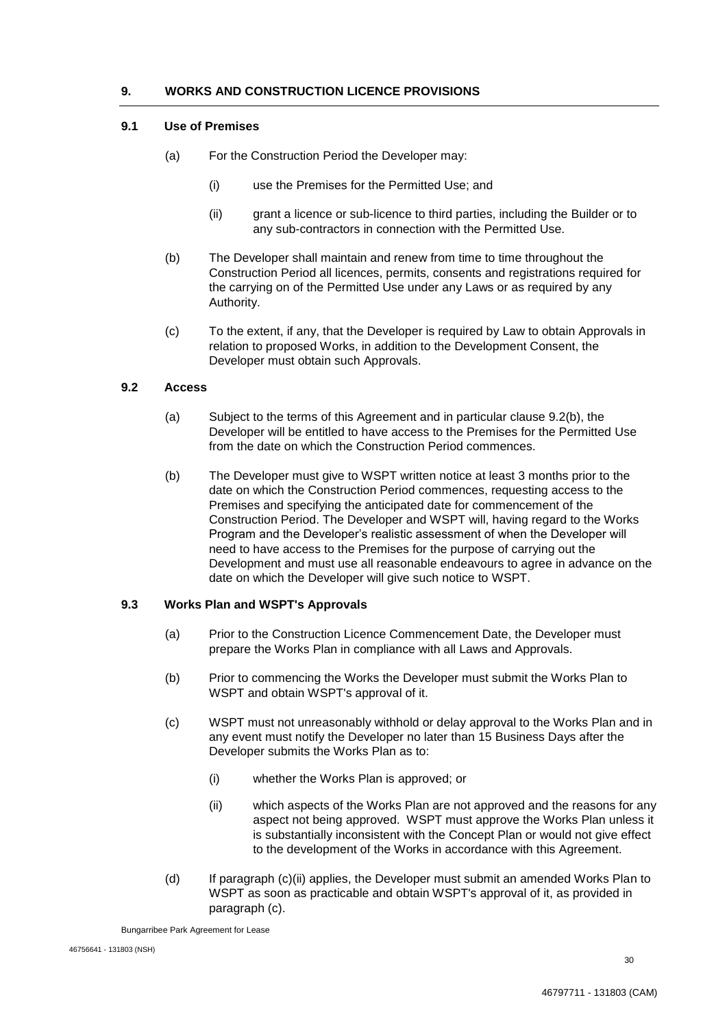## 9. WORKS AND CONSTRUCTION LICENCE PROVISIONS

### 9.1 Use of Premises

(a) For the Construction Period the Developer may:

(i) use the Premises for the Permitted Use; and

(ii) grant a licence or sub-licence to third parties, including the Builder or to any sub-contractors in connection with the Permitted Use.

(b) The Developer shall maintain and renew from time to time throughout the Construction Period all licences, permits, consents and registrations required for the carrying on of the Permitted Use under any Laws or as required by any Authority.

(c) To the extent, if any, that the Developer is required by Law to obtain Approvals in relation to proposed Works, in addition to the Development Consent, the Developer must obtain such Approvals.

### 9.2 Access

(a) Subject to the terms of this Agreement and in particular clause 9.2(b), the Developer will be entitled to have access to the Premises for the Permitted Use from the date on which the Construction Period commences.

(b) The Developer must give to WSPT written notice at least 3 months prior to the date on which the Construction Period commences, requesting access to the Premises and specifying the anticipated date for commencement of the Construction Period. The Developer and WSPT will, having regard to the Works Program and the Developer's realistic assessment of when the Developer will need to have access to the Premises for the purpose of carrying out the Development and must use all reasonable endeavours to agree in advance on the date on which the Developer will give such notice to WSPT.

### 9.3 Works Plan and WSPT's Approvals

(a) Prior to the Construction Licence Commencement Date, the Developer must prepare the Works Plan in compliance with all Laws and Approvals.

(b) Prior to commencing the Works the Developer must submit the Works Plan to WSPT and obtain WSPT's approval of it.

(c) WSPT must not unreasonably withhold or delay approval to the Works Plan and in any event must notify the Developer no later than 15 Business Days after the Developer submits the Works Plan as to:

(i) whether the Works Plan is approved; or

(ii) which aspects of the Works Plan are not approved and the reasons for any aspect not being approved. WSPT must approve the Works Plan unless it is substantially inconsistent with the Concept Plan or would not give effect to the development of the Works in accordance with this Agreement.

(d) If paragraph (c)(ii) applies, the Developer must submit an amended Works Plan to WSPT as soon as practicable and obtain WSPT's approval of it, as provided in paragraph (c).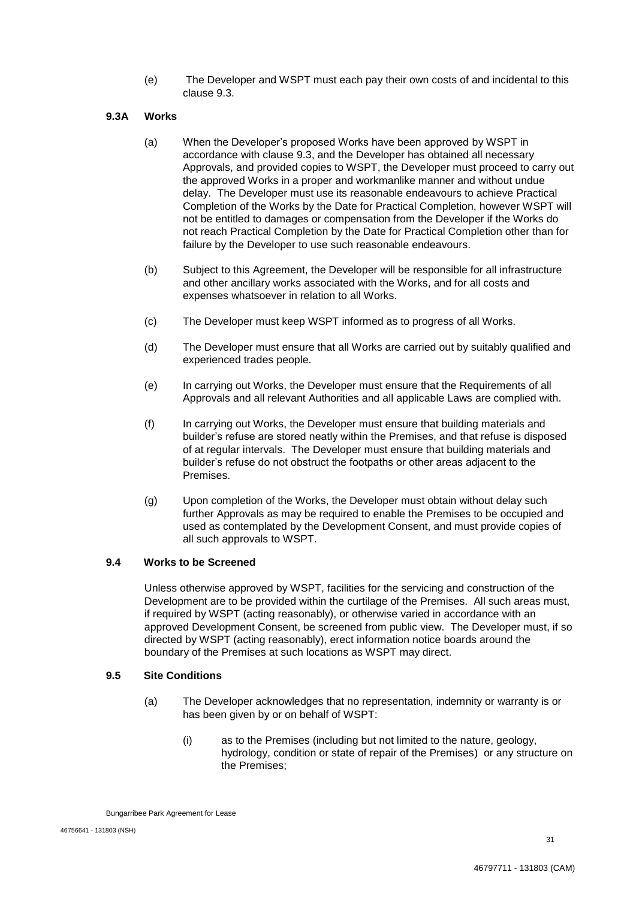(e) The Developer and WSPT must each pay their own costs of and incidental to this clause 9.3.

### 9.3A Works

(a) When the Developer's proposed Works have been approved by WSPT in accordance with clause 9.3, and the Developer has obtained all necessary Approvals, and provided copies to WSPT, the Developer must proceed to carry out the approved Works in a proper and workmanlike manner and without undue delay. The Developer must use its reasonable endeavours to achieve Practical Completion of the Works by the Date for Practical Completion, however WSPT will not be entitled to damages or compensation from the Developer if the Works do not reach Practical Completion by the Date for Practical Completion other than for failure by the Developer to use such reasonable endeavours.

(b) Subject to this Agreement, the Developer will be responsible for all infrastructure and other ancillary works associated with the Works, and for all costs and expenses whatsoever in relation to all Works.

(c) The Developer must keep WSPT informed as to progress of all Works.

(d) The Developer must ensure that all Works are carried out by suitably qualified and experienced trades people.

(e) In carrying out Works, the Developer must ensure that the Requirements of all Approvals and all relevant Authorities and all applicable Laws are complied with.

(f) In carrying out Works, the Developer must ensure that building materials and builder's refuse are stored neatly within the Premises, and that refuse is disposed of at regular intervals. The Developer must ensure that building materials and builder's refuse do not obstruct the footpaths or other areas adjacent to the Premises.

(g) Upon completion of the Works, the Developer must obtain without delay such further Approvals as may be required to enable the Premises to be occupied and used as contemplated by the Development Consent, and must provide copies of all such approvals to WSPT.

### 9.4 Works to be Screened

Unless otherwise approved by WSPT, facilities for the servicing and construction of the Development are to be provided within the curtilage of the Premises. All such areas must, if required by WSPT (acting reasonably), or otherwise varied in accordance with an approved Development Consent, be screened from public view. The Developer must, if so directed by WSPT (acting reasonably), erect information notice boards around the boundary of the Premises at such locations as WSPT may direct.

### 9.5 Site Conditions

(a) The Developer acknowledges that no representation, indemnity or warranty is or has been given by or on behalf of WSPT:

(i) as to the Premises (including but not limited to the nature, geology, hydrology, condition or state of repair of the Premises) or any structure on the Premises;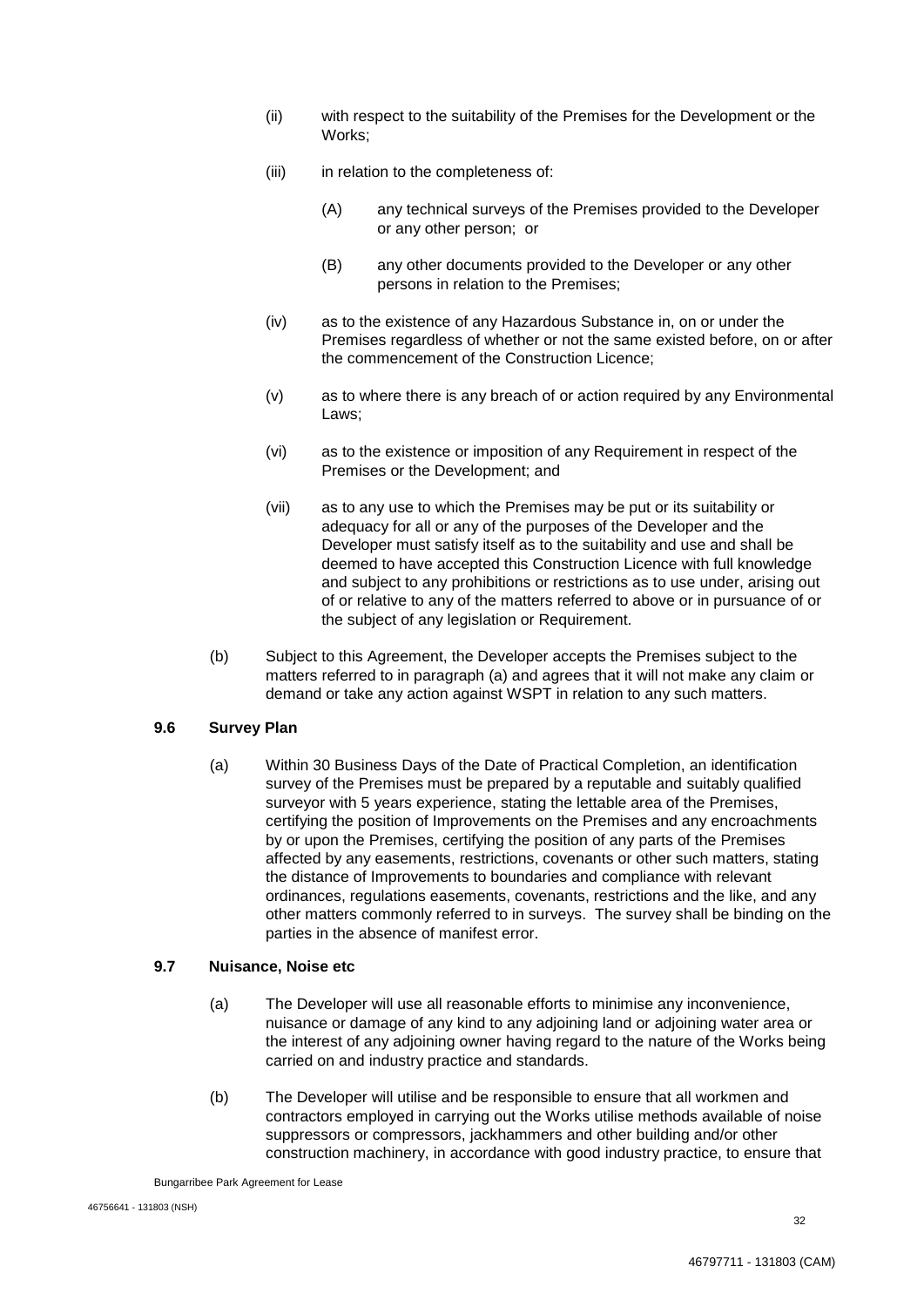(ii) with respect to the suitability of the Premises for the Development or the Works;

(iii) in relation to the completeness of:

(A) any technical surveys of the Premises provided to the Developer or any other person; or

(B) any other documents provided to the Developer or any other persons in relation to the Premises;

(iv) as to the existence of any Hazardous Substance in, on or under the Premises regardless of whether or not the same existed before, on or after the commencement of the Construction Licence;

(v) as to where there is any breach of or action required by any Environmental Laws;

(vi) as to the existence or imposition of any Requirement in respect of the Premises or the Development; and

(vii) as to any use to which the Premises may be put or its suitability or adequacy for all or any of the purposes of the Developer and the Developer must satisfy itself as to the suitability and use and shall be deemed to have accepted this Construction Licence with full knowledge and subject to any prohibitions or restrictions as to use under, arising out of or relative to any of the matters referred to above or in pursuance of or the subject of any legislation or Requirement.

(b) Subject to this Agreement, the Developer accepts the Premises subject to the matters referred to in paragraph (a) and agrees that it will not make any claim or demand or take any action against WSPT in relation to any such matters.

### 9.6 Survey Plan

(a) Within 30 Business Days of the Date of Practical Completion, an identification survey of the Premises must be prepared by a reputable and suitably qualified surveyor with 5 years experience, stating the lettable area of the Premises, certifying the position of Improvements on the Premises and any encroachments by or upon the Premises, certifying the position of any parts of the Premises affected by any easements, restrictions, covenants or other such matters, stating the distance of Improvements to boundaries and compliance with relevant ordinances, regulations easements, covenants, restrictions and the like, and any other matters commonly referred to in surveys. The survey shall be binding on the parties in the absence of manifest error.

### 9.7 Nuisance, Noise etc

(a) The Developer will use all reasonable efforts to minimise any inconvenience, nuisance or damage of any kind to any adjoining land or adjoining water area or the interest of any adjoining owner having regard to the nature of the Works being carried on and industry practice and standards.

(b) The Developer will utilise and be responsible to ensure that all workmen and contractors employed in carrying out the Works utilise methods available of noise suppressors or compressors, jackhammers and other building and/or other construction machinery, in accordance with good industry practice, to ensure that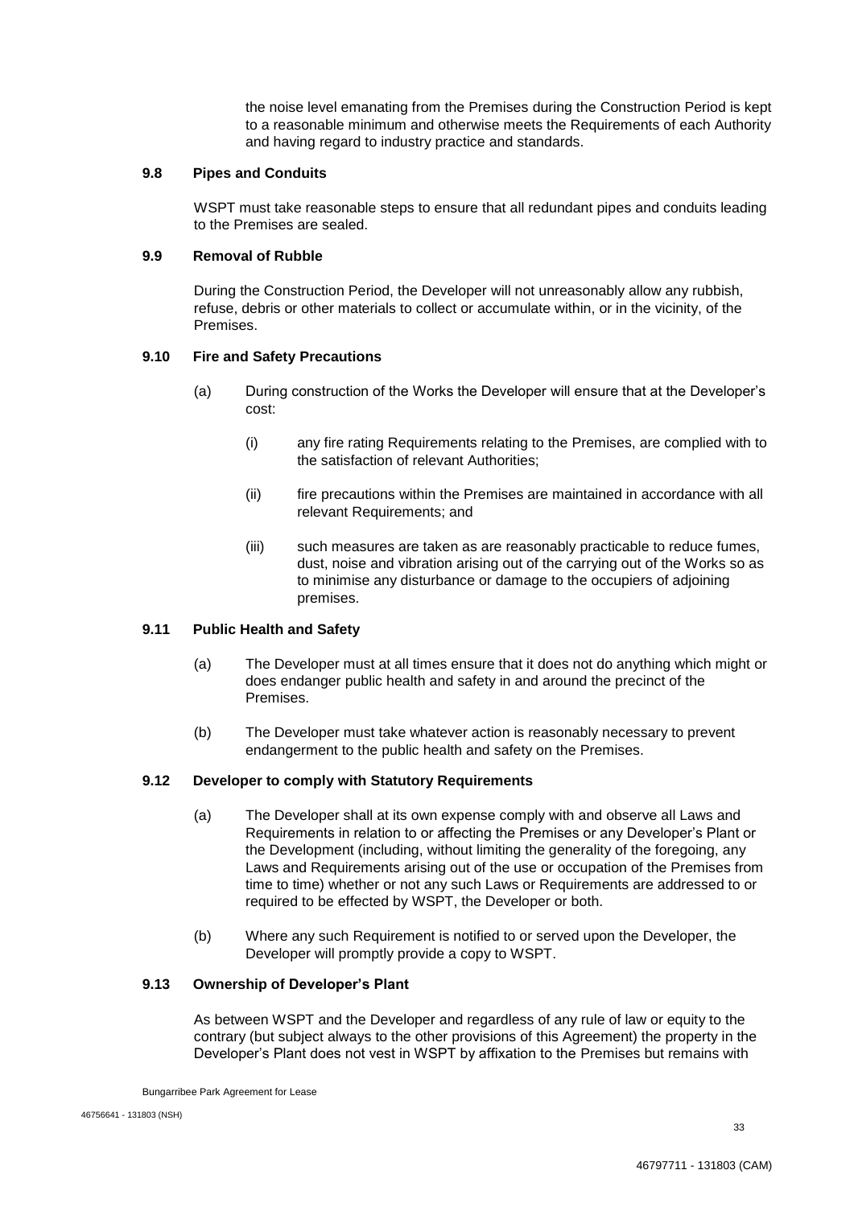the noise level emanating from the Premises during the Construction Period is kept to a reasonable minimum and otherwise meets the Requirements of each Authority and having regard to industry practice and standards.

### 9.8 Pipes and Conduits

WSPT must take reasonable steps to ensure that all redundant pipes and conduits leading to the Premises are sealed.

### 9.9 Removal of Rubble

During the Construction Period, the Developer will not unreasonably allow any rubbish, refuse, debris or other materials to collect or accumulate within, or in the vicinity, of the Premises.

### 9.10 Fire and Safety Precautions

(a) During construction of the Works the Developer will ensure that at the Developer's cost:

  (i) any fire rating Requirements relating to the Premises, are complied with to the satisfaction of relevant Authorities;

  (ii) fire precautions within the Premises are maintained in accordance with all relevant Requirements; and

  (iii) such measures are taken as are reasonably practicable to reduce fumes, dust, noise and vibration arising out of the carrying out of the Works so as to minimise any disturbance or damage to the occupiers of adjoining premises.

### 9.11 Public Health and Safety

(a) The Developer must at all times ensure that it does not do anything which might or does endanger public health and safety in and around the precinct of the Premises.

(b) The Developer must take whatever action is reasonably necessary to prevent endangerment to the public health and safety on the Premises.

### 9.12 Developer to comply with Statutory Requirements

(a) The Developer shall at its own expense comply with and observe all Laws and Requirements in relation to or affecting the Premises or any Developer's Plant or the Development (including, without limiting the generality of the foregoing, any Laws and Requirements arising out of the use or occupation of the Premises from time to time) whether or not any such Laws or Requirements are addressed to or required to be effected by WSPT, the Developer or both.

(b) Where any such Requirement is notified to or served upon the Developer, the Developer will promptly provide a copy to WSPT.

### 9.13 Ownership of Developer's Plant

As between WSPT and the Developer and regardless of any rule of law or equity to the contrary (but subject always to the other provisions of this Agreement) the property in the Developer's Plant does not vest in WSPT by affixation to the Premises but remains with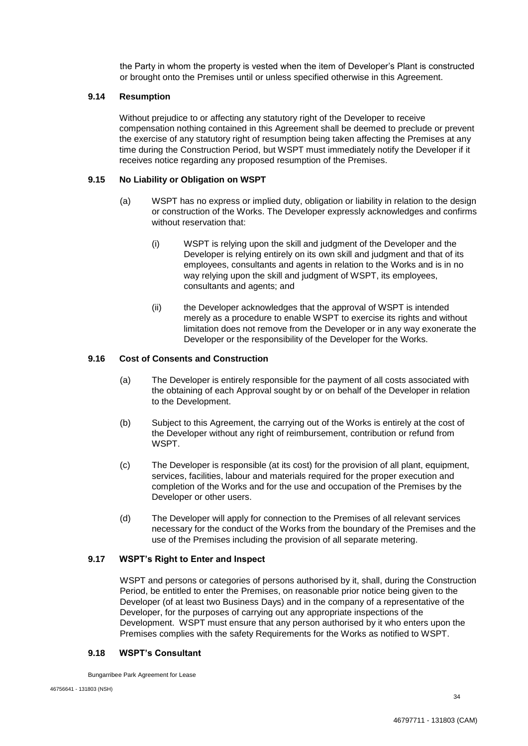the Party in whom the property is vested when the item of Developer's Plant is constructed or brought onto the Premises until or unless specified otherwise in this Agreement.

### 9.14 Resumption

Without prejudice to or affecting any statutory right of the Developer to receive compensation nothing contained in this Agreement shall be deemed to preclude or prevent the exercise of any statutory right of resumption being taken affecting the Premises at any time during the Construction Period, but WSPT must immediately notify the Developer if it receives notice regarding any proposed resumption of the Premises.

### 9.15 No Liability or Obligation on WSPT

(a) WSPT has no express or implied duty, obligation or liability in relation to the design or construction of the Works. The Developer expressly acknowledges and confirms without reservation that:

(i) WSPT is relying upon the skill and judgment of the Developer and the Developer is relying entirely on its own skill and judgment and that of its employees, consultants and agents in relation to the Works and is in no way relying upon the skill and judgment of WSPT, its employees, consultants and agents; and

(ii) the Developer acknowledges that the approval of WSPT is intended merely as a procedure to enable WSPT to exercise its rights and without limitation does not remove from the Developer or in any way exonerate the Developer or the responsibility of the Developer for the Works.

### 9.16 Cost of Consents and Construction

(a) The Developer is entirely responsible for the payment of all costs associated with the obtaining of each Approval sought by or on behalf of the Developer in relation to the Development.

(b) Subject to this Agreement, the carrying out of the Works is entirely at the cost of the Developer without any right of reimbursement, contribution or refund from WSPT.

(c) The Developer is responsible (at its cost) for the provision of all plant, equipment, services, facilities, labour and materials required for the proper execution and completion of the Works and for the use and occupation of the Premises by the Developer or other users.

(d) The Developer will apply for connection to the Premises of all relevant services necessary for the conduct of the Works from the boundary of the Premises and the use of the Premises including the provision of all separate metering.

### 9.17 WSPT's Right to Enter and Inspect

WSPT and persons or categories of persons authorised by it, shall, during the Construction Period, be entitled to enter the Premises, on reasonable prior notice being given to the Developer (of at least two Business Days) and in the company of a representative of the Developer, for the purposes of carrying out any appropriate inspections of the Development. WSPT must ensure that any person authorised by it who enters upon the Premises complies with the safety Requirements for the Works as notified to WSPT.

### 9.18 WSPT's Consultant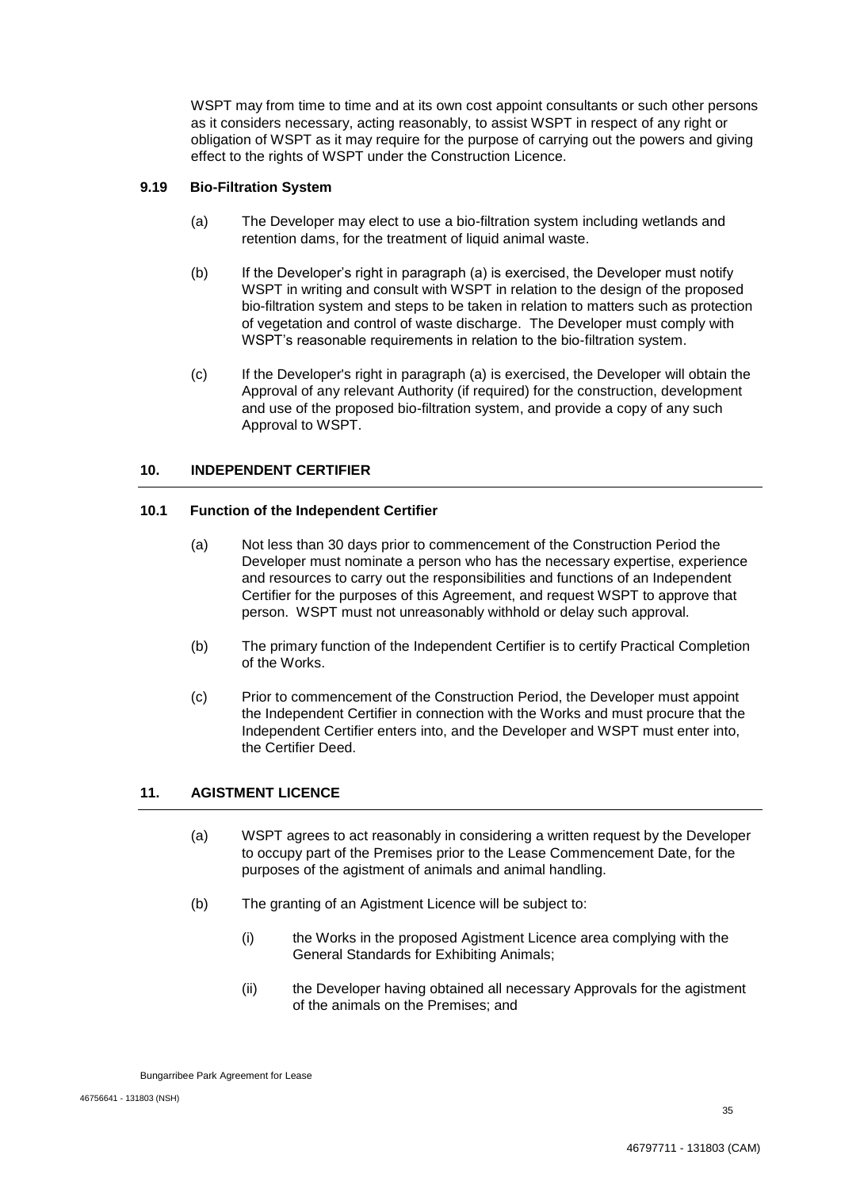WSPT may from time to time and at its own cost appoint consultants or such other persons as it considers necessary, acting reasonably, to assist WSPT in respect of any right or obligation of WSPT as it may require for the purpose of carrying out the powers and giving effect to the rights of WSPT under the Construction Licence.

### 9.19 Bio-Filtration System

(a) The Developer may elect to use a bio-filtration system including wetlands and retention dams, for the treatment of liquid animal waste.

(b) If the Developer's right in paragraph (a) is exercised, the Developer must notify WSPT in writing and consult with WSPT in relation to the design of the proposed bio-filtration system and steps to be taken in relation to matters such as protection of vegetation and control of waste discharge. The Developer must comply with WSPT's reasonable requirements in relation to the bio-filtration system.

(c) If the Developer's right in paragraph (a) is exercised, the Developer will obtain the Approval of any relevant Authority (if required) for the construction, development and use of the proposed bio-filtration system, and provide a copy of any such Approval to WSPT.

## 10. INDEPENDENT CERTIFIER

### 10.1 Function of the Independent Certifier

(a) Not less than 30 days prior to commencement of the Construction Period the Developer must nominate a person who has the necessary expertise, experience and resources to carry out the responsibilities and functions of an Independent Certifier for the purposes of this Agreement, and request WSPT to approve that person. WSPT must not unreasonably withhold or delay such approval.

(b) The primary function of the Independent Certifier is to certify Practical Completion of the Works.

(c) Prior to commencement of the Construction Period, the Developer must appoint the Independent Certifier in connection with the Works and must procure that the Independent Certifier enters into, and the Developer and WSPT must enter into, the Certifier Deed.

## 11. AGISTMENT LICENCE

(a) WSPT agrees to act reasonably in considering a written request by the Developer to occupy part of the Premises prior to the Lease Commencement Date, for the purposes of the agistment of animals and animal handling.

(b) The granting of an Agistment Licence will be subject to:

(i) the Works in the proposed Agistment Licence area complying with the General Standards for Exhibiting Animals;

(ii) the Developer having obtained all necessary Approvals for the agistment of the animals on the Premises; and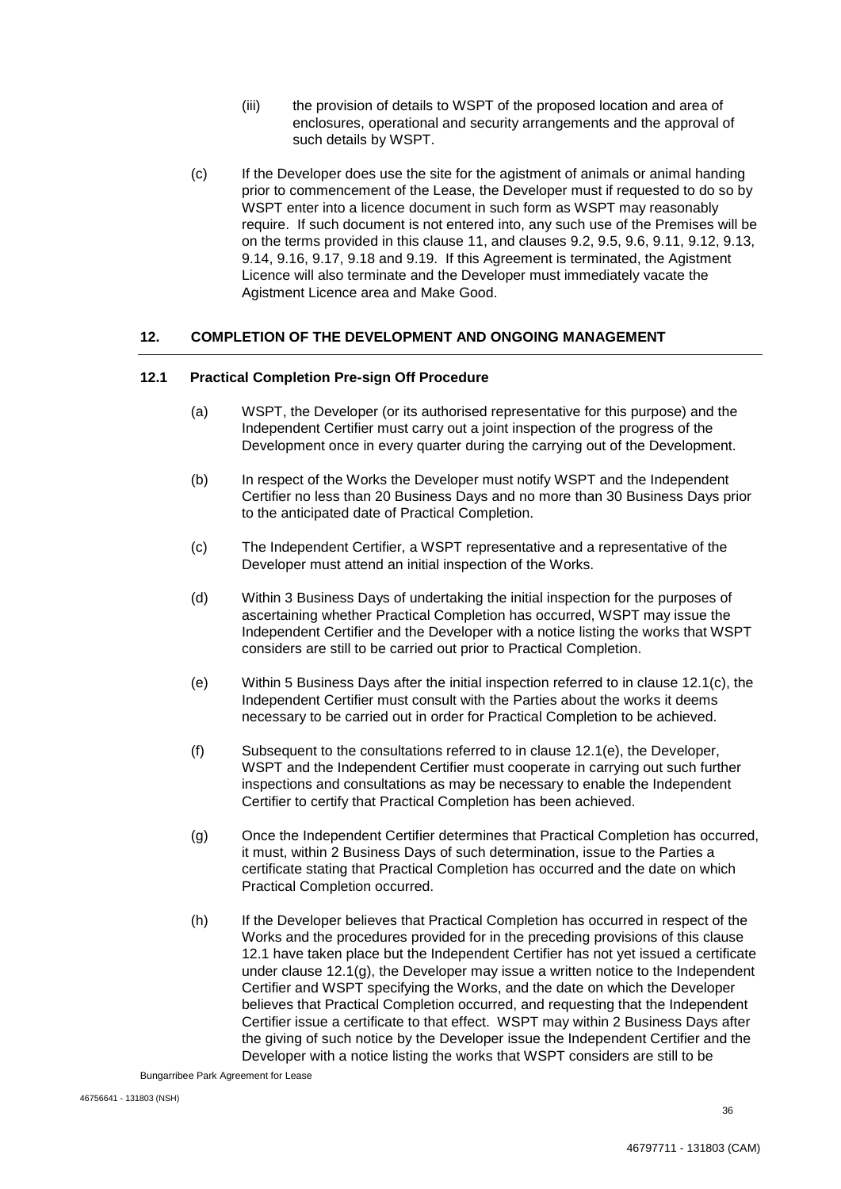(iii) the provision of details to WSPT of the proposed location and area of enclosures, operational and security arrangements and the approval of such details by WSPT.

(c) If the Developer does use the site for the agistment of animals or animal handing prior to commencement of the Lease, the Developer must if requested to do so by WSPT enter into a licence document in such form as WSPT may reasonably require. If such document is not entered into, any such use of the Premises will be on the terms provided in this clause 11, and clauses 9.2, 9.5, 9.6, 9.11, 9.12, 9.13, 9.14, 9.16, 9.17, 9.18 and 9.19. If this Agreement is terminated, the Agistment Licence will also terminate and the Developer must immediately vacate the Agistment Licence area and Make Good.

## 12. COMPLETION OF THE DEVELOPMENT AND ONGOING MANAGEMENT

### 12.1 Practical Completion Pre-sign Off Procedure

(a) WSPT, the Developer (or its authorised representative for this purpose) and the Independent Certifier must carry out a joint inspection of the progress of the Development once in every quarter during the carrying out of the Development.

(b) In respect of the Works the Developer must notify WSPT and the Independent Certifier no less than 20 Business Days and no more than 30 Business Days prior to the anticipated date of Practical Completion.

(c) The Independent Certifier, a WSPT representative and a representative of the Developer must attend an initial inspection of the Works.

(d) Within 3 Business Days of undertaking the initial inspection for the purposes of ascertaining whether Practical Completion has occurred, WSPT may issue the Independent Certifier and the Developer with a notice listing the works that WSPT considers are still to be carried out prior to Practical Completion.

(e) Within 5 Business Days after the initial inspection referred to in clause 12.1(c), the Independent Certifier must consult with the Parties about the works it deems necessary to be carried out in order for Practical Completion to be achieved.

(f) Subsequent to the consultations referred to in clause 12.1(e), the Developer, WSPT and the Independent Certifier must cooperate in carrying out such further inspections and consultations as may be necessary to enable the Independent Certifier to certify that Practical Completion has been achieved.

(g) Once the Independent Certifier determines that Practical Completion has occurred, it must, within 2 Business Days of such determination, issue to the Parties a certificate stating that Practical Completion has occurred and the date on which Practical Completion occurred.

(h) If the Developer believes that Practical Completion has occurred in respect of the Works and the procedures provided for in the preceding provisions of this clause 12.1 have taken place but the Independent Certifier has not yet issued a certificate under clause 12.1(g), the Developer may issue a written notice to the Independent Certifier and WSPT specifying the Works, and the date on which the Developer believes that Practical Completion occurred, and requesting that the Independent Certifier issue a certificate to that effect. WSPT may within 2 Business Days after the giving of such notice by the Developer issue the Independent Certifier and the Developer with a notice listing the works that WSPT considers are still to be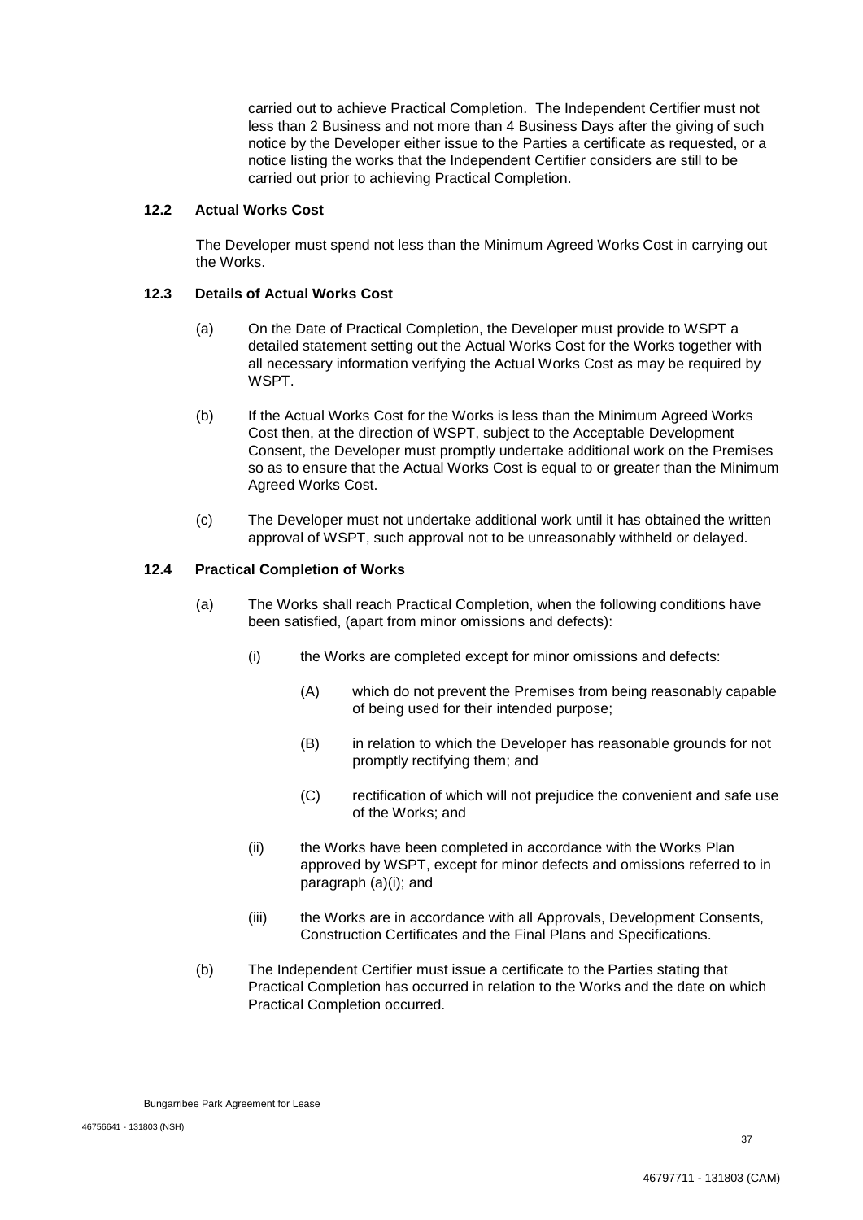carried out to achieve Practical Completion. The Independent Certifier must not less than 2 Business and not more than 4 Business Days after the giving of such notice by the Developer either issue to the Parties a certificate as requested, or a notice listing the works that the Independent Certifier considers are still to be carried out prior to achieving Practical Completion.

### 12.2 Actual Works Cost

The Developer must spend not less than the Minimum Agreed Works Cost in carrying out the Works.

### 12.3 Details of Actual Works Cost

(a) On the Date of Practical Completion, the Developer must provide to WSPT a detailed statement setting out the Actual Works Cost for the Works together with all necessary information verifying the Actual Works Cost as may be required by WSPT.

(b) If the Actual Works Cost for the Works is less than the Minimum Agreed Works Cost then, at the direction of WSPT, subject to the Acceptable Development Consent, the Developer must promptly undertake additional work on the Premises so as to ensure that the Actual Works Cost is equal to or greater than the Minimum Agreed Works Cost.

(c) The Developer must not undertake additional work until it has obtained the written approval of WSPT, such approval not to be unreasonably withheld or delayed.

### 12.4 Practical Completion of Works

(a) The Works shall reach Practical Completion, when the following conditions have been satisfied, (apart from minor omissions and defects):

  (i) the Works are completed except for minor omissions and defects:

    (A) which do not prevent the Premises from being reasonably capable of being used for their intended purpose;

    (B) in relation to which the Developer has reasonable grounds for not promptly rectifying them; and

    (C) rectification of which will not prejudice the convenient and safe use of the Works; and

  (ii) the Works have been completed in accordance with the Works Plan approved by WSPT, except for minor defects and omissions referred to in paragraph (a)(i); and

  (iii) the Works are in accordance with all Approvals, Development Consents, Construction Certificates and the Final Plans and Specifications.

(b) The Independent Certifier must issue a certificate to the Parties stating that Practical Completion has occurred in relation to the Works and the date on which Practical Completion occurred.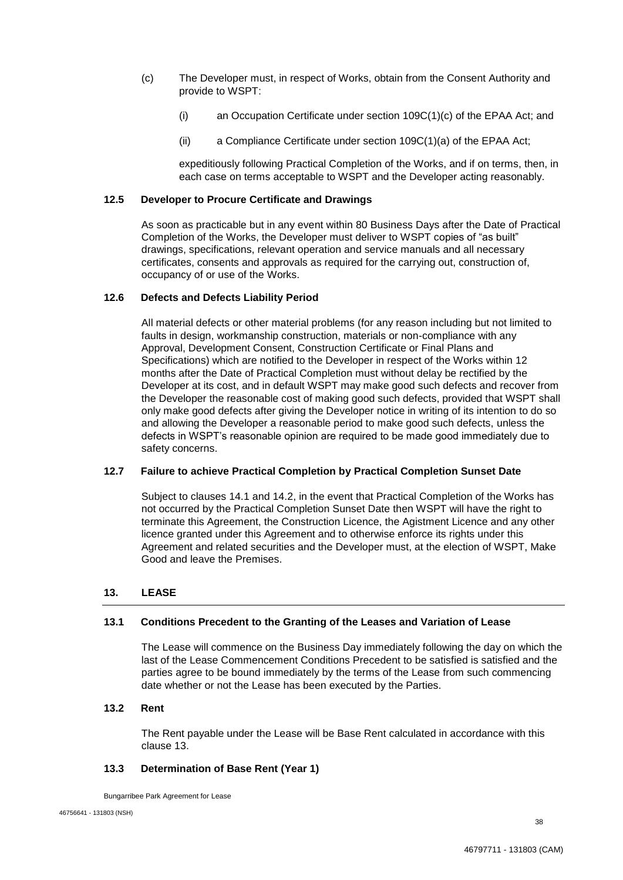(c) The Developer must, in respect of Works, obtain from the Consent Authority and provide to WSPT:

(i) an Occupation Certificate under section 109C(1)(c) of the EPAA Act; and

(ii) a Compliance Certificate under section 109C(1)(a) of the EPAA Act;

expeditiously following Practical Completion of the Works, and if on terms, then, in each case on terms acceptable to WSPT and the Developer acting reasonably.

### 12.5 Developer to Procure Certificate and Drawings

As soon as practicable but in any event within 80 Business Days after the Date of Practical Completion of the Works, the Developer must deliver to WSPT copies of "as built" drawings, specifications, relevant operation and service manuals and all necessary certificates, consents and approvals as required for the carrying out, construction of, occupancy of or use of the Works.

### 12.6 Defects and Defects Liability Period

All material defects or other material problems (for any reason including but not limited to faults in design, workmanship construction, materials or non-compliance with any Approval, Development Consent, Construction Certificate or Final Plans and Specifications) which are notified to the Developer in respect of the Works within 12 months after the Date of Practical Completion must without delay be rectified by the Developer at its cost, and in default WSPT may make good such defects and recover from the Developer the reasonable cost of making good such defects, provided that WSPT shall only make good defects after giving the Developer notice in writing of its intention to do so and allowing the Developer a reasonable period to make good such defects, unless the defects in WSPT's reasonable opinion are required to be made good immediately due to safety concerns.

### 12.7 Failure to achieve Practical Completion by Practical Completion Sunset Date

Subject to clauses 14.1 and 14.2, in the event that Practical Completion of the Works has not occurred by the Practical Completion Sunset Date then WSPT will have the right to terminate this Agreement, the Construction Licence, the Agistment Licence and any other licence granted under this Agreement and to otherwise enforce its rights under this Agreement and related securities and the Developer must, at the election of WSPT, Make Good and leave the Premises.

## 13. LEASE

### 13.1 Conditions Precedent to the Granting of the Leases and Variation of Lease

The Lease will commence on the Business Day immediately following the day on which the last of the Lease Commencement Conditions Precedent to be satisfied is satisfied and the parties agree to be bound immediately by the terms of the Lease from such commencing date whether or not the Lease has been executed by the Parties.

### 13.2 Rent

The Rent payable under the Lease will be Base Rent calculated in accordance with this clause 13.

### 13.3 Determination of Base Rent (Year 1)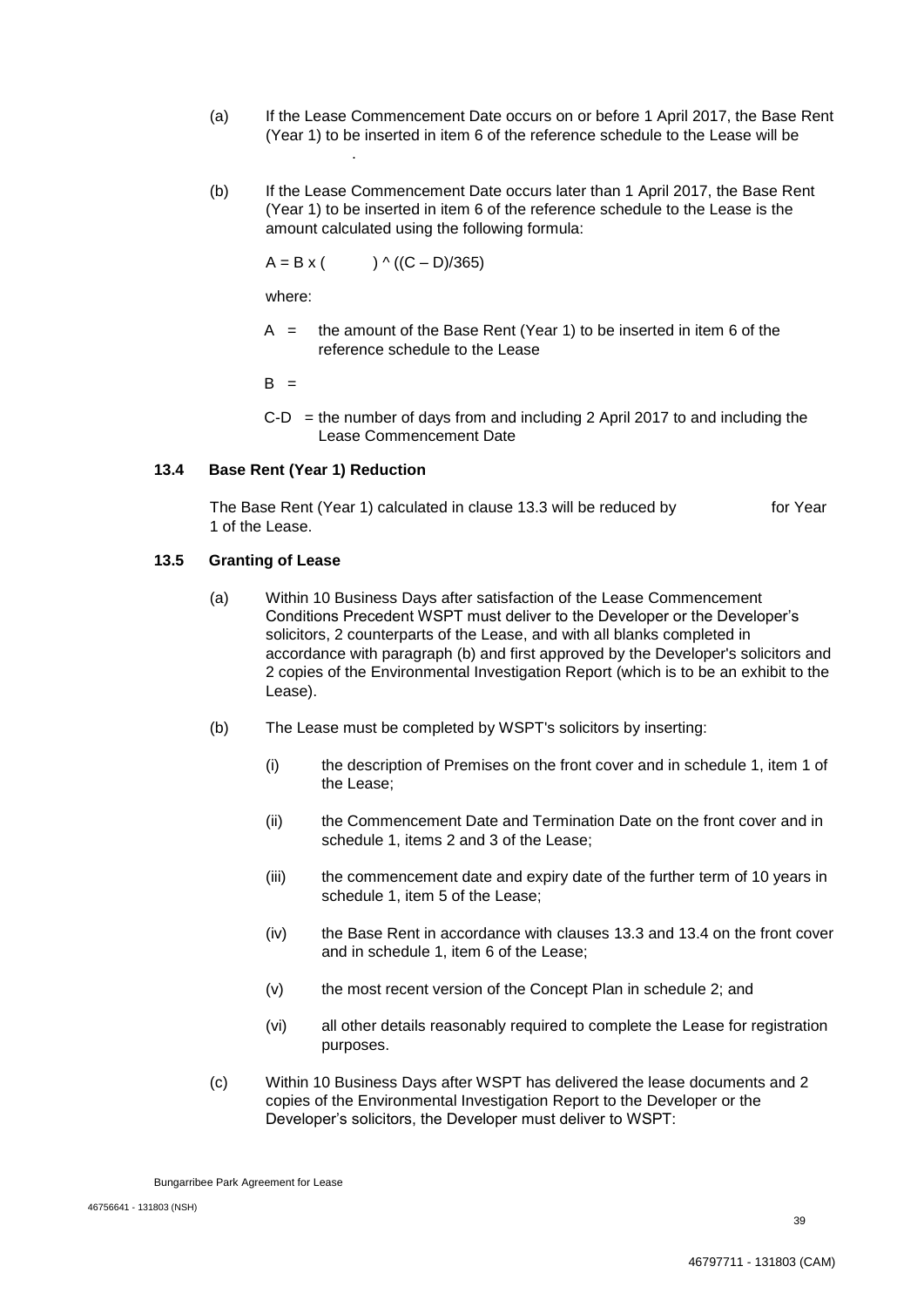(a) If the Lease Commencement Date occurs on or before 1 April 2017, the Base Rent (Year 1) to be inserted in item 6 of the reference schedule to the Lease will be .

(b) If the Lease Commencement Date occurs later than 1 April 2017, the Base Rent (Year 1) to be inserted in item 6 of the reference schedule to the Lease is the amount calculated using the following formula:

$$A = B \times ( \quad ) ^\wedge ((C - D)/365)$$

where:

A = the amount of the Base Rent (Year 1) to be inserted in item 6 of the reference schedule to the Lease

B =

C-D = the number of days from and including 2 April 2017 to and including the Lease Commencement Date

### 13.4 Base Rent (Year 1) Reduction

The Base Rent (Year 1) calculated in clause 13.3 will be reduced by for Year 1 of the Lease.

### 13.5 Granting of Lease

(a) Within 10 Business Days after satisfaction of the Lease Commencement Conditions Precedent WSPT must deliver to the Developer or the Developer's solicitors, 2 counterparts of the Lease, and with all blanks completed in accordance with paragraph (b) and first approved by the Developer's solicitors and 2 copies of the Environmental Investigation Report (which is to be an exhibit to the Lease).

(b) The Lease must be completed by WSPT's solicitors by inserting:

(i) the description of Premises on the front cover and in schedule 1, item 1 of the Lease;

(ii) the Commencement Date and Termination Date on the front cover and in schedule 1, items 2 and 3 of the Lease;

(iii) the commencement date and expiry date of the further term of 10 years in schedule 1, item 5 of the Lease;

(iv) the Base Rent in accordance with clauses 13.3 and 13.4 on the front cover and in schedule 1, item 6 of the Lease;

(v) the most recent version of the Concept Plan in schedule 2; and

(vi) all other details reasonably required to complete the Lease for registration purposes.

(c) Within 10 Business Days after WSPT has delivered the lease documents and 2 copies of the Environmental Investigation Report to the Developer or the Developer's solicitors, the Developer must deliver to WSPT: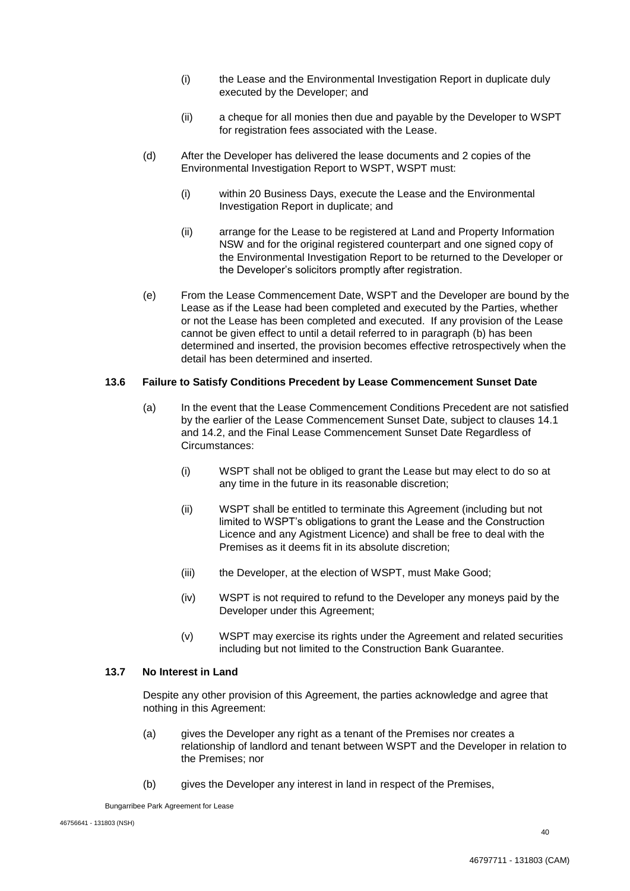(i) the Lease and the Environmental Investigation Report in duplicate duly executed by the Developer; and

(ii) a cheque for all monies then due and payable by the Developer to WSPT for registration fees associated with the Lease.

(d) After the Developer has delivered the lease documents and 2 copies of the Environmental Investigation Report to WSPT, WSPT must:

(i) within 20 Business Days, execute the Lease and the Environmental Investigation Report in duplicate; and

(ii) arrange for the Lease to be registered at Land and Property Information NSW and for the original registered counterpart and one signed copy of the Environmental Investigation Report to be returned to the Developer or the Developer's solicitors promptly after registration.

(e) From the Lease Commencement Date, WSPT and the Developer are bound by the Lease as if the Lease had been completed and executed by the Parties, whether or not the Lease has been completed and executed. If any provision of the Lease cannot be given effect to until a detail referred to in paragraph (b) has been determined and inserted, the provision becomes effective retrospectively when the detail has been determined and inserted.

### 13.6 Failure to Satisfy Conditions Precedent by Lease Commencement Sunset Date

(a) In the event that the Lease Commencement Conditions Precedent are not satisfied by the earlier of the Lease Commencement Sunset Date, subject to clauses 14.1 and 14.2, and the Final Lease Commencement Sunset Date Regardless of Circumstances:

(i) WSPT shall not be obliged to grant the Lease but may elect to do so at any time in the future in its reasonable discretion;

(ii) WSPT shall be entitled to terminate this Agreement (including but not limited to WSPT's obligations to grant the Lease and the Construction Licence and any Agistment Licence) and shall be free to deal with the Premises as it deems fit in its absolute discretion;

(iii) the Developer, at the election of WSPT, must Make Good;

(iv) WSPT is not required to refund to the Developer any moneys paid by the Developer under this Agreement;

(v) WSPT may exercise its rights under the Agreement and related securities including but not limited to the Construction Bank Guarantee.

### 13.7 No Interest in Land

Despite any other provision of this Agreement, the parties acknowledge and agree that nothing in this Agreement:

(a) gives the Developer any right as a tenant of the Premises nor creates a relationship of landlord and tenant between WSPT and the Developer in relation to the Premises; nor

(b) gives the Developer any interest in land in respect of the Premises,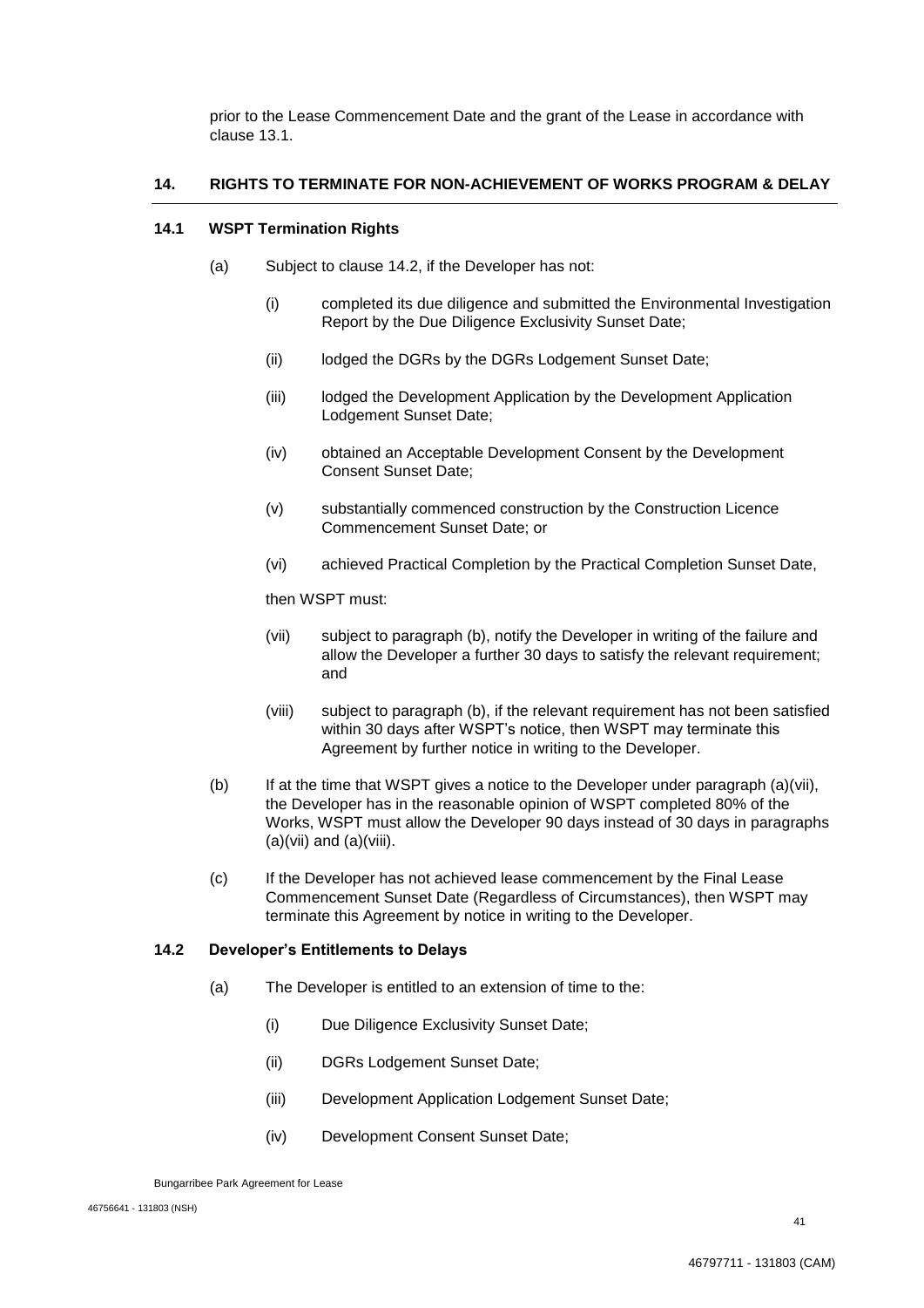prior to the Lease Commencement Date and the grant of the Lease in accordance with clause 13.1.

## 14. RIGHTS TO TERMINATE FOR NON-ACHIEVEMENT OF WORKS PROGRAM & DELAY

### 14.1 WSPT Termination Rights

(a) Subject to clause 14.2, if the Developer has not:

(i) completed its due diligence and submitted the Environmental Investigation Report by the Due Diligence Exclusivity Sunset Date;

(ii) lodged the DGRs by the DGRs Lodgement Sunset Date;

(iii) lodged the Development Application by the Development Application Lodgement Sunset Date;

(iv) obtained an Acceptable Development Consent by the Development Consent Sunset Date;

(v) substantially commenced construction by the Construction Licence Commencement Sunset Date; or

(vi) achieved Practical Completion by the Practical Completion Sunset Date,

then WSPT must:

(vii) subject to paragraph (b), notify the Developer in writing of the failure and allow the Developer a further 30 days to satisfy the relevant requirement; and

(viii) subject to paragraph (b), if the relevant requirement has not been satisfied within 30 days after WSPT's notice, then WSPT may terminate this Agreement by further notice in writing to the Developer.

(b) If at the time that WSPT gives a notice to the Developer under paragraph (a)(vii), the Developer has in the reasonable opinion of WSPT completed 80% of the Works, WSPT must allow the Developer 90 days instead of 30 days in paragraphs (a)(vii) and (a)(viii).

(c) If the Developer has not achieved lease commencement by the Final Lease Commencement Sunset Date (Regardless of Circumstances), then WSPT may terminate this Agreement by notice in writing to the Developer.

### 14.2 Developer's Entitlements to Delays

(a) The Developer is entitled to an extension of time to the:

(i) Due Diligence Exclusivity Sunset Date;

(ii) DGRs Lodgement Sunset Date;

(iii) Development Application Lodgement Sunset Date;

(iv) Development Consent Sunset Date;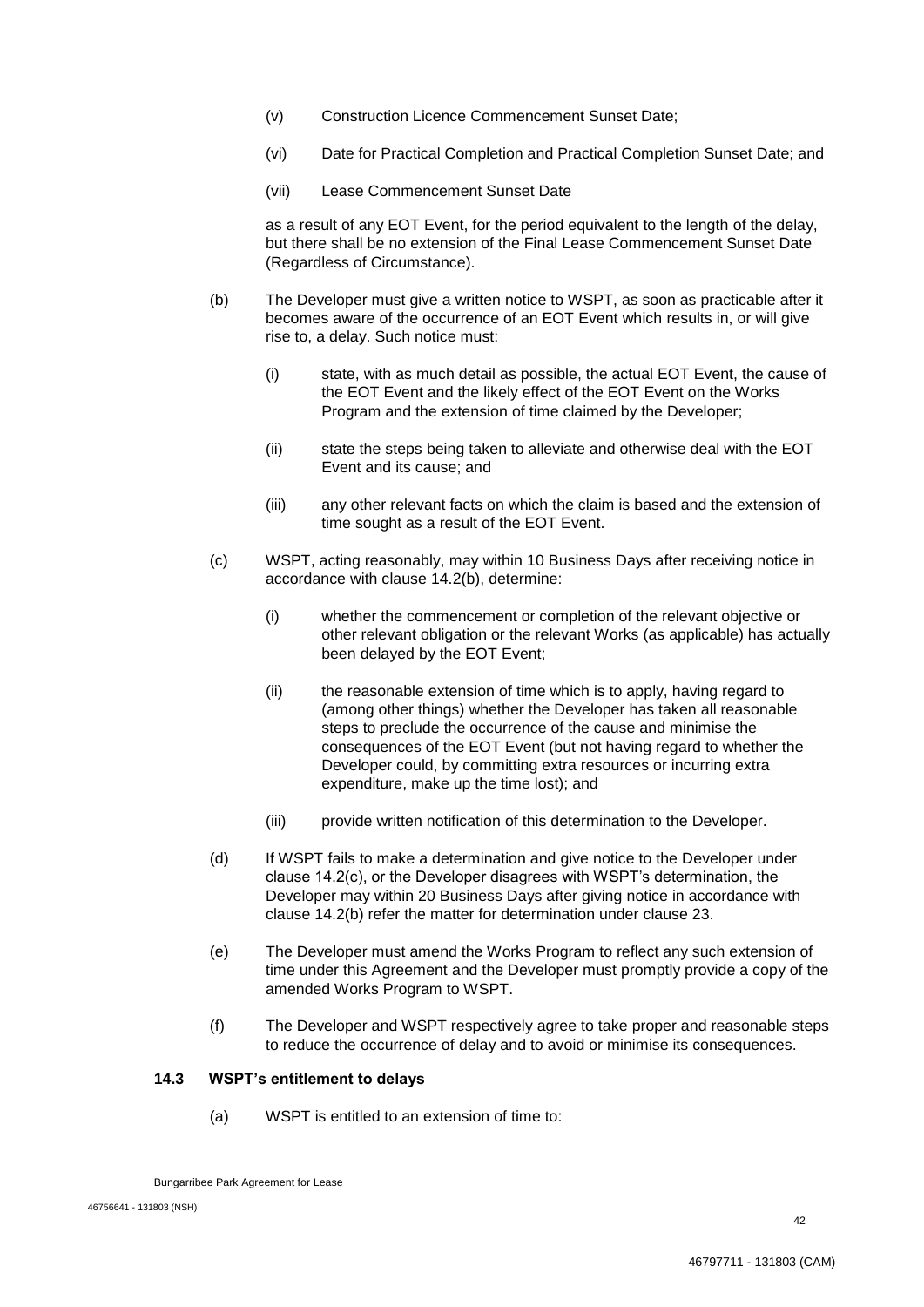(v) Construction Licence Commencement Sunset Date;

(vi) Date for Practical Completion and Practical Completion Sunset Date; and

(vii) Lease Commencement Sunset Date

as a result of any EOT Event, for the period equivalent to the length of the delay, but there shall be no extension of the Final Lease Commencement Sunset Date (Regardless of Circumstance).

(b) The Developer must give a written notice to WSPT, as soon as practicable after it becomes aware of the occurrence of an EOT Event which results in, or will give rise to, a delay. Such notice must:

(i) state, with as much detail as possible, the actual EOT Event, the cause of the EOT Event and the likely effect of the EOT Event on the Works Program and the extension of time claimed by the Developer;

(ii) state the steps being taken to alleviate and otherwise deal with the EOT Event and its cause; and

(iii) any other relevant facts on which the claim is based and the extension of time sought as a result of the EOT Event.

(c) WSPT, acting reasonably, may within 10 Business Days after receiving notice in accordance with clause 14.2(b), determine:

(i) whether the commencement or completion of the relevant objective or other relevant obligation or the relevant Works (as applicable) has actually been delayed by the EOT Event;

(ii) the reasonable extension of time which is to apply, having regard to (among other things) whether the Developer has taken all reasonable steps to preclude the occurrence of the cause and minimise the consequences of the EOT Event (but not having regard to whether the Developer could, by committing extra resources or incurring extra expenditure, make up the time lost); and

(iii) provide written notification of this determination to the Developer.

(d) If WSPT fails to make a determination and give notice to the Developer under clause 14.2(c), or the Developer disagrees with WSPT's determination, the Developer may within 20 Business Days after giving notice in accordance with clause 14.2(b) refer the matter for determination under clause 23.

(e) The Developer must amend the Works Program to reflect any such extension of time under this Agreement and the Developer must promptly provide a copy of the amended Works Program to WSPT.

(f) The Developer and WSPT respectively agree to take proper and reasonable steps to reduce the occurrence of delay and to avoid or minimise its consequences.

### 14.3 WSPT's entitlement to delays

(a) WSPT is entitled to an extension of time to: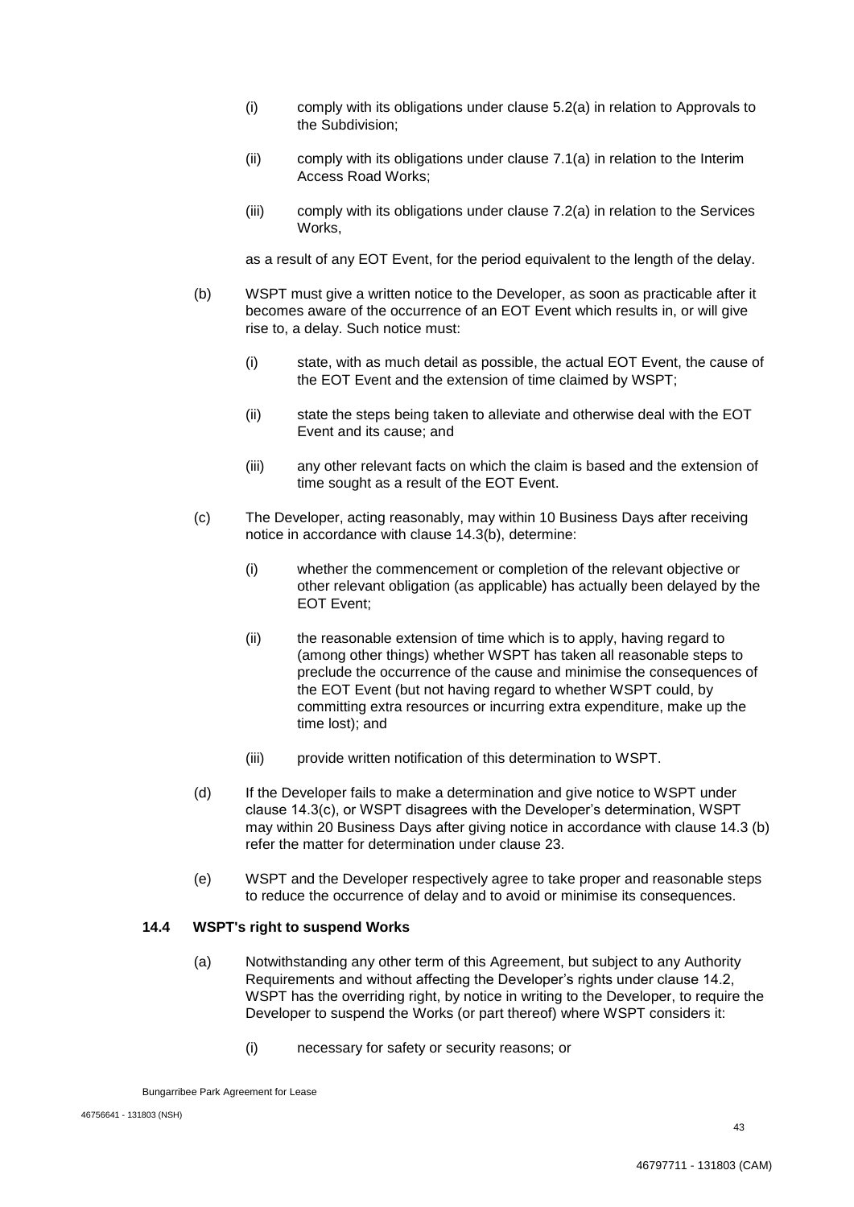(i) comply with its obligations under clause 5.2(a) in relation to Approvals to the Subdivision;

(ii) comply with its obligations under clause 7.1(a) in relation to the Interim Access Road Works;

(iii) comply with its obligations under clause 7.2(a) in relation to the Services Works,

as a result of any EOT Event, for the period equivalent to the length of the delay.

(b) WSPT must give a written notice to the Developer, as soon as practicable after it becomes aware of the occurrence of an EOT Event which results in, or will give rise to, a delay. Such notice must:

(i) state, with as much detail as possible, the actual EOT Event, the cause of the EOT Event and the extension of time claimed by WSPT;

(ii) state the steps being taken to alleviate and otherwise deal with the EOT Event and its cause; and

(iii) any other relevant facts on which the claim is based and the extension of time sought as a result of the EOT Event.

(c) The Developer, acting reasonably, may within 10 Business Days after receiving notice in accordance with clause 14.3(b), determine:

(i) whether the commencement or completion of the relevant objective or other relevant obligation (as applicable) has actually been delayed by the EOT Event;

(ii) the reasonable extension of time which is to apply, having regard to (among other things) whether WSPT has taken all reasonable steps to preclude the occurrence of the cause and minimise the consequences of the EOT Event (but not having regard to whether WSPT could, by committing extra resources or incurring extra expenditure, make up the time lost); and

(iii) provide written notification of this determination to WSPT.

(d) If the Developer fails to make a determination and give notice to WSPT under clause 14.3(c), or WSPT disagrees with the Developer's determination, WSPT may within 20 Business Days after giving notice in accordance with clause 14.3 (b) refer the matter for determination under clause 23.

(e) WSPT and the Developer respectively agree to take proper and reasonable steps to reduce the occurrence of delay and to avoid or minimise its consequences.

### 14.4 WSPT's right to suspend Works

(a) Notwithstanding any other term of this Agreement, but subject to any Authority Requirements and without affecting the Developer's rights under clause 14.2, WSPT has the overriding right, by notice in writing to the Developer, to require the Developer to suspend the Works (or part thereof) where WSPT considers it:

(i) necessary for safety or security reasons; or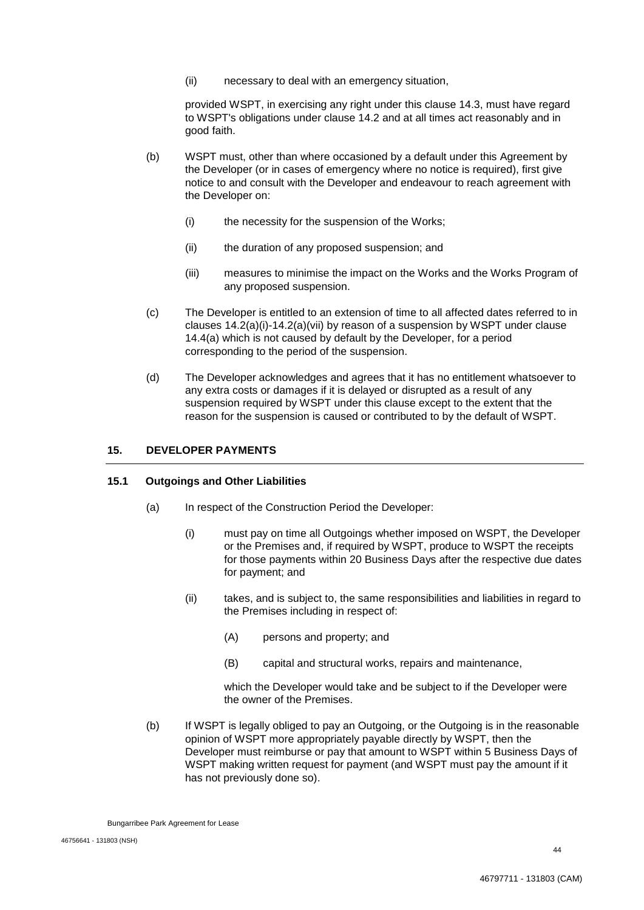(ii) necessary to deal with an emergency situation,

provided WSPT, in exercising any right under this clause 14.3, must have regard to WSPT's obligations under clause 14.2 and at all times act reasonably and in good faith.

(b) WSPT must, other than where occasioned by a default under this Agreement by the Developer (or in cases of emergency where no notice is required), first give notice to and consult with the Developer and endeavour to reach agreement with the Developer on:

(i) the necessity for the suspension of the Works;

(ii) the duration of any proposed suspension; and

(iii) measures to minimise the impact on the Works and the Works Program of any proposed suspension.

(c) The Developer is entitled to an extension of time to all affected dates referred to in clauses 14.2(a)(i)-14.2(a)(vii) by reason of a suspension by WSPT under clause 14.4(a) which is not caused by default by the Developer, for a period corresponding to the period of the suspension.

(d) The Developer acknowledges and agrees that it has no entitlement whatsoever to any extra costs or damages if it is delayed or disrupted as a result of any suspension required by WSPT under this clause except to the extent that the reason for the suspension is caused or contributed to by the default of WSPT.

## 15. DEVELOPER PAYMENTS

### 15.1 Outgoings and Other Liabilities

(a) In respect of the Construction Period the Developer:

(i) must pay on time all Outgoings whether imposed on WSPT, the Developer or the Premises and, if required by WSPT, produce to WSPT the receipts for those payments within 20 Business Days after the respective due dates for payment; and

(ii) takes, and is subject to, the same responsibilities and liabilities in regard to the Premises including in respect of:

(A) persons and property; and

(B) capital and structural works, repairs and maintenance,

which the Developer would take and be subject to if the Developer were the owner of the Premises.

(b) If WSPT is legally obliged to pay an Outgoing, or the Outgoing is in the reasonable opinion of WSPT more appropriately payable directly by WSPT, then the Developer must reimburse or pay that amount to WSPT within 5 Business Days of WSPT making written request for payment (and WSPT must pay the amount if it has not previously done so).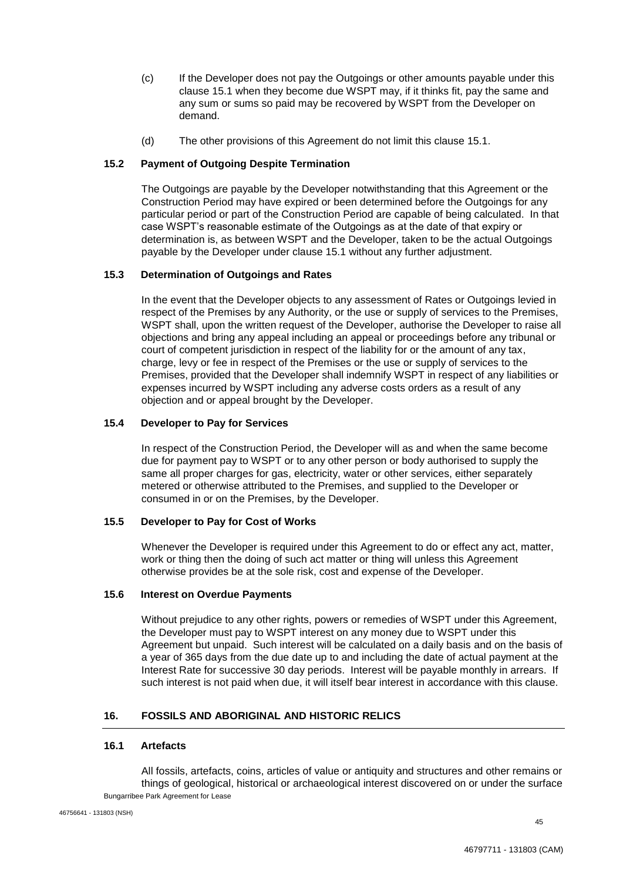(c) If the Developer does not pay the Outgoings or other amounts payable under this clause 15.1 when they become due WSPT may, if it thinks fit, pay the same and any sum or sums so paid may be recovered by WSPT from the Developer on demand.

(d) The other provisions of this Agreement do not limit this clause 15.1.

### 15.2 Payment of Outgoing Despite Termination

The Outgoings are payable by the Developer notwithstanding that this Agreement or the Construction Period may have expired or been determined before the Outgoings for any particular period or part of the Construction Period are capable of being calculated. In that case WSPT's reasonable estimate of the Outgoings as at the date of that expiry or determination is, as between WSPT and the Developer, taken to be the actual Outgoings payable by the Developer under clause 15.1 without any further adjustment.

### 15.3 Determination of Outgoings and Rates

In the event that the Developer objects to any assessment of Rates or Outgoings levied in respect of the Premises by any Authority, or the use or supply of services to the Premises, WSPT shall, upon the written request of the Developer, authorise the Developer to raise all objections and bring any appeal including an appeal or proceedings before any tribunal or court of competent jurisdiction in respect of the liability for or the amount of any tax, charge, levy or fee in respect of the Premises or the use or supply of services to the Premises, provided that the Developer shall indemnify WSPT in respect of any liabilities or expenses incurred by WSPT including any adverse costs orders as a result of any objection and or appeal brought by the Developer.

### 15.4 Developer to Pay for Services

In respect of the Construction Period, the Developer will as and when the same become due for payment pay to WSPT or to any other person or body authorised to supply the same all proper charges for gas, electricity, water or other services, either separately metered or otherwise attributed to the Premises, and supplied to the Developer or consumed in or on the Premises, by the Developer.

### 15.5 Developer to Pay for Cost of Works

Whenever the Developer is required under this Agreement to do or effect any act, matter, work or thing then the doing of such act matter or thing will unless this Agreement otherwise provides be at the sole risk, cost and expense of the Developer.

### 15.6 Interest on Overdue Payments

Without prejudice to any other rights, powers or remedies of WSPT under this Agreement, the Developer must pay to WSPT interest on any money due to WSPT under this Agreement but unpaid. Such interest will be calculated on a daily basis and on the basis of a year of 365 days from the due date up to and including the date of actual payment at the Interest Rate for successive 30 day periods. Interest will be payable monthly in arrears. If such interest is not paid when due, it will itself bear interest in accordance with this clause.

## 16. FOSSILS AND ABORIGINAL AND HISTORIC RELICS

### 16.1 Artefacts

All fossils, artefacts, coins, articles of value or antiquity and structures and other remains or things of geological, historical or archaeological interest discovered on or under the surface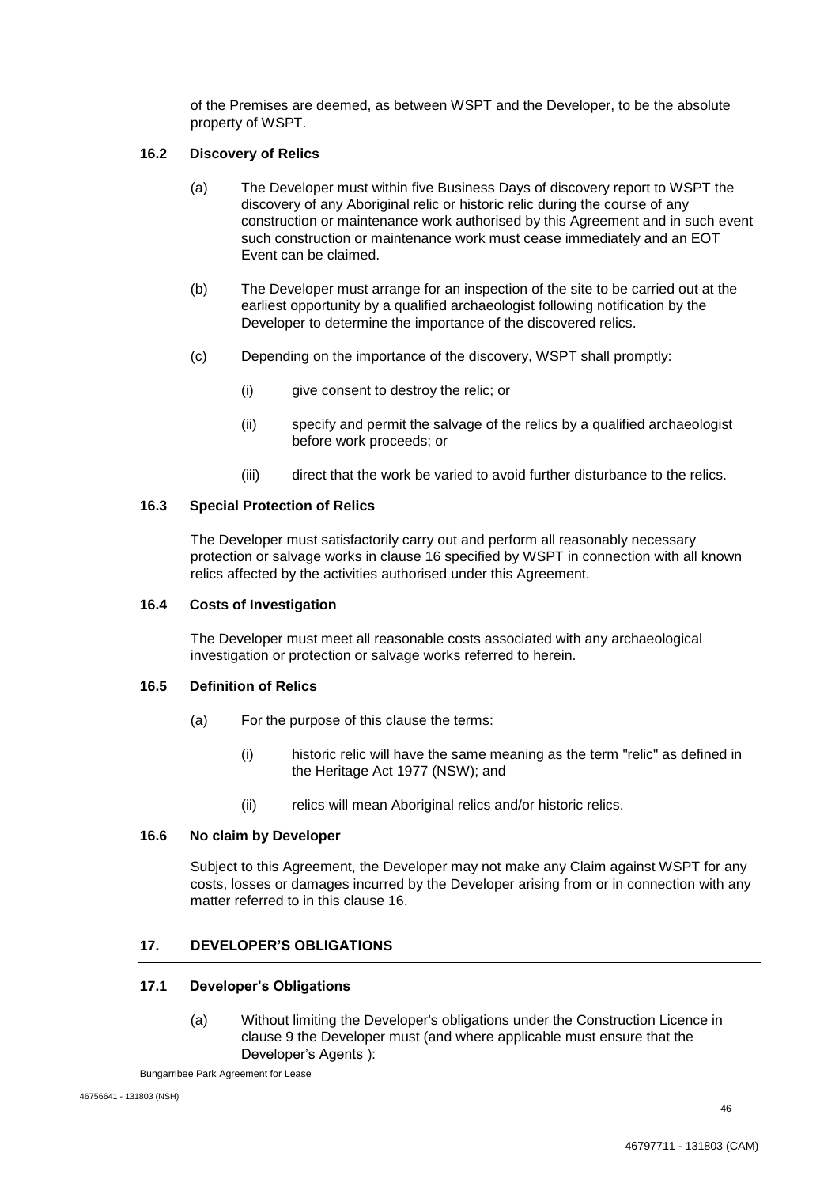of the Premises are deemed, as between WSPT and the Developer, to be the absolute property of WSPT.

### 16.2 Discovery of Relics

(a) The Developer must within five Business Days of discovery report to WSPT the discovery of any Aboriginal relic or historic relic during the course of any construction or maintenance work authorised by this Agreement and in such event such construction or maintenance work must cease immediately and an EOT Event can be claimed.

(b) The Developer must arrange for an inspection of the site to be carried out at the earliest opportunity by a qualified archaeologist following notification by the Developer to determine the importance of the discovered relics.

(c) Depending on the importance of the discovery, WSPT shall promptly:

(i) give consent to destroy the relic; or

(ii) specify and permit the salvage of the relics by a qualified archaeologist before work proceeds; or

(iii) direct that the work be varied to avoid further disturbance to the relics.

### 16.3 Special Protection of Relics

The Developer must satisfactorily carry out and perform all reasonably necessary protection or salvage works in clause 16 specified by WSPT in connection with all known relics affected by the activities authorised under this Agreement.

### 16.4 Costs of Investigation

The Developer must meet all reasonable costs associated with any archaeological investigation or protection or salvage works referred to herein.

### 16.5 Definition of Relics

(a) For the purpose of this clause the terms:

(i) historic relic will have the same meaning as the term "relic" as defined in the Heritage Act 1977 (NSW); and

(ii) relics will mean Aboriginal relics and/or historic relics.

### 16.6 No claim by Developer

Subject to this Agreement, the Developer may not make any Claim against WSPT for any costs, losses or damages incurred by the Developer arising from or in connection with any matter referred to in this clause 16.

## 17. DEVELOPER'S OBLIGATIONS

### 17.1 Developer's Obligations

(a) Without limiting the Developer's obligations under the Construction Licence in clause 9 the Developer must (and where applicable must ensure that the Developer's Agents ):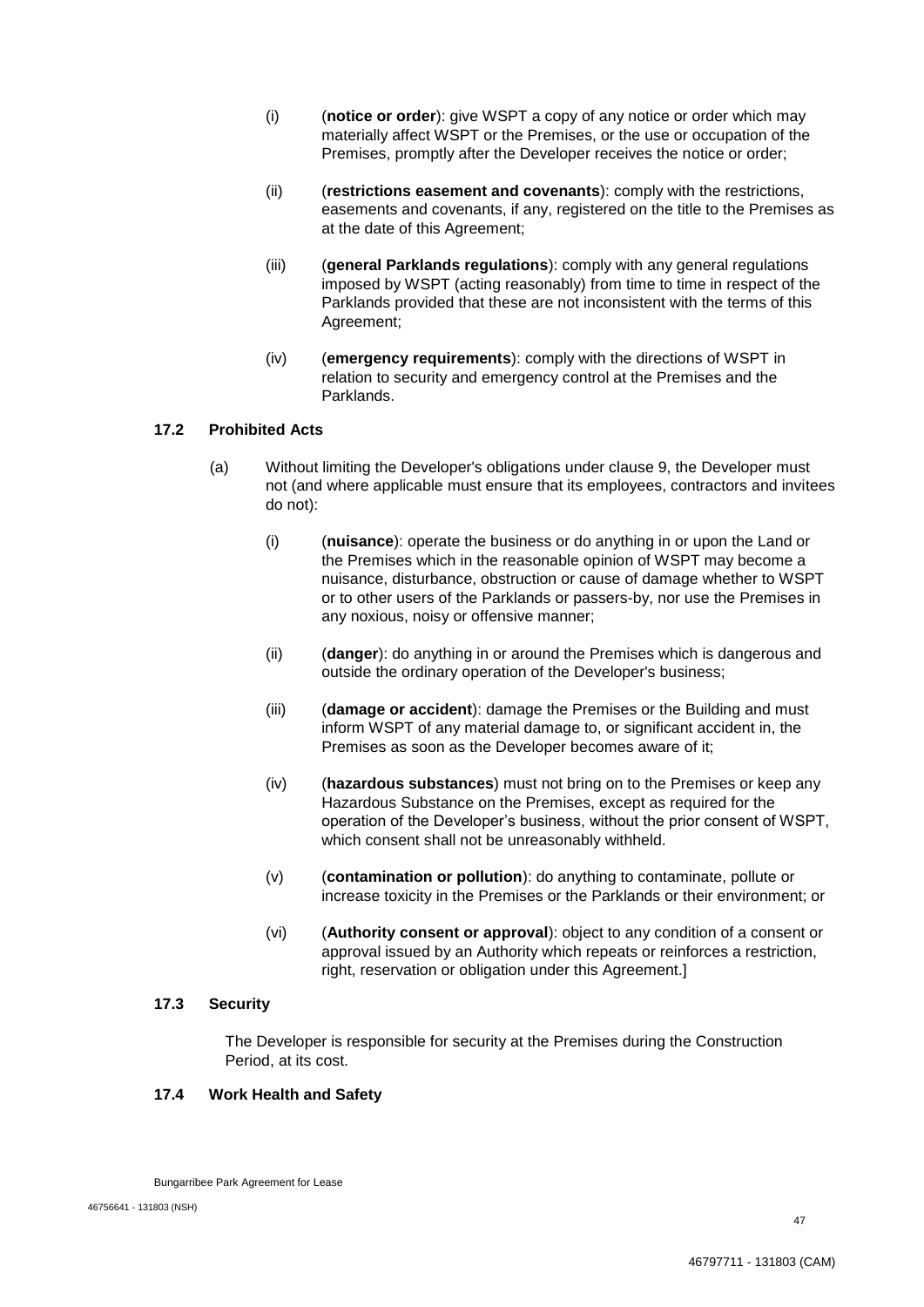(i) (**notice or order**): give WSPT a copy of any notice or order which may materially affect WSPT or the Premises, or the use or occupation of the Premises, promptly after the Developer receives the notice or order;

(ii) (**restrictions easement and covenants**): comply with the restrictions, easements and covenants, if any, registered on the title to the Premises as at the date of this Agreement;

(iii) (**general Parklands regulations**): comply with any general regulations imposed by WSPT (acting reasonably) from time to time in respect of the Parklands provided that these are not inconsistent with the terms of this Agreement;

(iv) (**emergency requirements**): comply with the directions of WSPT in relation to security and emergency control at the Premises and the Parklands.

### 17.2 Prohibited Acts

(a) Without limiting the Developer's obligations under clause 9, the Developer must not (and where applicable must ensure that its employees, contractors and invitees do not):

(i) (**nuisance**): operate the business or do anything in or upon the Land or the Premises which in the reasonable opinion of WSPT may become a nuisance, disturbance, obstruction or cause of damage whether to WSPT or to other users of the Parklands or passers-by, nor use the Premises in any noxious, noisy or offensive manner;

(ii) (**danger**): do anything in or around the Premises which is dangerous and outside the ordinary operation of the Developer's business;

(iii) (**damage or accident**): damage the Premises or the Building and must inform WSPT of any material damage to, or significant accident in, the Premises as soon as the Developer becomes aware of it;

(iv) (**hazardous substances**) must not bring on to the Premises or keep any Hazardous Substance on the Premises, except as required for the operation of the Developer's business, without the prior consent of WSPT, which consent shall not be unreasonably withheld.

(v) (**contamination or pollution**): do anything to contaminate, pollute or increase toxicity in the Premises or the Parklands or their environment; or

(vi) (**Authority consent or approval**): object to any condition of a consent or approval issued by an Authority which repeats or reinforces a restriction, right, reservation or obligation under this Agreement.]

### 17.3 Security

The Developer is responsible for security at the Premises during the Construction Period, at its cost.

### 17.4 Work Health and Safety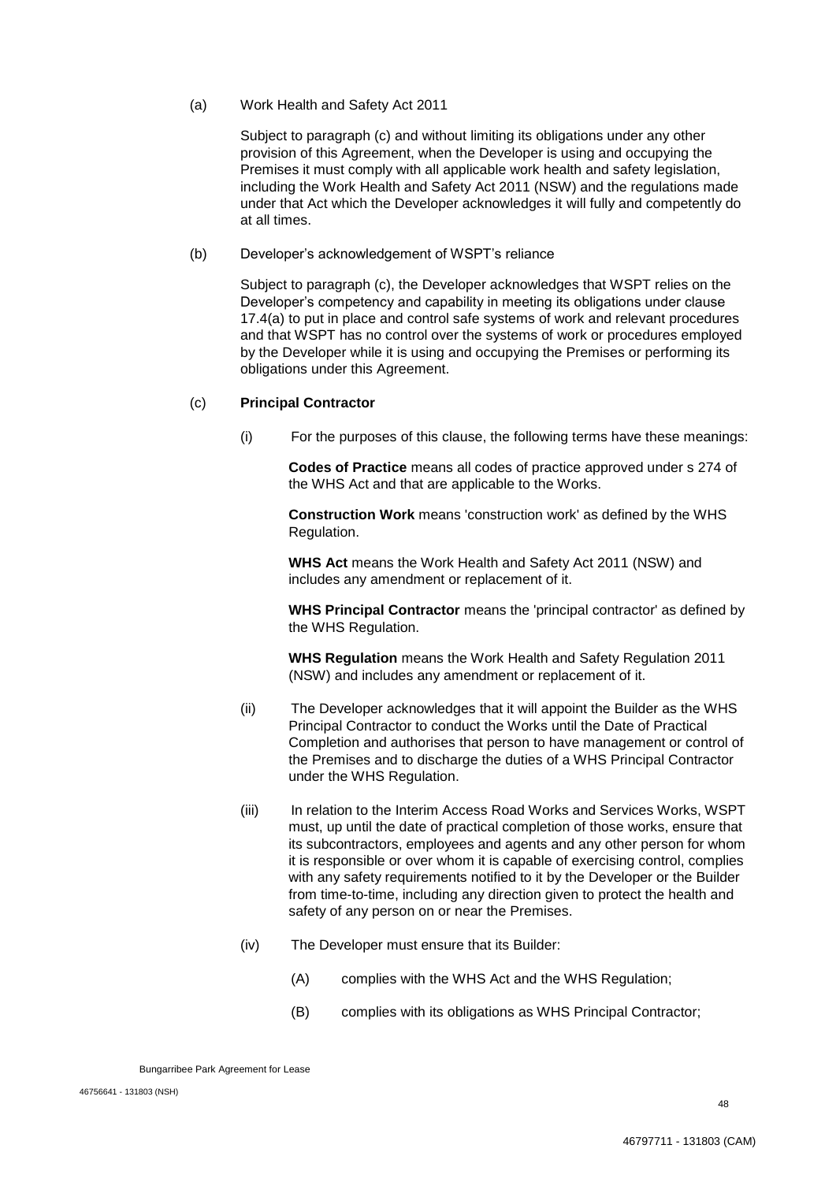(a) Work Health and Safety Act 2011

Subject to paragraph (c) and without limiting its obligations under any other provision of this Agreement, when the Developer is using and occupying the Premises it must comply with all applicable work health and safety legislation, including the Work Health and Safety Act 2011 (NSW) and the regulations made under that Act which the Developer acknowledges it will fully and competently do at all times.

(b) Developer's acknowledgement of WSPT's reliance

Subject to paragraph (c), the Developer acknowledges that WSPT relies on the Developer's competency and capability in meeting its obligations under clause 17.4(a) to put in place and control safe systems of work and relevant procedures and that WSPT has no control over the systems of work or procedures employed by the Developer while it is using and occupying the Premises or performing its obligations under this Agreement.

(c) **Principal Contractor**

(i) For the purposes of this clause, the following terms have these meanings:

**Codes of Practice** means all codes of practice approved under s 274 of the WHS Act and that are applicable to the Works.

**Construction Work** means 'construction work' as defined by the WHS Regulation.

**WHS Act** means the Work Health and Safety Act 2011 (NSW) and includes any amendment or replacement of it.

**WHS Principal Contractor** means the 'principal contractor' as defined by the WHS Regulation.

**WHS Regulation** means the Work Health and Safety Regulation 2011 (NSW) and includes any amendment or replacement of it.

(ii) The Developer acknowledges that it will appoint the Builder as the WHS Principal Contractor to conduct the Works until the Date of Practical Completion and authorises that person to have management or control of the Premises and to discharge the duties of a WHS Principal Contractor under the WHS Regulation.

(iii) In relation to the Interim Access Road Works and Services Works, WSPT must, up until the date of practical completion of those works, ensure that its subcontractors, employees and agents and any other person for whom it is responsible or over whom it is capable of exercising control, complies with any safety requirements notified to it by the Developer or the Builder from time-to-time, including any direction given to protect the health and safety of any person on or near the Premises.

(iv) The Developer must ensure that its Builder:

(A) complies with the WHS Act and the WHS Regulation;

(B) complies with its obligations as WHS Principal Contractor;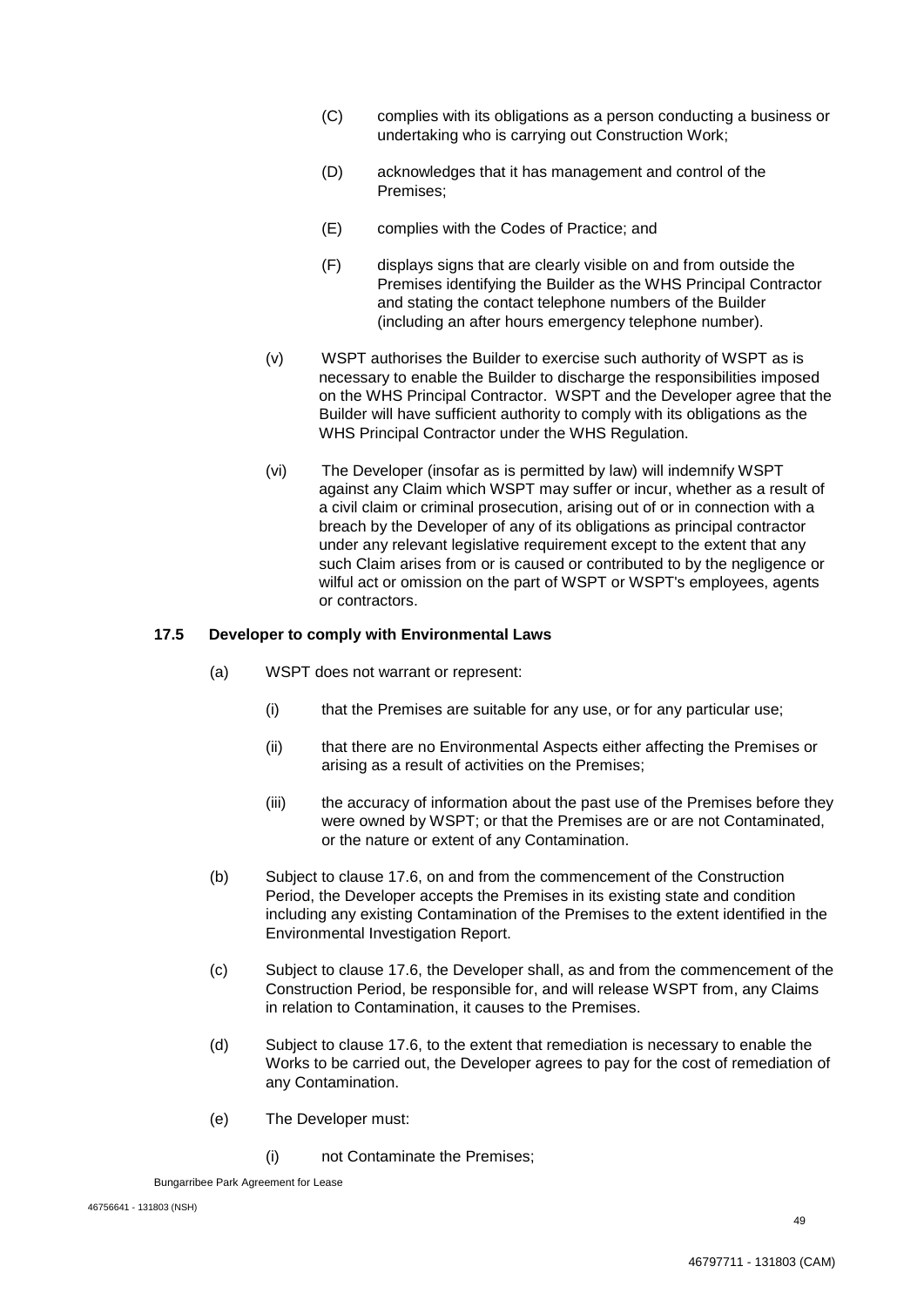(C) complies with its obligations as a person conducting a business or undertaking who is carrying out Construction Work;

(D) acknowledges that it has management and control of the Premises;

(E) complies with the Codes of Practice; and

(F) displays signs that are clearly visible on and from outside the Premises identifying the Builder as the WHS Principal Contractor and stating the contact telephone numbers of the Builder (including an after hours emergency telephone number).

(v) WSPT authorises the Builder to exercise such authority of WSPT as is necessary to enable the Builder to discharge the responsibilities imposed on the WHS Principal Contractor. WSPT and the Developer agree that the Builder will have sufficient authority to comply with its obligations as the WHS Principal Contractor under the WHS Regulation.

(vi) The Developer (insofar as is permitted by law) will indemnify WSPT against any Claim which WSPT may suffer or incur, whether as a result of a civil claim or criminal prosecution, arising out of or in connection with a breach by the Developer of any of its obligations as principal contractor under any relevant legislative requirement except to the extent that any such Claim arises from or is caused or contributed to by the negligence or wilful act or omission on the part of WSPT or WSPT's employees, agents or contractors.

### 17.5 Developer to comply with Environmental Laws

(a) WSPT does not warrant or represent:

(i) that the Premises are suitable for any use, or for any particular use;

(ii) that there are no Environmental Aspects either affecting the Premises or arising as a result of activities on the Premises;

(iii) the accuracy of information about the past use of the Premises before they were owned by WSPT; or that the Premises are or are not Contaminated, or the nature or extent of any Contamination.

(b) Subject to clause 17.6, on and from the commencement of the Construction Period, the Developer accepts the Premises in its existing state and condition including any existing Contamination of the Premises to the extent identified in the Environmental Investigation Report.

(c) Subject to clause 17.6, the Developer shall, as and from the commencement of the Construction Period, be responsible for, and will release WSPT from, any Claims in relation to Contamination, it causes to the Premises.

(d) Subject to clause 17.6, to the extent that remediation is necessary to enable the Works to be carried out, the Developer agrees to pay for the cost of remediation of any Contamination.

(e) The Developer must:

(i) not Contaminate the Premises;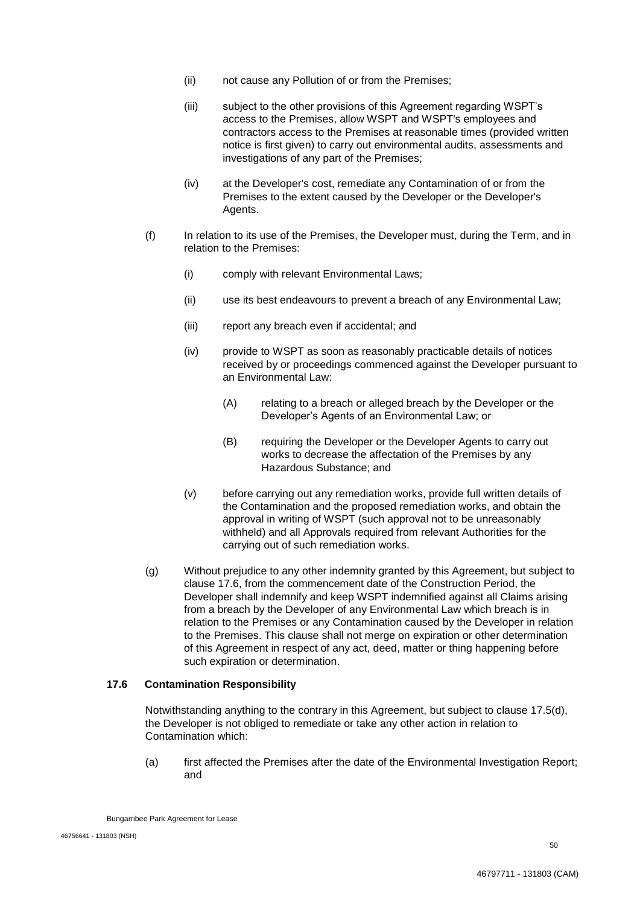(ii) not cause any Pollution of or from the Premises;

(iii) subject to the other provisions of this Agreement regarding WSPT's access to the Premises, allow WSPT and WSPT's employees and contractors access to the Premises at reasonable times (provided written notice is first given) to carry out environmental audits, assessments and investigations of any part of the Premises;

(iv) at the Developer's cost, remediate any Contamination of or from the Premises to the extent caused by the Developer or the Developer's Agents.

(f) In relation to its use of the Premises, the Developer must, during the Term, and in relation to the Premises:

(i) comply with relevant Environmental Laws;

(ii) use its best endeavours to prevent a breach of any Environmental Law;

(iii) report any breach even if accidental; and

(iv) provide to WSPT as soon as reasonably practicable details of notices received by or proceedings commenced against the Developer pursuant to an Environmental Law:

(A) relating to a breach or alleged breach by the Developer or the Developer's Agents of an Environmental Law; or

(B) requiring the Developer or the Developer Agents to carry out works to decrease the affectation of the Premises by any Hazardous Substance; and

(v) before carrying out any remediation works, provide full written details of the Contamination and the proposed remediation works, and obtain the approval in writing of WSPT (such approval not to be unreasonably withheld) and all Approvals required from relevant Authorities for the carrying out of such remediation works.

(g) Without prejudice to any other indemnity granted by this Agreement, but subject to clause 17.6, from the commencement date of the Construction Period, the Developer shall indemnify and keep WSPT indemnified against all Claims arising from a breach by the Developer of any Environmental Law which breach is in relation to the Premises or any Contamination caused by the Developer in relation to the Premises. This clause shall not merge on expiration or other determination of this Agreement in respect of any act, deed, matter or thing happening before such expiration or determination.

### 17.6 Contamination Responsibility

Notwithstanding anything to the contrary in this Agreement, but subject to clause 17.5(d), the Developer is not obliged to remediate or take any other action in relation to Contamination which:

(a) first affected the Premises after the date of the Environmental Investigation Report; and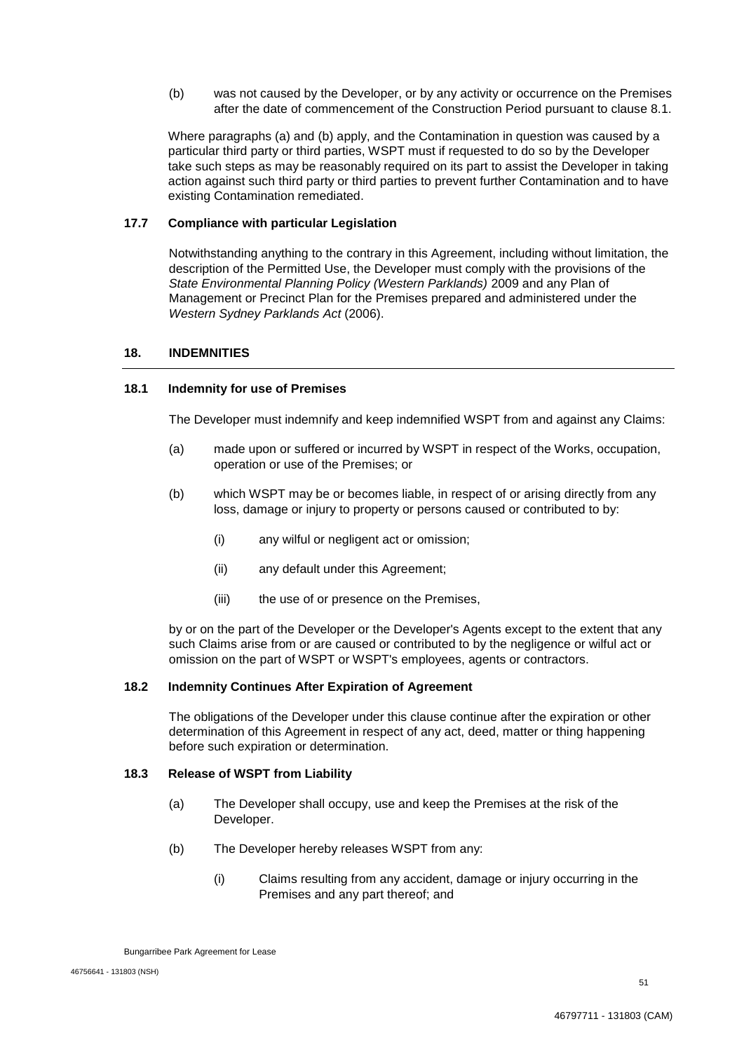(b) was not caused by the Developer, or by any activity or occurrence on the Premises after the date of commencement of the Construction Period pursuant to clause 8.1.

Where paragraphs (a) and (b) apply, and the Contamination in question was caused by a particular third party or third parties, WSPT must if requested to do so by the Developer take such steps as may be reasonably required on its part to assist the Developer in taking action against such third party or third parties to prevent further Contamination and to have existing Contamination remediated.

### 17.7 Compliance with particular Legislation

Notwithstanding anything to the contrary in this Agreement, including without limitation, the description of the Permitted Use, the Developer must comply with the provisions of the *State Environmental Planning Policy (Western Parklands)* 2009 and any Plan of Management or Precinct Plan for the Premises prepared and administered under the *Western Sydney Parklands Act* (2006).

## 18. INDEMNITIES

### 18.1 Indemnity for use of Premises

The Developer must indemnify and keep indemnified WSPT from and against any Claims:

(a) made upon or suffered or incurred by WSPT in respect of the Works, occupation, operation or use of the Premises; or

(b) which WSPT may be or becomes liable, in respect of or arising directly from any loss, damage or injury to property or persons caused or contributed to by:

(i) any wilful or negligent act or omission;

(ii) any default under this Agreement;

(iii) the use of or presence on the Premises,

by or on the part of the Developer or the Developer's Agents except to the extent that any such Claims arise from or are caused or contributed to by the negligence or wilful act or omission on the part of WSPT or WSPT's employees, agents or contractors.

### 18.2 Indemnity Continues After Expiration of Agreement

The obligations of the Developer under this clause continue after the expiration or other determination of this Agreement in respect of any act, deed, matter or thing happening before such expiration or determination.

### 18.3 Release of WSPT from Liability

(a) The Developer shall occupy, use and keep the Premises at the risk of the Developer.

(b) The Developer hereby releases WSPT from any:

(i) Claims resulting from any accident, damage or injury occurring in the Premises and any part thereof; and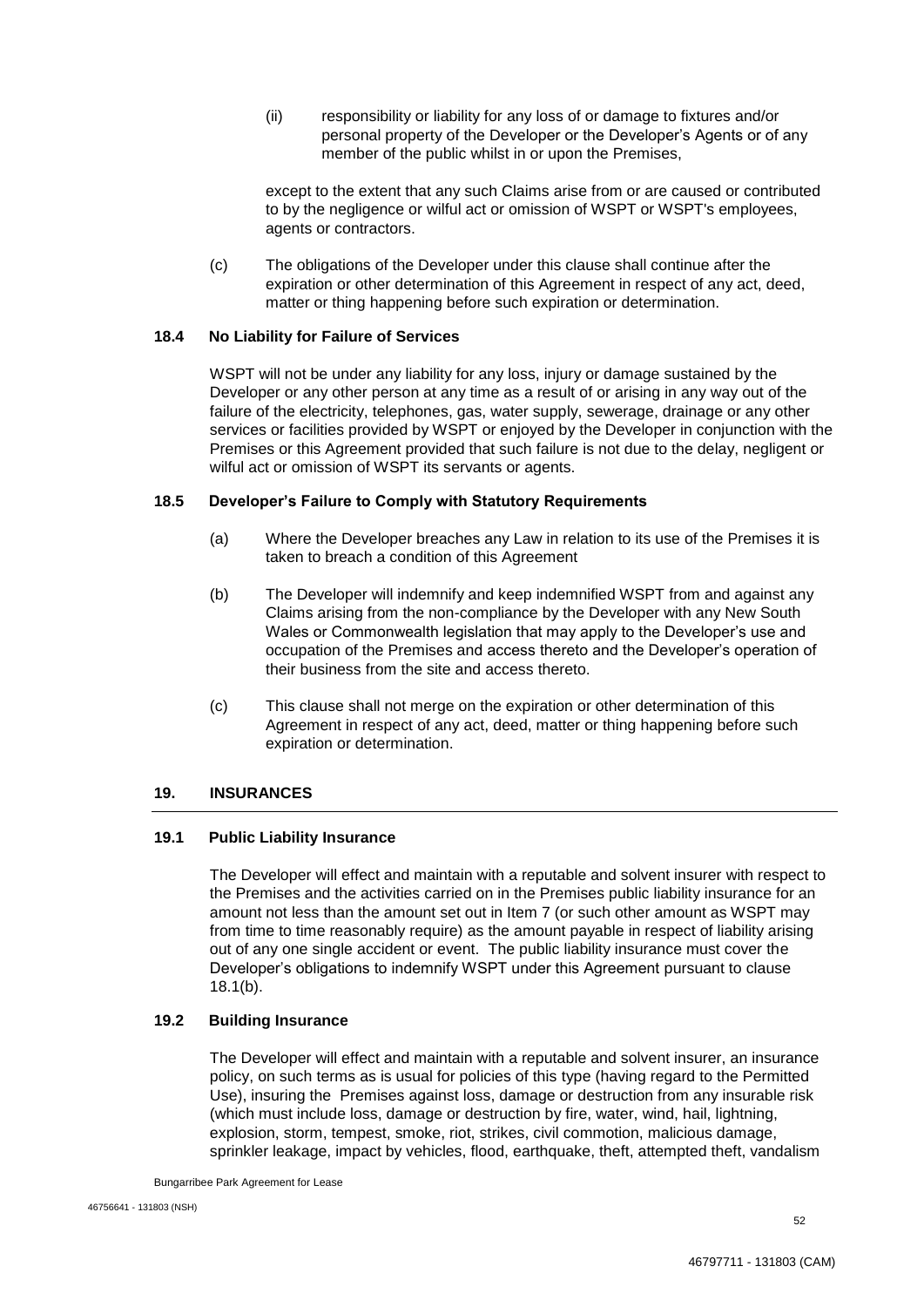(ii) responsibility or liability for any loss of or damage to fixtures and/or personal property of the Developer or the Developer's Agents or of any member of the public whilst in or upon the Premises,

except to the extent that any such Claims arise from or are caused or contributed to by the negligence or wilful act or omission of WSPT or WSPT's employees, agents or contractors.

(c) The obligations of the Developer under this clause shall continue after the expiration or other determination of this Agreement in respect of any act, deed, matter or thing happening before such expiration or determination.

### 18.4 No Liability for Failure of Services

WSPT will not be under any liability for any loss, injury or damage sustained by the Developer or any other person at any time as a result of or arising in any way out of the failure of the electricity, telephones, gas, water supply, sewerage, drainage or any other services or facilities provided by WSPT or enjoyed by the Developer in conjunction with the Premises or this Agreement provided that such failure is not due to the delay, negligent or wilful act or omission of WSPT its servants or agents.

### 18.5 Developer's Failure to Comply with Statutory Requirements

(a) Where the Developer breaches any Law in relation to its use of the Premises it is taken to breach a condition of this Agreement

(b) The Developer will indemnify and keep indemnified WSPT from and against any Claims arising from the non-compliance by the Developer with any New South Wales or Commonwealth legislation that may apply to the Developer's use and occupation of the Premises and access thereto and the Developer's operation of their business from the site and access thereto.

(c) This clause shall not merge on the expiration or other determination of this Agreement in respect of any act, deed, matter or thing happening before such expiration or determination.

## 19. INSURANCES

### 19.1 Public Liability Insurance

The Developer will effect and maintain with a reputable and solvent insurer with respect to the Premises and the activities carried on in the Premises public liability insurance for an amount not less than the amount set out in Item 7 (or such other amount as WSPT may from time to time reasonably require) as the amount payable in respect of liability arising out of any one single accident or event. The public liability insurance must cover the Developer's obligations to indemnify WSPT under this Agreement pursuant to clause 18.1(b).

### 19.2 Building Insurance

The Developer will effect and maintain with a reputable and solvent insurer, an insurance policy, on such terms as is usual for policies of this type (having regard to the Permitted Use), insuring the Premises against loss, damage or destruction from any insurable risk (which must include loss, damage or destruction by fire, water, wind, hail, lightning, explosion, storm, tempest, smoke, riot, strikes, civil commotion, malicious damage, sprinkler leakage, impact by vehicles, flood, earthquake, theft, attempted theft, vandalism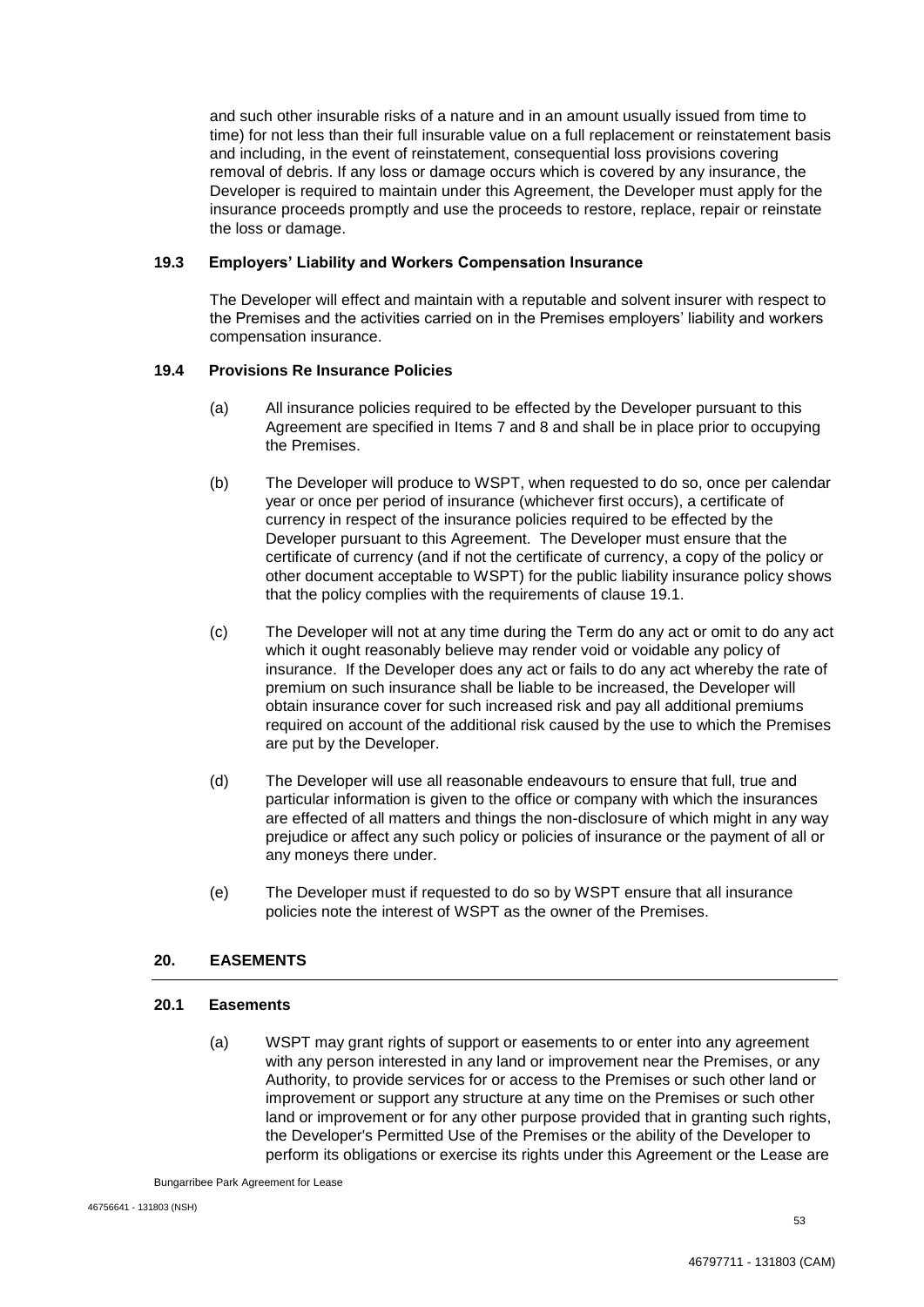and such other insurable risks of a nature and in an amount usually issued from time to time) for not less than their full insurable value on a full replacement or reinstatement basis and including, in the event of reinstatement, consequential loss provisions covering removal of debris. If any loss or damage occurs which is covered by any insurance, the Developer is required to maintain under this Agreement, the Developer must apply for the insurance proceeds promptly and use the proceeds to restore, replace, repair or reinstate the loss or damage.

### 19.3 Employers' Liability and Workers Compensation Insurance

The Developer will effect and maintain with a reputable and solvent insurer with respect to the Premises and the activities carried on in the Premises employers' liability and workers compensation insurance.

### 19.4 Provisions Re Insurance Policies

(a) All insurance policies required to be effected by the Developer pursuant to this Agreement are specified in Items 7 and 8 and shall be in place prior to occupying the Premises.

(b) The Developer will produce to WSPT, when requested to do so, once per calendar year or once per period of insurance (whichever first occurs), a certificate of currency in respect of the insurance policies required to be effected by the Developer pursuant to this Agreement. The Developer must ensure that the certificate of currency (and if not the certificate of currency, a copy of the policy or other document acceptable to WSPT) for the public liability insurance policy shows that the policy complies with the requirements of clause 19.1.

(c) The Developer will not at any time during the Term do any act or omit to do any act which it ought reasonably believe may render void or voidable any policy of insurance. If the Developer does any act or fails to do any act whereby the rate of premium on such insurance shall be liable to be increased, the Developer will obtain insurance cover for such increased risk and pay all additional premiums required on account of the additional risk caused by the use to which the Premises are put by the Developer.

(d) The Developer will use all reasonable endeavours to ensure that full, true and particular information is given to the office or company with which the insurances are effected of all matters and things the non-disclosure of which might in any way prejudice or affect any such policy or policies of insurance or the payment of all or any moneys there under.

(e) The Developer must if requested to do so by WSPT ensure that all insurance policies note the interest of WSPT as the owner of the Premises.

## 20. EASEMENTS

### 20.1 Easements

(a) WSPT may grant rights of support or easements to or enter into any agreement with any person interested in any land or improvement near the Premises, or any Authority, to provide services for or access to the Premises or such other land or improvement or support any structure at any time on the Premises or such other land or improvement or for any other purpose provided that in granting such rights, the Developer's Permitted Use of the Premises or the ability of the Developer to perform its obligations or exercise its rights under this Agreement or the Lease are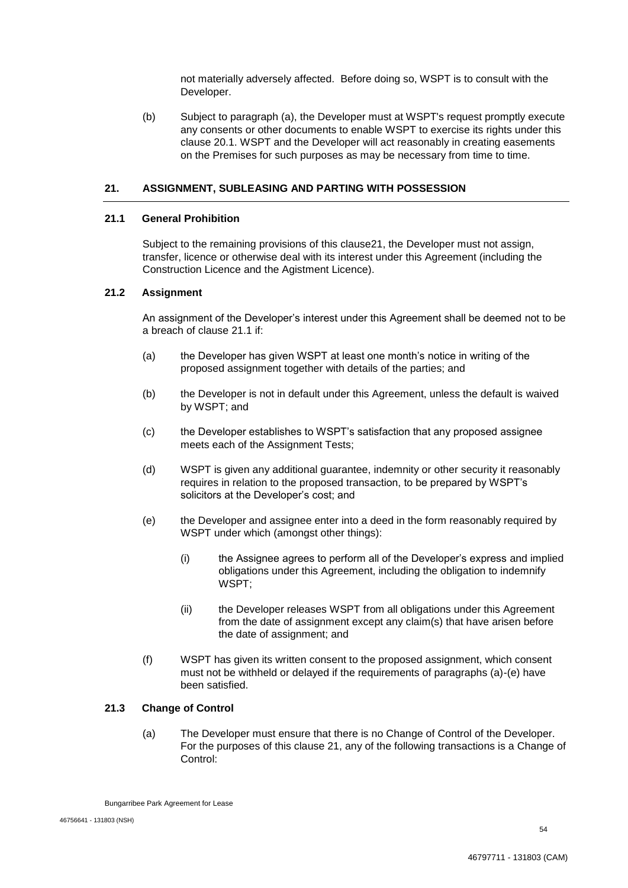not materially adversely affected. Before doing so, WSPT is to consult with the Developer.

(b) Subject to paragraph (a), the Developer must at WSPT's request promptly execute any consents or other documents to enable WSPT to exercise its rights under this clause 20.1. WSPT and the Developer will act reasonably in creating easements on the Premises for such purposes as may be necessary from time to time.

## 21. ASSIGNMENT, SUBLEASING AND PARTING WITH POSSESSION

### 21.1 General Prohibition

Subject to the remaining provisions of this clause21, the Developer must not assign, transfer, licence or otherwise deal with its interest under this Agreement (including the Construction Licence and the Agistment Licence).

### 21.2 Assignment

An assignment of the Developer's interest under this Agreement shall be deemed not to be a breach of clause 21.1 if:

(a) the Developer has given WSPT at least one month's notice in writing of the proposed assignment together with details of the parties; and

(b) the Developer is not in default under this Agreement, unless the default is waived by WSPT; and

(c) the Developer establishes to WSPT's satisfaction that any proposed assignee meets each of the Assignment Tests;

(d) WSPT is given any additional guarantee, indemnity or other security it reasonably requires in relation to the proposed transaction, to be prepared by WSPT's solicitors at the Developer's cost; and

(e) the Developer and assignee enter into a deed in the form reasonably required by WSPT under which (amongst other things):

   (i) the Assignee agrees to perform all of the Developer's express and implied obligations under this Agreement, including the obligation to indemnify WSPT;

   (ii) the Developer releases WSPT from all obligations under this Agreement from the date of assignment except any claim(s) that have arisen before the date of assignment; and

(f) WSPT has given its written consent to the proposed assignment, which consent must not be withheld or delayed if the requirements of paragraphs (a)-(e) have been satisfied.

### 21.3 Change of Control

(a) The Developer must ensure that there is no Change of Control of the Developer. For the purposes of this clause 21, any of the following transactions is a Change of Control: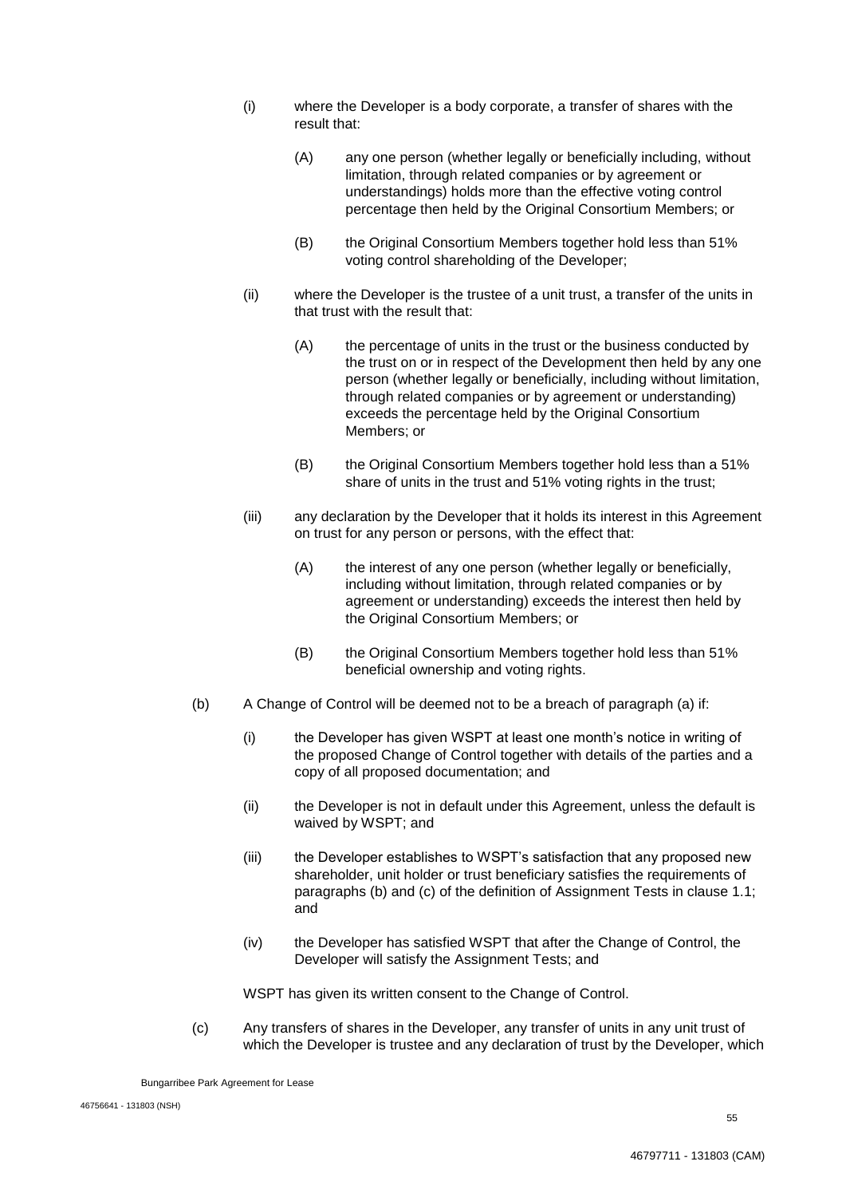(i) where the Developer is a body corporate, a transfer of shares with the result that:

(A) any one person (whether legally or beneficially including, without limitation, through related companies or by agreement or understandings) holds more than the effective voting control percentage then held by the Original Consortium Members; or

(B) the Original Consortium Members together hold less than 51% voting control shareholding of the Developer;

(ii) where the Developer is the trustee of a unit trust, a transfer of the units in that trust with the result that:

(A) the percentage of units in the trust or the business conducted by the trust on or in respect of the Development then held by any one person (whether legally or beneficially, including without limitation, through related companies or by agreement or understanding) exceeds the percentage held by the Original Consortium Members; or

(B) the Original Consortium Members together hold less than a 51% share of units in the trust and 51% voting rights in the trust;

(iii) any declaration by the Developer that it holds its interest in this Agreement on trust for any person or persons, with the effect that:

(A) the interest of any one person (whether legally or beneficially, including without limitation, through related companies or by agreement or understanding) exceeds the interest then held by the Original Consortium Members; or

(B) the Original Consortium Members together hold less than 51% beneficial ownership and voting rights.

(b) A Change of Control will be deemed not to be a breach of paragraph (a) if:

(i) the Developer has given WSPT at least one month's notice in writing of the proposed Change of Control together with details of the parties and a copy of all proposed documentation; and

(ii) the Developer is not in default under this Agreement, unless the default is waived by WSPT; and

(iii) the Developer establishes to WSPT's satisfaction that any proposed new shareholder, unit holder or trust beneficiary satisfies the requirements of paragraphs (b) and (c) of the definition of Assignment Tests in clause 1.1; and

(iv) the Developer has satisfied WSPT that after the Change of Control, the Developer will satisfy the Assignment Tests; and

WSPT has given its written consent to the Change of Control.

(c) Any transfers of shares in the Developer, any transfer of units in any unit trust of which the Developer is trustee and any declaration of trust by the Developer, which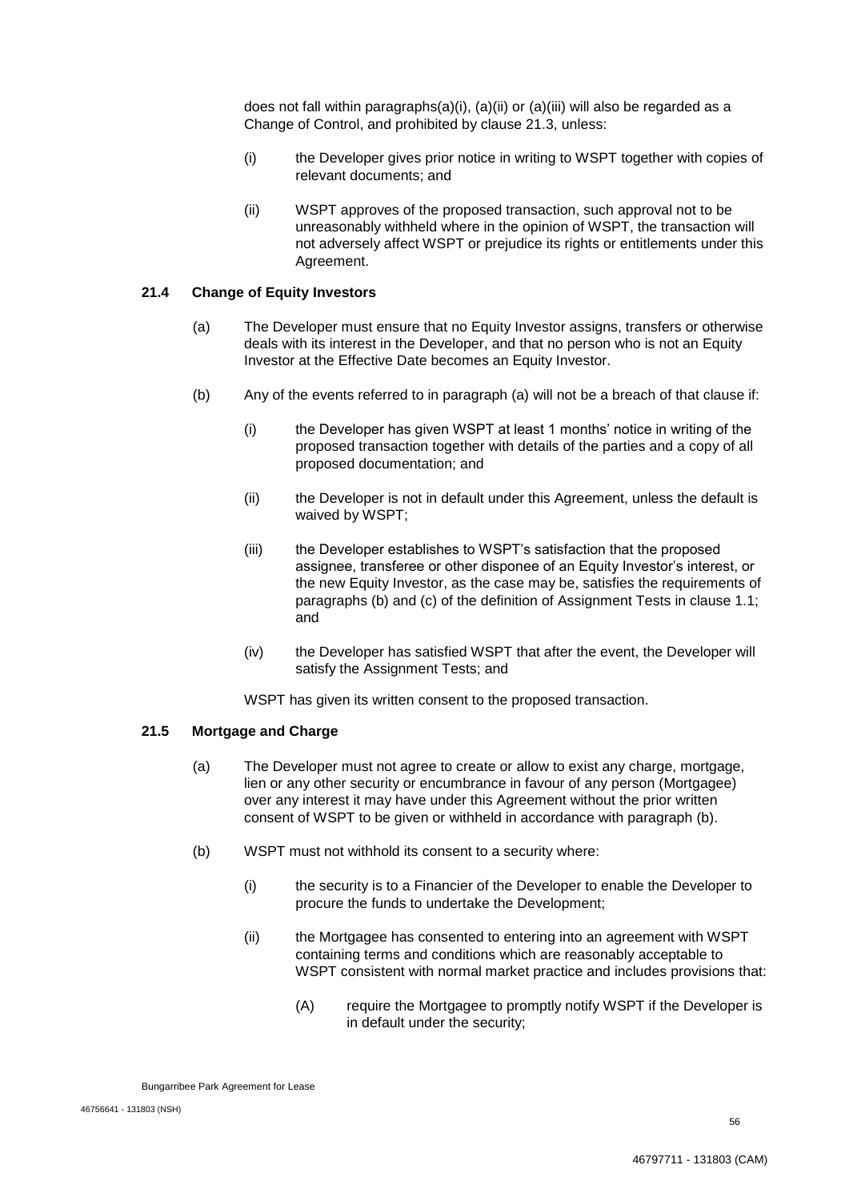does not fall within paragraphs(a)(i), (a)(ii) or (a)(iii) will also be regarded as a Change of Control, and prohibited by clause 21.3, unless:

(i) the Developer gives prior notice in writing to WSPT together with copies of relevant documents; and

(ii) WSPT approves of the proposed transaction, such approval not to be unreasonably withheld where in the opinion of WSPT, the transaction will not adversely affect WSPT or prejudice its rights or entitlements under this Agreement.

### 21.4 Change of Equity Investors

(a) The Developer must ensure that no Equity Investor assigns, transfers or otherwise deals with its interest in the Developer, and that no person who is not an Equity Investor at the Effective Date becomes an Equity Investor.

(b) Any of the events referred to in paragraph (a) will not be a breach of that clause if:

(i) the Developer has given WSPT at least 1 months' notice in writing of the proposed transaction together with details of the parties and a copy of all proposed documentation; and

(ii) the Developer is not in default under this Agreement, unless the default is waived by WSPT;

(iii) the Developer establishes to WSPT's satisfaction that the proposed assignee, transferee or other disponee of an Equity Investor's interest, or the new Equity Investor, as the case may be, satisfies the requirements of paragraphs (b) and (c) of the definition of Assignment Tests in clause 1.1; and

(iv) the Developer has satisfied WSPT that after the event, the Developer will satisfy the Assignment Tests; and

WSPT has given its written consent to the proposed transaction.

### 21.5 Mortgage and Charge

(a) The Developer must not agree to create or allow to exist any charge, mortgage, lien or any other security or encumbrance in favour of any person (Mortgagee) over any interest it may have under this Agreement without the prior written consent of WSPT to be given or withheld in accordance with paragraph (b).

(b) WSPT must not withhold its consent to a security where:

(i) the security is to a Financier of the Developer to enable the Developer to procure the funds to undertake the Development;

(ii) the Mortgagee has consented to entering into an agreement with WSPT containing terms and conditions which are reasonably acceptable to WSPT consistent with normal market practice and includes provisions that:

(A) require the Mortgagee to promptly notify WSPT if the Developer is in default under the security;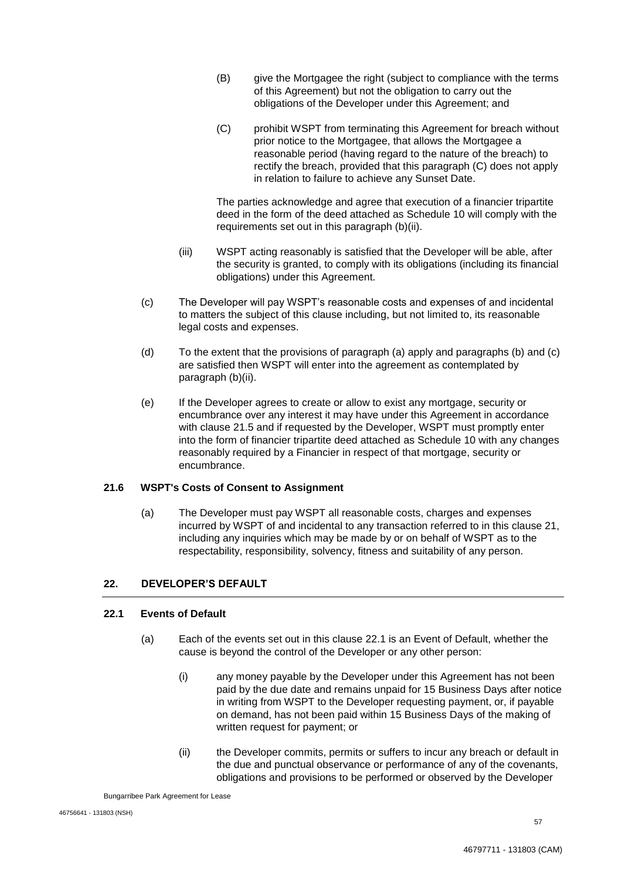(B) give the Mortgagee the right (subject to compliance with the terms of this Agreement) but not the obligation to carry out the obligations of the Developer under this Agreement; and

(C) prohibit WSPT from terminating this Agreement for breach without prior notice to the Mortgagee, that allows the Mortgagee a reasonable period (having regard to the nature of the breach) to rectify the breach, provided that this paragraph (C) does not apply in relation to failure to achieve any Sunset Date.

The parties acknowledge and agree that execution of a financier tripartite deed in the form of the deed attached as Schedule 10 will comply with the requirements set out in this paragraph (b)(ii).

(iii) WSPT acting reasonably is satisfied that the Developer will be able, after the security is granted, to comply with its obligations (including its financial obligations) under this Agreement.

(c) The Developer will pay WSPT's reasonable costs and expenses of and incidental to matters the subject of this clause including, but not limited to, its reasonable legal costs and expenses.

(d) To the extent that the provisions of paragraph (a) apply and paragraphs (b) and (c) are satisfied then WSPT will enter into the agreement as contemplated by paragraph (b)(ii).

(e) If the Developer agrees to create or allow to exist any mortgage, security or encumbrance over any interest it may have under this Agreement in accordance with clause 21.5 and if requested by the Developer, WSPT must promptly enter into the form of financier tripartite deed attached as Schedule 10 with any changes reasonably required by a Financier in respect of that mortgage, security or encumbrance.

### 21.6 WSPT's Costs of Consent to Assignment

(a) The Developer must pay WSPT all reasonable costs, charges and expenses incurred by WSPT of and incidental to any transaction referred to in this clause 21, including any inquiries which may be made by or on behalf of WSPT as to the respectability, responsibility, solvency, fitness and suitability of any person.

## 22. DEVELOPER'S DEFAULT

### 22.1 Events of Default

(a) Each of the events set out in this clause 22.1 is an Event of Default, whether the cause is beyond the control of the Developer or any other person:

(i) any money payable by the Developer under this Agreement has not been paid by the due date and remains unpaid for 15 Business Days after notice in writing from WSPT to the Developer requesting payment, or, if payable on demand, has not been paid within 15 Business Days of the making of written request for payment; or

(ii) the Developer commits, permits or suffers to incur any breach or default in the due and punctual observance or performance of any of the covenants, obligations and provisions to be performed or observed by the Developer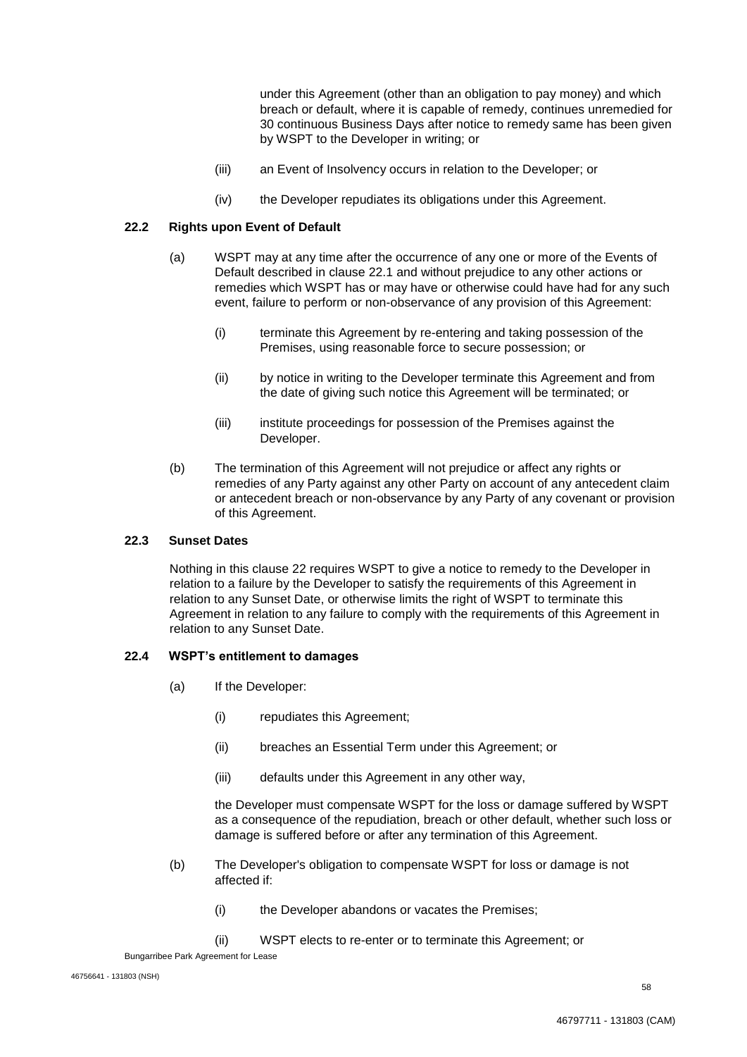under this Agreement (other than an obligation to pay money) and which breach or default, where it is capable of remedy, continues unremedied for 30 continuous Business Days after notice to remedy same has been given by WSPT to the Developer in writing; or

(iii) an Event of Insolvency occurs in relation to the Developer; or

(iv) the Developer repudiates its obligations under this Agreement.

### 22.2 Rights upon Event of Default

(a) WSPT may at any time after the occurrence of any one or more of the Events of Default described in clause 22.1 and without prejudice to any other actions or remedies which WSPT has or may have or otherwise could have had for any such event, failure to perform or non-observance of any provision of this Agreement:

(i) terminate this Agreement by re-entering and taking possession of the Premises, using reasonable force to secure possession; or

(ii) by notice in writing to the Developer terminate this Agreement and from the date of giving such notice this Agreement will be terminated; or

(iii) institute proceedings for possession of the Premises against the Developer.

(b) The termination of this Agreement will not prejudice or affect any rights or remedies of any Party against any other Party on account of any antecedent claim or antecedent breach or non-observance by any Party of any covenant or provision of this Agreement.

### 22.3 Sunset Dates

Nothing in this clause 22 requires WSPT to give a notice to remedy to the Developer in relation to a failure by the Developer to satisfy the requirements of this Agreement in relation to any Sunset Date, or otherwise limits the right of WSPT to terminate this Agreement in relation to any failure to comply with the requirements of this Agreement in relation to any Sunset Date.

### 22.4 WSPT's entitlement to damages

(a) If the Developer:

(i) repudiates this Agreement;

(ii) breaches an Essential Term under this Agreement; or

(iii) defaults under this Agreement in any other way,

the Developer must compensate WSPT for the loss or damage suffered by WSPT as a consequence of the repudiation, breach or other default, whether such loss or damage is suffered before or after any termination of this Agreement.

(b) The Developer's obligation to compensate WSPT for loss or damage is not affected if:

(i) the Developer abandons or vacates the Premises;

(ii) WSPT elects to re-enter or to terminate this Agreement; or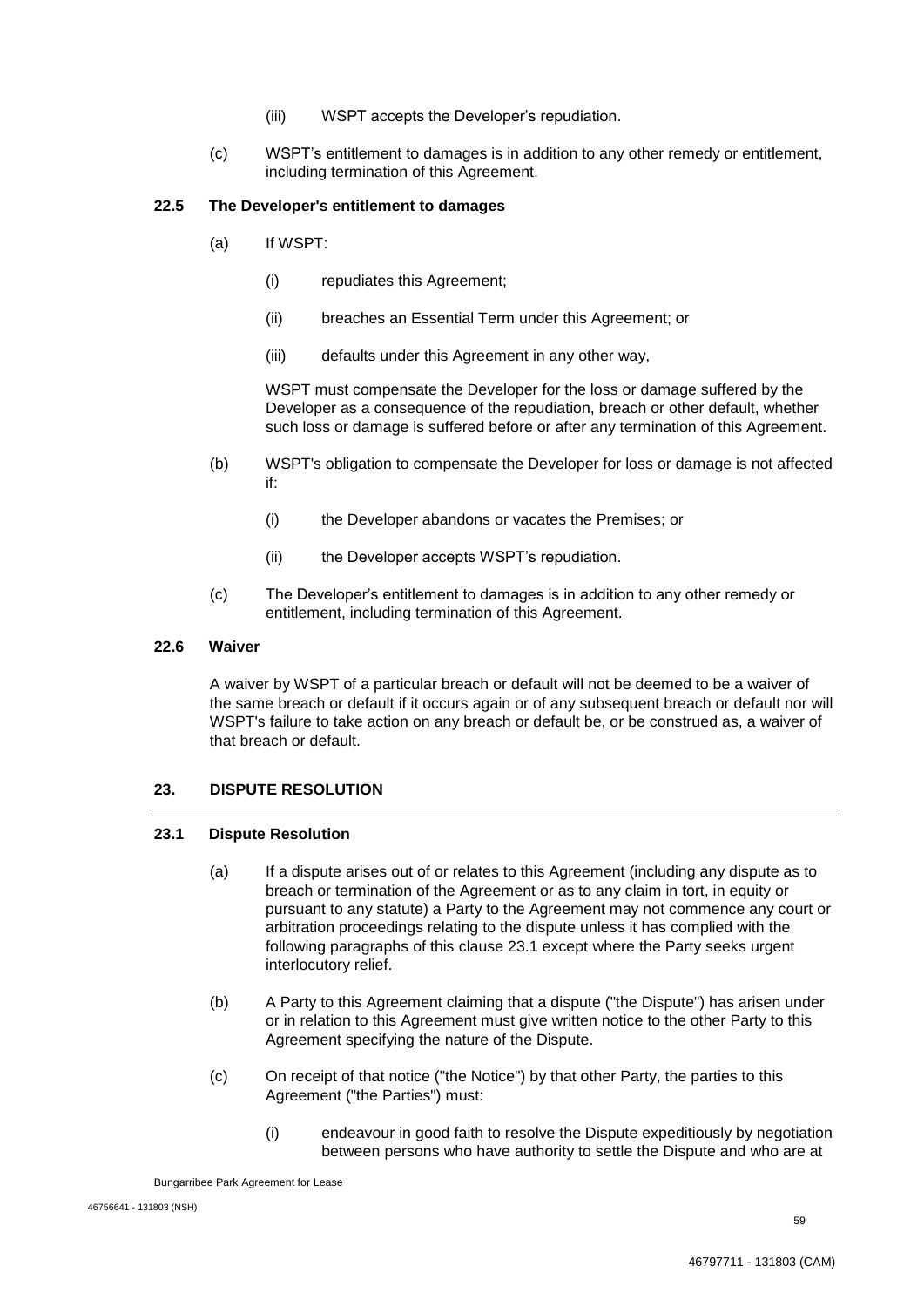(iii) WSPT accepts the Developer's repudiation.

(c) WSPT's entitlement to damages is in addition to any other remedy or entitlement, including termination of this Agreement.

### 22.5 The Developer's entitlement to damages

(a) If WSPT:

(i) repudiates this Agreement;

(ii) breaches an Essential Term under this Agreement; or

(iii) defaults under this Agreement in any other way,

WSPT must compensate the Developer for the loss or damage suffered by the Developer as a consequence of the repudiation, breach or other default, whether such loss or damage is suffered before or after any termination of this Agreement.

(b) WSPT's obligation to compensate the Developer for loss or damage is not affected if:

(i) the Developer abandons or vacates the Premises; or

(ii) the Developer accepts WSPT's repudiation.

(c) The Developer's entitlement to damages is in addition to any other remedy or entitlement, including termination of this Agreement.

### 22.6 Waiver

A waiver by WSPT of a particular breach or default will not be deemed to be a waiver of the same breach or default if it occurs again or of any subsequent breach or default nor will WSPT's failure to take action on any breach or default be, or be construed as, a waiver of that breach or default.

## 23. DISPUTE RESOLUTION

### 23.1 Dispute Resolution

(a) If a dispute arises out of or relates to this Agreement (including any dispute as to breach or termination of the Agreement or as to any claim in tort, in equity or pursuant to any statute) a Party to the Agreement may not commence any court or arbitration proceedings relating to the dispute unless it has complied with the following paragraphs of this clause 23.1 except where the Party seeks urgent interlocutory relief.

(b) A Party to this Agreement claiming that a dispute ("the Dispute") has arisen under or in relation to this Agreement must give written notice to the other Party to this Agreement specifying the nature of the Dispute.

(c) On receipt of that notice ("the Notice") by that other Party, the parties to this Agreement ("the Parties") must:

(i) endeavour in good faith to resolve the Dispute expeditiously by negotiation between persons who have authority to settle the Dispute and who are at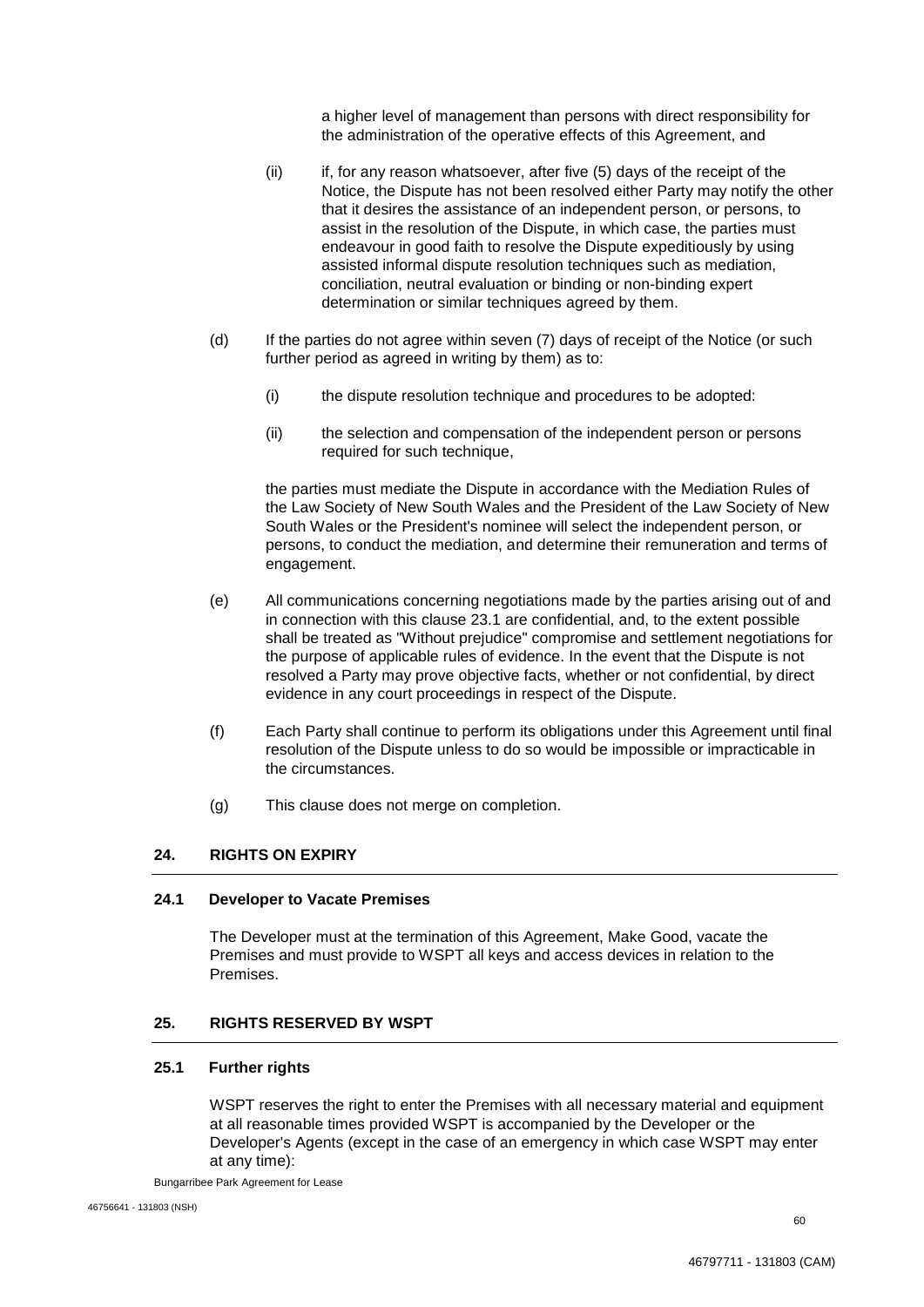a higher level of management than persons with direct responsibility for the administration of the operative effects of this Agreement, and

(ii) if, for any reason whatsoever, after five (5) days of the receipt of the Notice, the Dispute has not been resolved either Party may notify the other that it desires the assistance of an independent person, or persons, to assist in the resolution of the Dispute, in which case, the parties must endeavour in good faith to resolve the Dispute expeditiously by using assisted informal dispute resolution techniques such as mediation, conciliation, neutral evaluation or binding or non-binding expert determination or similar techniques agreed by them.

(d) If the parties do not agree within seven (7) days of receipt of the Notice (or such further period as agreed in writing by them) as to:

(i) the dispute resolution technique and procedures to be adopted:

(ii) the selection and compensation of the independent person or persons required for such technique,

the parties must mediate the Dispute in accordance with the Mediation Rules of the Law Society of New South Wales and the President of the Law Society of New South Wales or the President's nominee will select the independent person, or persons, to conduct the mediation, and determine their remuneration and terms of engagement.

(e) All communications concerning negotiations made by the parties arising out of and in connection with this clause 23.1 are confidential, and, to the extent possible shall be treated as "Without prejudice" compromise and settlement negotiations for the purpose of applicable rules of evidence. In the event that the Dispute is not resolved a Party may prove objective facts, whether or not confidential, by direct evidence in any court proceedings in respect of the Dispute.

(f) Each Party shall continue to perform its obligations under this Agreement until final resolution of the Dispute unless to do so would be impossible or impracticable in the circumstances.

(g) This clause does not merge on completion.

## 24. RIGHTS ON EXPIRY

### 24.1 Developer to Vacate Premises

The Developer must at the termination of this Agreement, Make Good, vacate the Premises and must provide to WSPT all keys and access devices in relation to the Premises.

## 25. RIGHTS RESERVED BY WSPT

### 25.1 Further rights

WSPT reserves the right to enter the Premises with all necessary material and equipment at all reasonable times provided WSPT is accompanied by the Developer or the Developer's Agents (except in the case of an emergency in which case WSPT may enter at any time):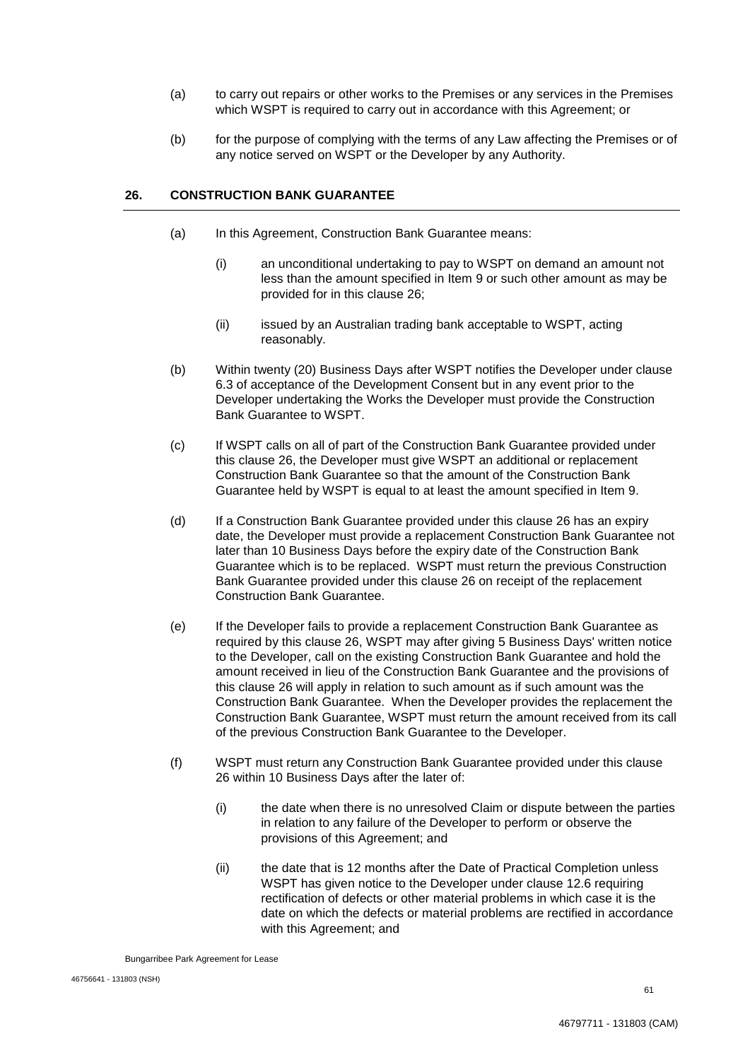(a) to carry out repairs or other works to the Premises or any services in the Premises which WSPT is required to carry out in accordance with this Agreement; or

(b) for the purpose of complying with the terms of any Law affecting the Premises or of any notice served on WSPT or the Developer by any Authority.

## 26. CONSTRUCTION BANK GUARANTEE

(a) In this Agreement, Construction Bank Guarantee means:

(i) an unconditional undertaking to pay to WSPT on demand an amount not less than the amount specified in Item 9 or such other amount as may be provided for in this clause 26;

(ii) issued by an Australian trading bank acceptable to WSPT, acting reasonably.

(b) Within twenty (20) Business Days after WSPT notifies the Developer under clause 6.3 of acceptance of the Development Consent but in any event prior to the Developer undertaking the Works the Developer must provide the Construction Bank Guarantee to WSPT.

(c) If WSPT calls on all of part of the Construction Bank Guarantee provided under this clause 26, the Developer must give WSPT an additional or replacement Construction Bank Guarantee so that the amount of the Construction Bank Guarantee held by WSPT is equal to at least the amount specified in Item 9.

(d) If a Construction Bank Guarantee provided under this clause 26 has an expiry date, the Developer must provide a replacement Construction Bank Guarantee not later than 10 Business Days before the expiry date of the Construction Bank Guarantee which is to be replaced. WSPT must return the previous Construction Bank Guarantee provided under this clause 26 on receipt of the replacement Construction Bank Guarantee.

(e) If the Developer fails to provide a replacement Construction Bank Guarantee as required by this clause 26, WSPT may after giving 5 Business Days' written notice to the Developer, call on the existing Construction Bank Guarantee and hold the amount received in lieu of the Construction Bank Guarantee and the provisions of this clause 26 will apply in relation to such amount as if such amount was the Construction Bank Guarantee. When the Developer provides the replacement the Construction Bank Guarantee, WSPT must return the amount received from its call of the previous Construction Bank Guarantee to the Developer.

(f) WSPT must return any Construction Bank Guarantee provided under this clause 26 within 10 Business Days after the later of:

(i) the date when there is no unresolved Claim or dispute between the parties in relation to any failure of the Developer to perform or observe the provisions of this Agreement; and

(ii) the date that is 12 months after the Date of Practical Completion unless WSPT has given notice to the Developer under clause 12.6 requiring rectification of defects or other material problems in which case it is the date on which the defects or material problems are rectified in accordance with this Agreement; and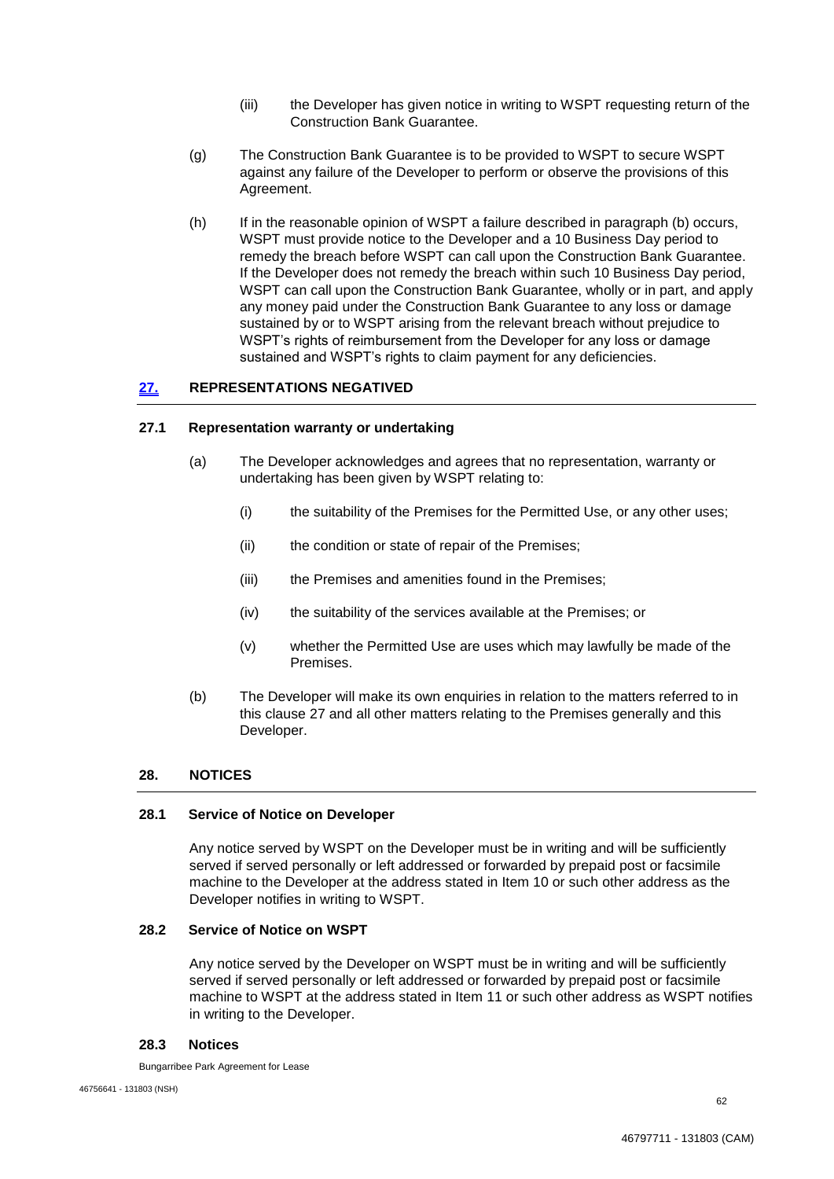(iii) the Developer has given notice in writing to WSPT requesting return of the Construction Bank Guarantee.

(g) The Construction Bank Guarantee is to be provided to WSPT to secure WSPT against any failure of the Developer to perform or observe the provisions of this Agreement.

(h) If in the reasonable opinion of WSPT a failure described in paragraph (b) occurs, WSPT must provide notice to the Developer and a 10 Business Day period to remedy the breach before WSPT can call upon the Construction Bank Guarantee. If the Developer does not remedy the breach within such 10 Business Day period, WSPT can call upon the Construction Bank Guarantee, wholly or in part, and apply any money paid under the Construction Bank Guarantee to any loss or damage sustained by or to WSPT arising from the relevant breach without prejudice to WSPT's rights of reimbursement from the Developer for any loss or damage sustained and WSPT's rights to claim payment for any deficiencies.

## 27. REPRESENTATIONS NEGATIVED

### 27.1 Representation warranty or undertaking

(a) The Developer acknowledges and agrees that no representation, warranty or undertaking has been given by WSPT relating to:

(i) the suitability of the Premises for the Permitted Use, or any other uses;

(ii) the condition or state of repair of the Premises;

(iii) the Premises and amenities found in the Premises;

(iv) the suitability of the services available at the Premises; or

(v) whether the Permitted Use are uses which may lawfully be made of the Premises.

(b) The Developer will make its own enquiries in relation to the matters referred to in this clause 27 and all other matters relating to the Premises generally and this Developer.

## 28. NOTICES

### 28.1 Service of Notice on Developer

Any notice served by WSPT on the Developer must be in writing and will be sufficiently served if served personally or left addressed or forwarded by prepaid post or facsimile machine to the Developer at the address stated in Item 10 or such other address as the Developer notifies in writing to WSPT.

### 28.2 Service of Notice on WSPT

Any notice served by the Developer on WSPT must be in writing and will be sufficiently served if served personally or left addressed or forwarded by prepaid post or facsimile machine to WSPT at the address stated in Item 11 or such other address as WSPT notifies in writing to the Developer.

### 28.3 Notices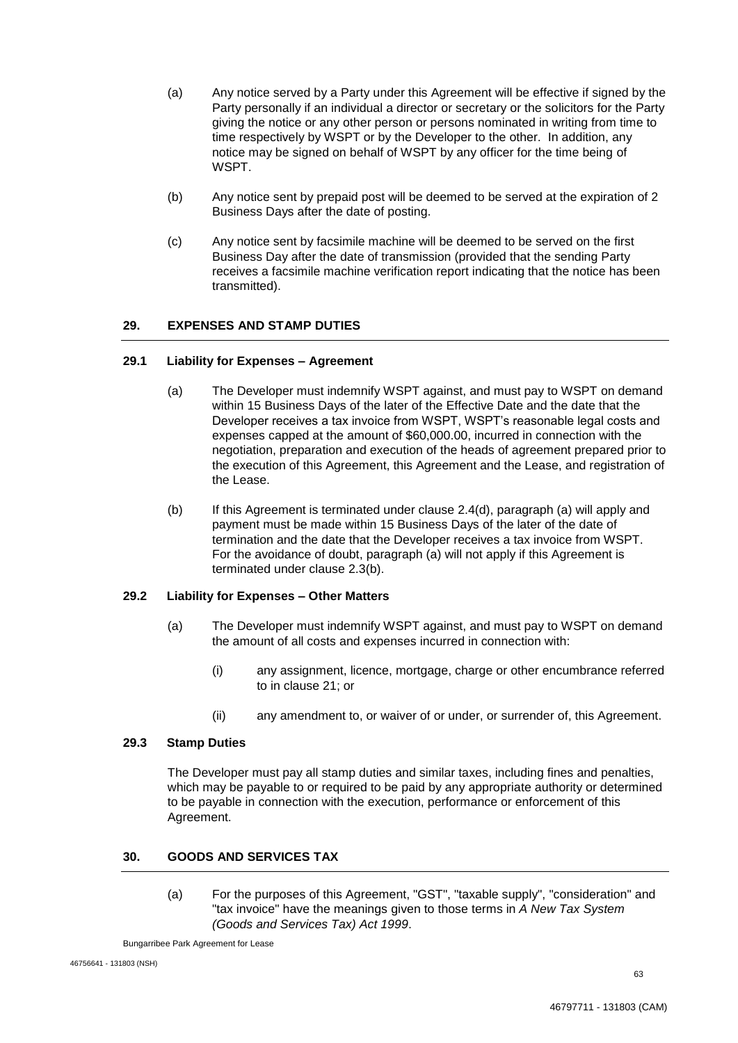(a) Any notice served by a Party under this Agreement will be effective if signed by the Party personally if an individual a director or secretary or the solicitors for the Party giving the notice or any other person or persons nominated in writing from time to time respectively by WSPT or by the Developer to the other. In addition, any notice may be signed on behalf of WSPT by any officer for the time being of WSPT.

(b) Any notice sent by prepaid post will be deemed to be served at the expiration of 2 Business Days after the date of posting.

(c) Any notice sent by facsimile machine will be deemed to be served on the first Business Day after the date of transmission (provided that the sending Party receives a facsimile machine verification report indicating that the notice has been transmitted).

## 29. EXPENSES AND STAMP DUTIES

### 29.1 Liability for Expenses – Agreement

(a) The Developer must indemnify WSPT against, and must pay to WSPT on demand within 15 Business Days of the later of the Effective Date and the date that the Developer receives a tax invoice from WSPT, WSPT's reasonable legal costs and expenses capped at the amount of $60,000.00, incurred in connection with the negotiation, preparation and execution of the heads of agreement prepared prior to the execution of this Agreement, this Agreement and the Lease, and registration of the Lease.

(b) If this Agreement is terminated under clause 2.4(d), paragraph (a) will apply and payment must be made within 15 Business Days of the later of the date of termination and the date that the Developer receives a tax invoice from WSPT. For the avoidance of doubt, paragraph (a) will not apply if this Agreement is terminated under clause 2.3(b).

### 29.2 Liability for Expenses – Other Matters

(a) The Developer must indemnify WSPT against, and must pay to WSPT on demand the amount of all costs and expenses incurred in connection with:

(i) any assignment, licence, mortgage, charge or other encumbrance referred to in clause 21; or

(ii) any amendment to, or waiver of or under, or surrender of, this Agreement.

### 29.3 Stamp Duties

The Developer must pay all stamp duties and similar taxes, including fines and penalties, which may be payable to or required to be paid by any appropriate authority or determined to be payable in connection with the execution, performance or enforcement of this Agreement.

## 30. GOODS AND SERVICES TAX

(a) For the purposes of this Agreement, "GST", "taxable supply", "consideration" and "tax invoice" have the meanings given to those terms in *A New Tax System (Goods and Services Tax) Act 1999*.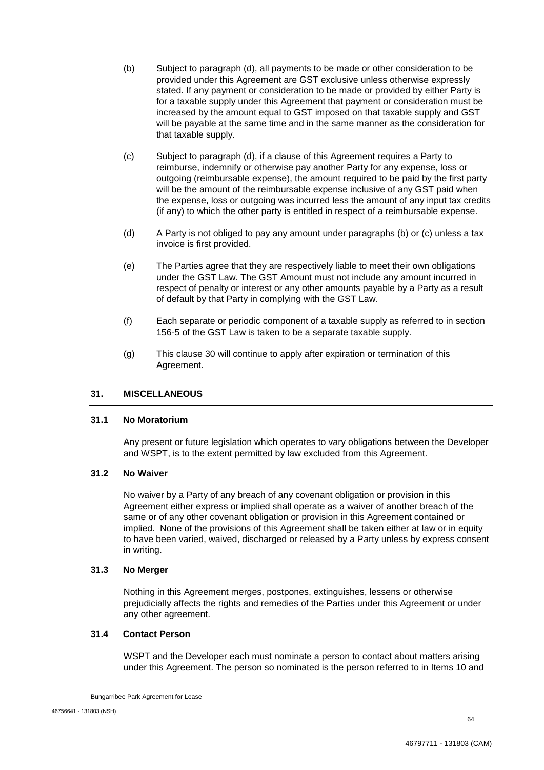(b) Subject to paragraph (d), all payments to be made or other consideration to be provided under this Agreement are GST exclusive unless otherwise expressly stated. If any payment or consideration to be made or provided by either Party is for a taxable supply under this Agreement that payment or consideration must be increased by the amount equal to GST imposed on that taxable supply and GST will be payable at the same time and in the same manner as the consideration for that taxable supply.

(c) Subject to paragraph (d), if a clause of this Agreement requires a Party to reimburse, indemnify or otherwise pay another Party for any expense, loss or outgoing (reimbursable expense), the amount required to be paid by the first party will be the amount of the reimbursable expense inclusive of any GST paid when the expense, loss or outgoing was incurred less the amount of any input tax credits (if any) to which the other party is entitled in respect of a reimbursable expense.

(d) A Party is not obliged to pay any amount under paragraphs (b) or (c) unless a tax invoice is first provided.

(e) The Parties agree that they are respectively liable to meet their own obligations under the GST Law. The GST Amount must not include any amount incurred in respect of penalty or interest or any other amounts payable by a Party as a result of default by that Party in complying with the GST Law.

(f) Each separate or periodic component of a taxable supply as referred to in section 156-5 of the GST Law is taken to be a separate taxable supply.

(g) This clause 30 will continue to apply after expiration or termination of this Agreement.

## 31. MISCELLANEOUS

### 31.1 No Moratorium

Any present or future legislation which operates to vary obligations between the Developer and WSPT, is to the extent permitted by law excluded from this Agreement.

### 31.2 No Waiver

No waiver by a Party of any breach of any covenant obligation or provision in this Agreement either express or implied shall operate as a waiver of another breach of the same or of any other covenant obligation or provision in this Agreement contained or implied. None of the provisions of this Agreement shall be taken either at law or in equity to have been varied, waived, discharged or released by a Party unless by express consent in writing.

### 31.3 No Merger

Nothing in this Agreement merges, postpones, extinguishes, lessens or otherwise prejudicially affects the rights and remedies of the Parties under this Agreement or under any other agreement.

### 31.4 Contact Person

WSPT and the Developer each must nominate a person to contact about matters arising under this Agreement. The person so nominated is the person referred to in Items 10 and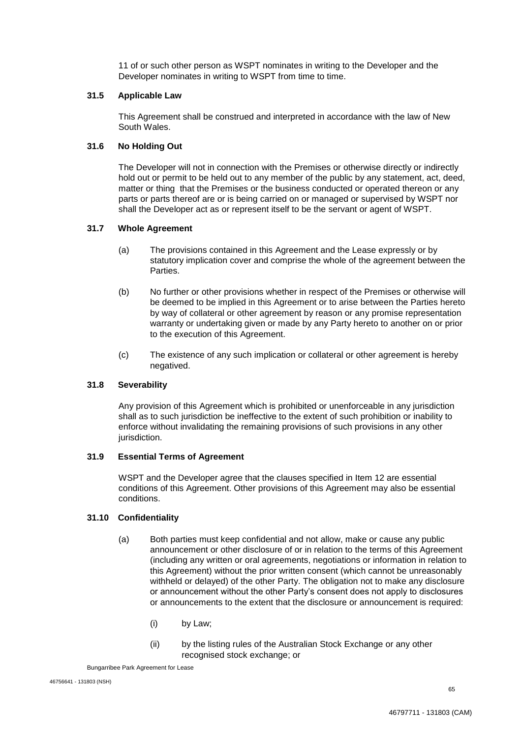11 of or such other person as WSPT nominates in writing to the Developer and the Developer nominates in writing to WSPT from time to time.

### 31.5 Applicable Law

This Agreement shall be construed and interpreted in accordance with the law of New South Wales.

### 31.6 No Holding Out

The Developer will not in connection with the Premises or otherwise directly or indirectly hold out or permit to be held out to any member of the public by any statement, act, deed, matter or thing that the Premises or the business conducted or operated thereon or any parts or parts thereof are or is being carried on or managed or supervised by WSPT nor shall the Developer act as or represent itself to be the servant or agent of WSPT.

### 31.7 Whole Agreement

(a) The provisions contained in this Agreement and the Lease expressly or by statutory implication cover and comprise the whole of the agreement between the Parties.

(b) No further or other provisions whether in respect of the Premises or otherwise will be deemed to be implied in this Agreement or to arise between the Parties hereto by way of collateral or other agreement by reason or any promise representation warranty or undertaking given or made by any Party hereto to another on or prior to the execution of this Agreement.

(c) The existence of any such implication or collateral or other agreement is hereby negatived.

### 31.8 Severability

Any provision of this Agreement which is prohibited or unenforceable in any jurisdiction shall as to such jurisdiction be ineffective to the extent of such prohibition or inability to enforce without invalidating the remaining provisions of such provisions in any other jurisdiction.

### 31.9 Essential Terms of Agreement

WSPT and the Developer agree that the clauses specified in Item 12 are essential conditions of this Agreement. Other provisions of this Agreement may also be essential conditions.

### 31.10 Confidentiality

(a) Both parties must keep confidential and not allow, make or cause any public announcement or other disclosure of or in relation to the terms of this Agreement (including any written or oral agreements, negotiations or information in relation to this Agreement) without the prior written consent (which cannot be unreasonably withheld or delayed) of the other Party. The obligation not to make any disclosure or announcement without the other Party's consent does not apply to disclosures or announcements to the extent that the disclosure or announcement is required:

(i) by Law;

(ii) by the listing rules of the Australian Stock Exchange or any other recognised stock exchange; or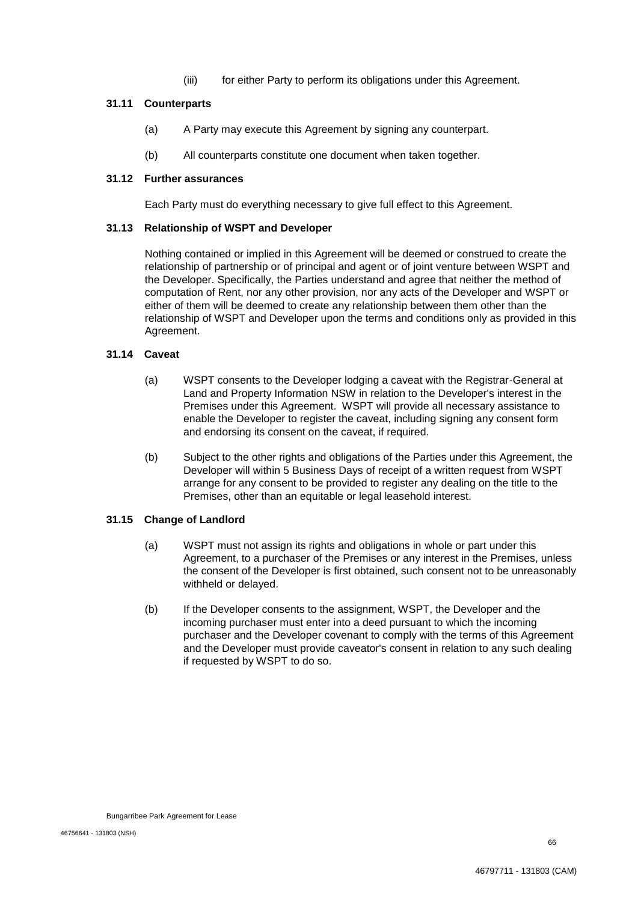(iii) for either Party to perform its obligations under this Agreement.

### 31.11 Counterparts

(a) A Party may execute this Agreement by signing any counterpart.

(b) All counterparts constitute one document when taken together.

### 31.12 Further assurances

Each Party must do everything necessary to give full effect to this Agreement.

### 31.13 Relationship of WSPT and Developer

Nothing contained or implied in this Agreement will be deemed or construed to create the relationship of partnership or of principal and agent or of joint venture between WSPT and the Developer. Specifically, the Parties understand and agree that neither the method of computation of Rent, nor any other provision, nor any acts of the Developer and WSPT or either of them will be deemed to create any relationship between them other than the relationship of WSPT and Developer upon the terms and conditions only as provided in this Agreement.

### 31.14 Caveat

(a) WSPT consents to the Developer lodging a caveat with the Registrar-General at Land and Property Information NSW in relation to the Developer's interest in the Premises under this Agreement. WSPT will provide all necessary assistance to enable the Developer to register the caveat, including signing any consent form and endorsing its consent on the caveat, if required.

(b) Subject to the other rights and obligations of the Parties under this Agreement, the Developer will within 5 Business Days of receipt of a written request from WSPT arrange for any consent to be provided to register any dealing on the title to the Premises, other than an equitable or legal leasehold interest.

### 31.15 Change of Landlord

(a) WSPT must not assign its rights and obligations in whole or part under this Agreement, to a purchaser of the Premises or any interest in the Premises, unless the consent of the Developer is first obtained, such consent not to be unreasonably withheld or delayed.

(b) If the Developer consents to the assignment, WSPT, the Developer and the incoming purchaser must enter into a deed pursuant to which the incoming purchaser and the Developer covenant to comply with the terms of this Agreement and the Developer must provide caveator's consent in relation to any such dealing if requested by WSPT to do so.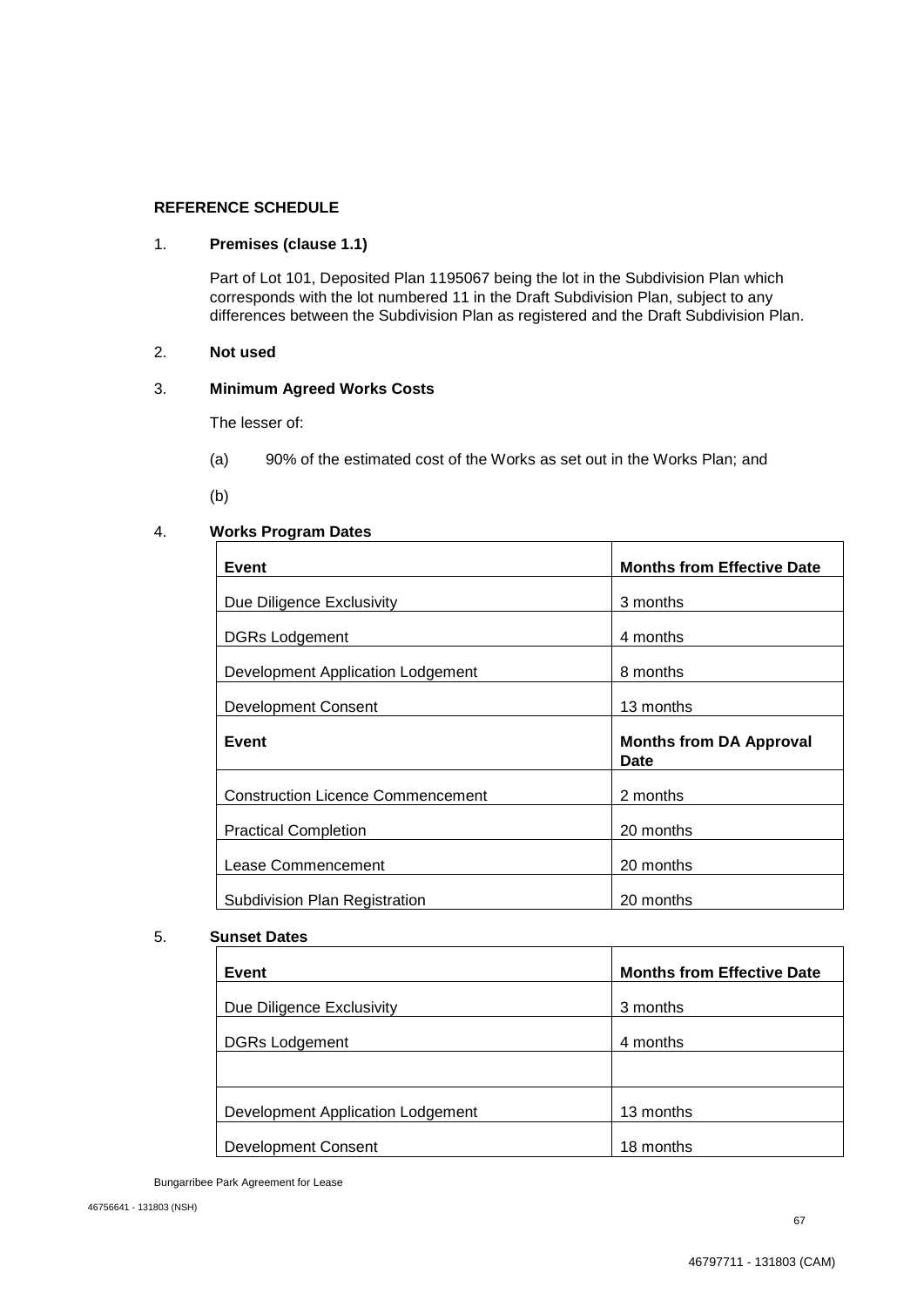**REFERENCE SCHEDULE**

1. **Premises (clause 1.1)**

   Part of Lot 101, Deposited Plan 1195067 being the lot in the Subdivision Plan which corresponds with the lot numbered 11 in the Draft Subdivision Plan, subject to any differences between the Subdivision Plan as registered and the Draft Subdivision Plan.

2. **Not used**

3. **Minimum Agreed Works Costs**

   The lesser of:

   (a) 90% of the estimated cost of the Works as set out in the Works Plan; and

   (b)

4. **Works Program Dates**

| **Event** | **Months from Effective Date** |
|---|---|
| Due Diligence Exclusivity | 3 months |
| DGRs Lodgement | 4 months |
| Development Application Lodgement | 8 months |
| Development Consent | 13 months |
| **Event** | **Months from DA Approval Date** |
| Construction Licence Commencement | 2 months |
| Practical Completion | 20 months |
| Lease Commencement | 20 months |
| Subdivision Plan Registration | 20 months |

5. **Sunset Dates**

| **Event** | **Months from Effective Date** |
|---|---|
| Due Diligence Exclusivity | 3 months |
| DGRs Lodgement | 4 months |
| | |
| Development Application Lodgement | 13 months |
| Development Consent | 18 months |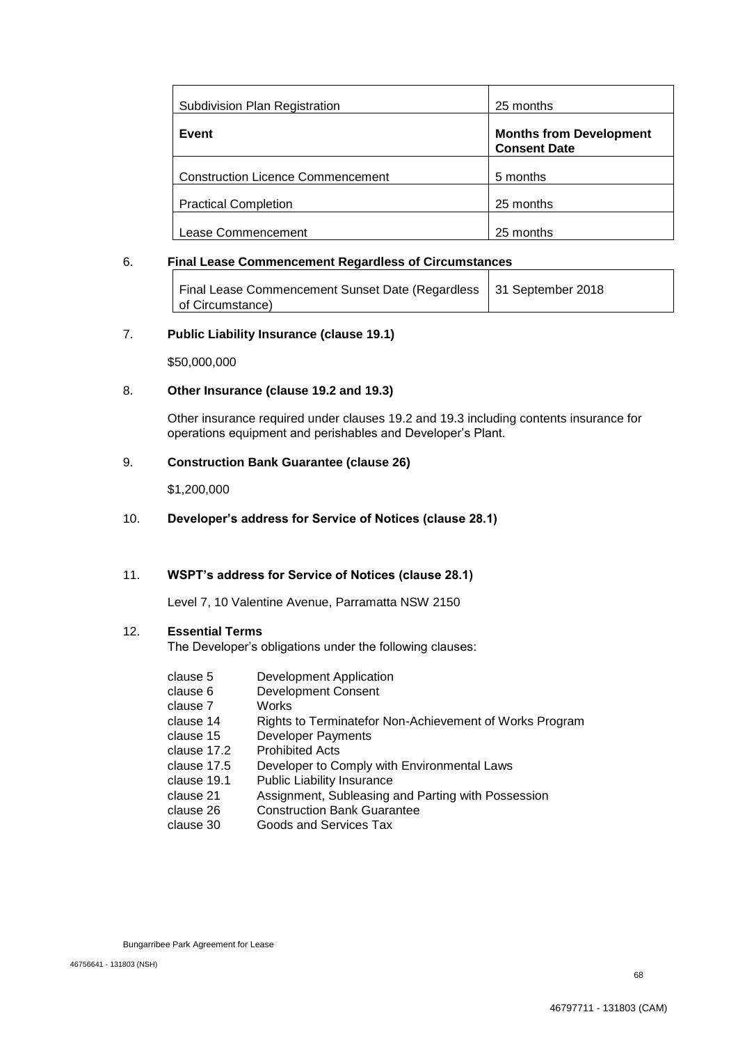| Subdivision Plan Registration | 25 months |
| --- | --- |
| **Event** | **Months from Development Consent Date** |
| Construction Licence Commencement | 5 months |
| Practical Completion | 25 months |
| Lease Commencement | 25 months |

6. **Final Lease Commencement Regardless of Circumstances**

| Final Lease Commencement Sunset Date (Regardless of Circumstance) | 31 September 2018 |
| --- | --- |

7. **Public Liability Insurance (clause 19.1)**

   $50,000,000

8. **Other Insurance (clause 19.2 and 19.3)**

   Other insurance required under clauses 19.2 and 19.3 including contents insurance for operations equipment and perishables and Developer's Plant.

9. **Construction Bank Guarantee (clause 26)**

   $1,200,000

10. **Developer's address for Service of Notices (clause 28.1)**

11. **WSPT's address for Service of Notices (clause 28.1)**

    Level 7, 10 Valentine Avenue, Parramatta NSW 2150

12. **Essential Terms**

    The Developer's obligations under the following clauses:

| | |
| --- | --- |
| clause 5 | Development Application |
| clause 6 | Development Consent |
| clause 7 | Works |
| clause 14 | Rights to Terminatefor Non-Achievement of Works Program |
| clause 15 | Developer Payments |
| clause 17.2 | Prohibited Acts |
| clause 17.5 | Developer to Comply with Environmental Laws |
| clause 19.1 | Public Liability Insurance |
| clause 21 | Assignment, Subleasing and Parting with Possession |
| clause 26 | Construction Bank Guarantee |
| clause 30 | Goods and Services Tax |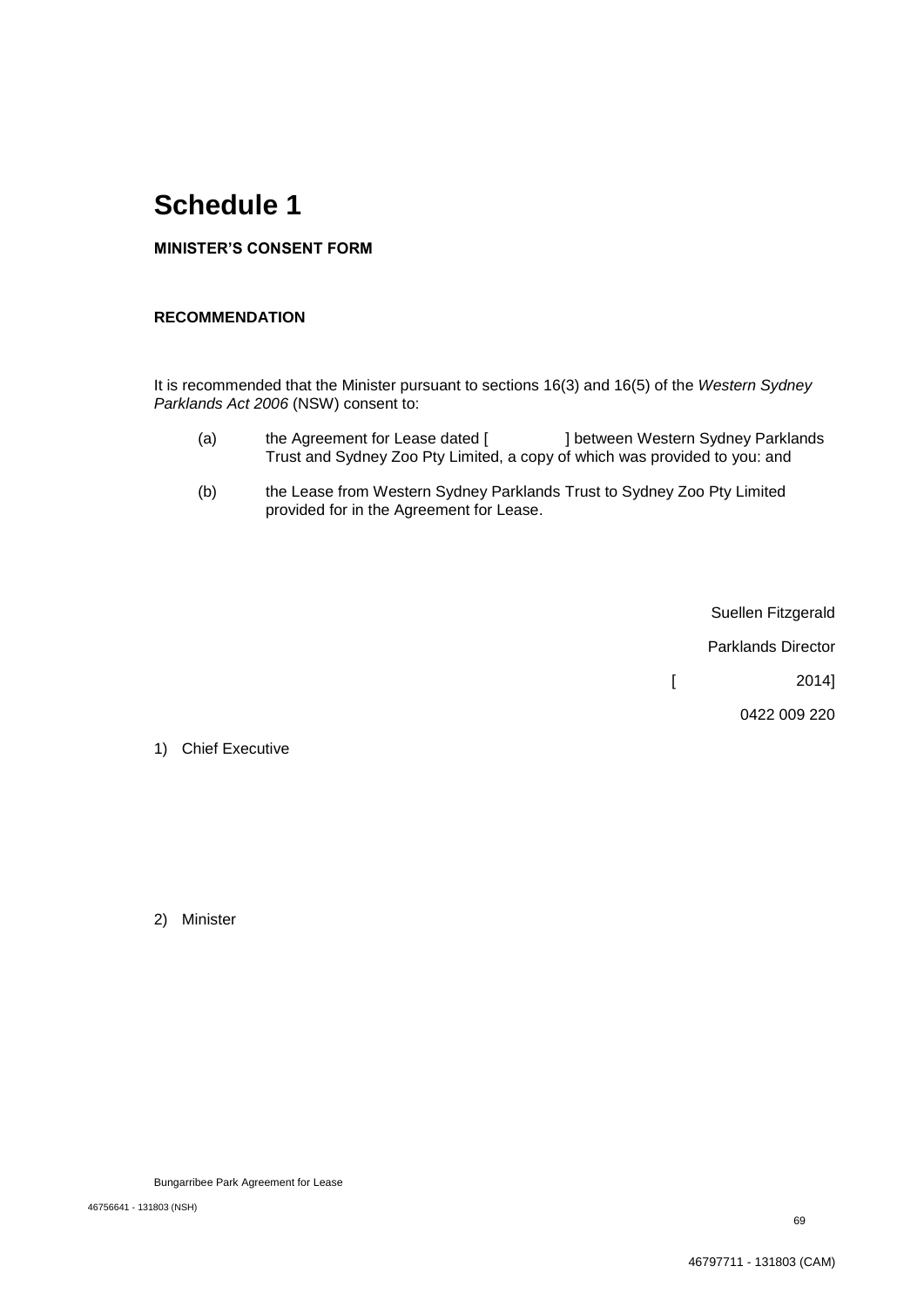# Schedule 1

**MINISTER'S CONSENT FORM**

**RECOMMENDATION**

It is recommended that the Minister pursuant to sections 16(3) and 16(5) of the *Western Sydney Parklands Act 2006* (NSW) consent to:

(a) the Agreement for Lease dated [ ] between Western Sydney Parklands Trust and Sydney Zoo Pty Limited, a copy of which was provided to you: and

(b) the Lease from Western Sydney Parklands Trust to Sydney Zoo Pty Limited provided for in the Agreement for Lease.

Suellen Fitzgerald

Parklands Director

[ 2014]

0422 009 220

1) Chief Executive

2) Minister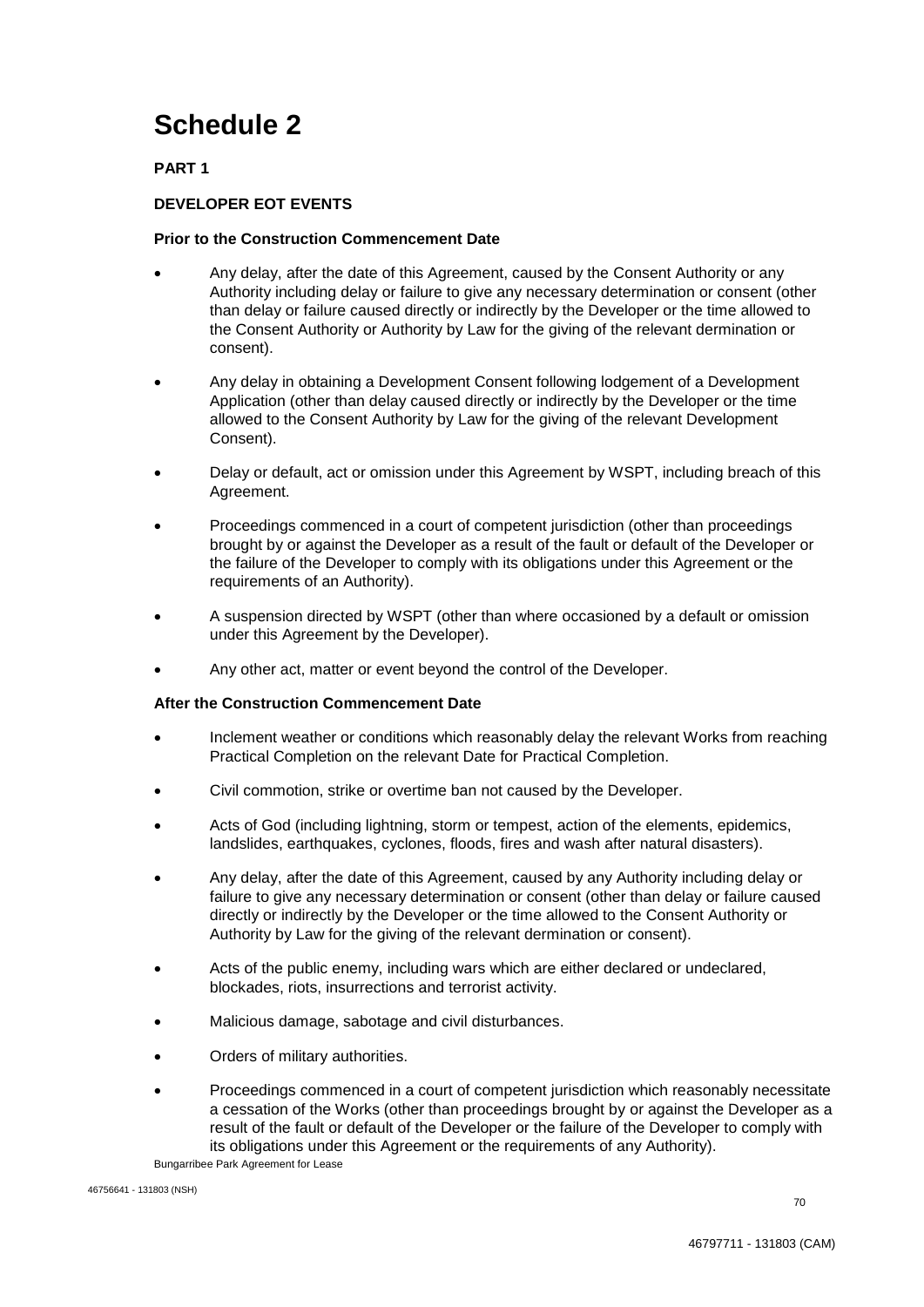# Schedule 2

**PART 1**

**DEVELOPER EOT EVENTS**

**Prior to the Construction Commencement Date**

- Any delay, after the date of this Agreement, caused by the Consent Authority or any Authority including delay or failure to give any necessary determination or consent (other than delay or failure caused directly or indirectly by the Developer or the time allowed to the Consent Authority or Authority by Law for the giving of the relevant dermination or consent).
- Any delay in obtaining a Development Consent following lodgement of a Development Application (other than delay caused directly or indirectly by the Developer or the time allowed to the Consent Authority by Law for the giving of the relevant Development Consent).
- Delay or default, act or omission under this Agreement by WSPT, including breach of this Agreement.
- Proceedings commenced in a court of competent jurisdiction (other than proceedings brought by or against the Developer as a result of the fault or default of the Developer or the failure of the Developer to comply with its obligations under this Agreement or the requirements of an Authority).
- A suspension directed by WSPT (other than where occasioned by a default or omission under this Agreement by the Developer).
- Any other act, matter or event beyond the control of the Developer.

**After the Construction Commencement Date**

- Inclement weather or conditions which reasonably delay the relevant Works from reaching Practical Completion on the relevant Date for Practical Completion.
- Civil commotion, strike or overtime ban not caused by the Developer.
- Acts of God (including lightning, storm or tempest, action of the elements, epidemics, landslides, earthquakes, cyclones, floods, fires and wash after natural disasters).
- Any delay, after the date of this Agreement, caused by any Authority including delay or failure to give any necessary determination or consent (other than delay or failure caused directly or indirectly by the Developer or the time allowed to the Consent Authority or Authority by Law for the giving of the relevant dermination or consent).
- Acts of the public enemy, including wars which are either declared or undeclared, blockades, riots, insurrections and terrorist activity.
- Malicious damage, sabotage and civil disturbances.
- Orders of military authorities.
- Proceedings commenced in a court of competent jurisdiction which reasonably necessitate a cessation of the Works (other than proceedings brought by or against the Developer as a result of the fault or default of the Developer or the failure of the Developer to comply with its obligations under this Agreement or the requirements of any Authority).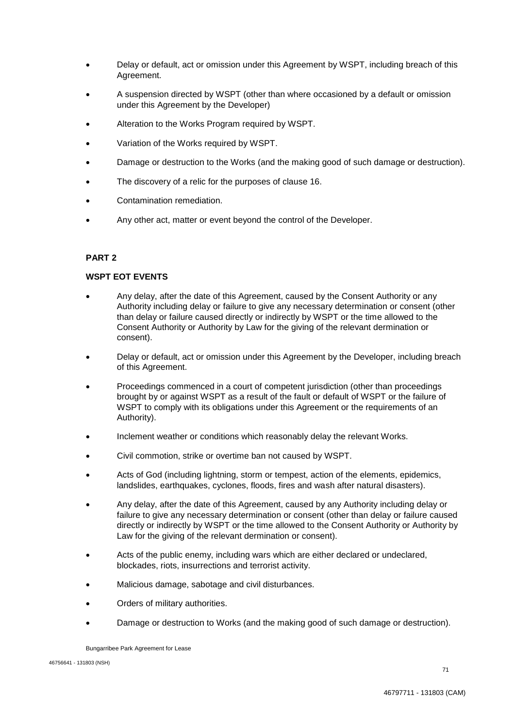- Delay or default, act or omission under this Agreement by WSPT, including breach of this Agreement.
- A suspension directed by WSPT (other than where occasioned by a default or omission under this Agreement by the Developer)
- Alteration to the Works Program required by WSPT.
- Variation of the Works required by WSPT.
- Damage or destruction to the Works (and the making good of such damage or destruction).
- The discovery of a relic for the purposes of clause 16.
- Contamination remediation.
- Any other act, matter or event beyond the control of the Developer.

**PART 2**

**WSPT EOT EVENTS**

- Any delay, after the date of this Agreement, caused by the Consent Authority or any Authority including delay or failure to give any necessary determination or consent (other than delay or failure caused directly or indirectly by WSPT or the time allowed to the Consent Authority or Authority by Law for the giving of the relevant dermination or consent).
- Delay or default, act or omission under this Agreement by the Developer, including breach of this Agreement.
- Proceedings commenced in a court of competent jurisdiction (other than proceedings brought by or against WSPT as a result of the fault or default of WSPT or the failure of WSPT to comply with its obligations under this Agreement or the requirements of an Authority).
- Inclement weather or conditions which reasonably delay the relevant Works.
- Civil commotion, strike or overtime ban not caused by WSPT.
- Acts of God (including lightning, storm or tempest, action of the elements, epidemics, landslides, earthquakes, cyclones, floods, fires and wash after natural disasters).
- Any delay, after the date of this Agreement, caused by any Authority including delay or failure to give any necessary determination or consent (other than delay or failure caused directly or indirectly by WSPT or the time allowed to the Consent Authority or Authority by Law for the giving of the relevant dermination or consent).
- Acts of the public enemy, including wars which are either declared or undeclared, blockades, riots, insurrections and terrorist activity.
- Malicious damage, sabotage and civil disturbances.
- Orders of military authorities.
- Damage or destruction to Works (and the making good of such damage or destruction).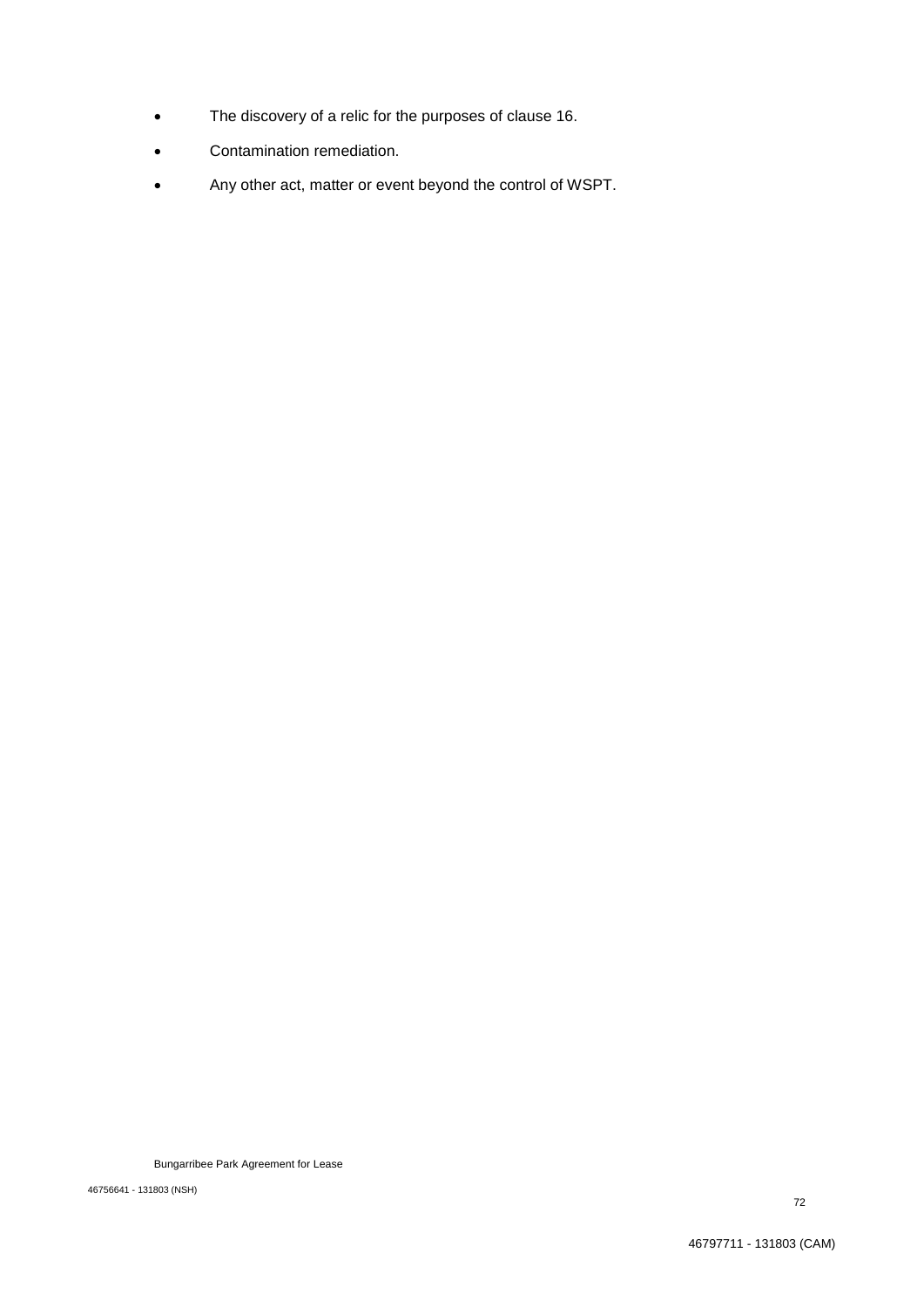- The discovery of a relic for the purposes of clause 16.
- Contamination remediation.
- Any other act, matter or event beyond the control of WSPT.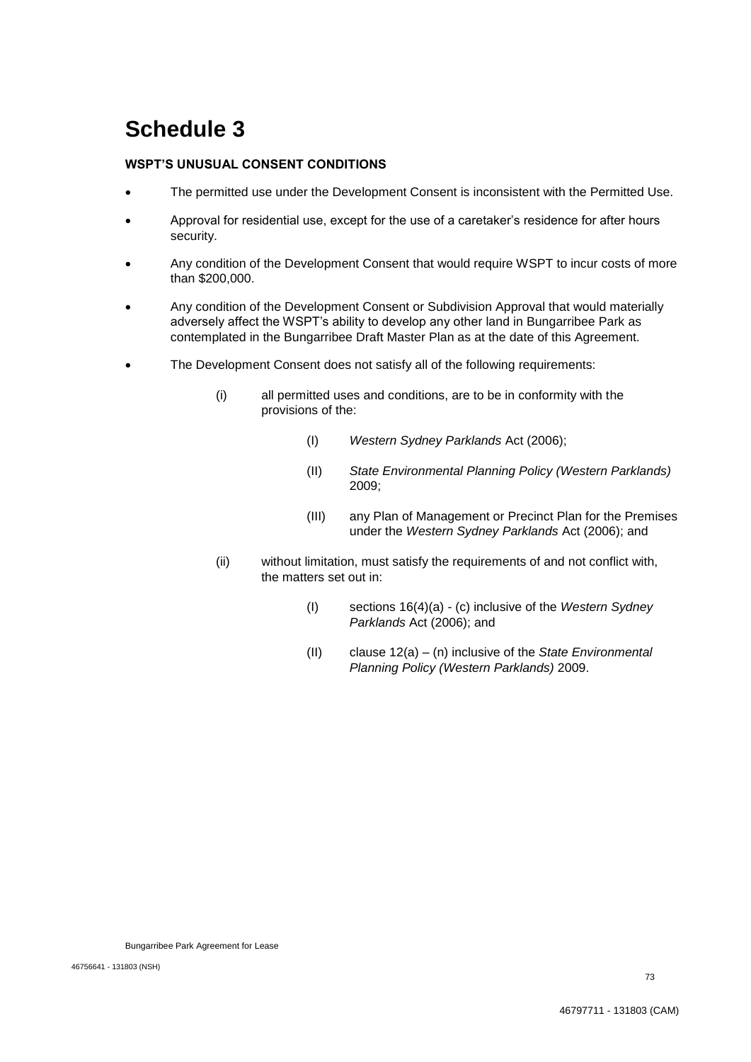# Schedule 3

**WSPT'S UNUSUAL CONSENT CONDITIONS**

- The permitted use under the Development Consent is inconsistent with the Permitted Use.
- Approval for residential use, except for the use of a caretaker's residence for after hours security.
- Any condition of the Development Consent that would require WSPT to incur costs of more than $200,000.
- Any condition of the Development Consent or Subdivision Approval that would materially adversely affect the WSPT's ability to develop any other land in Bungarribee Park as contemplated in the Bungarribee Draft Master Plan as at the date of this Agreement.
- The Development Consent does not satisfy all of the following requirements:

  (i) all permitted uses and conditions, are to be in conformity with the provisions of the:

  (I) *Western Sydney Parklands* Act (2006);

  (II) *State Environmental Planning Policy (Western Parklands)* 2009;

  (III) any Plan of Management or Precinct Plan for the Premises under the *Western Sydney Parklands* Act (2006); and

  (ii) without limitation, must satisfy the requirements of and not conflict with, the matters set out in:

  (I) sections 16(4)(a) - (c) inclusive of the *Western Sydney Parklands* Act (2006); and

  (II) clause 12(a) – (n) inclusive of the *State Environmental Planning Policy (Western Parklands)* 2009.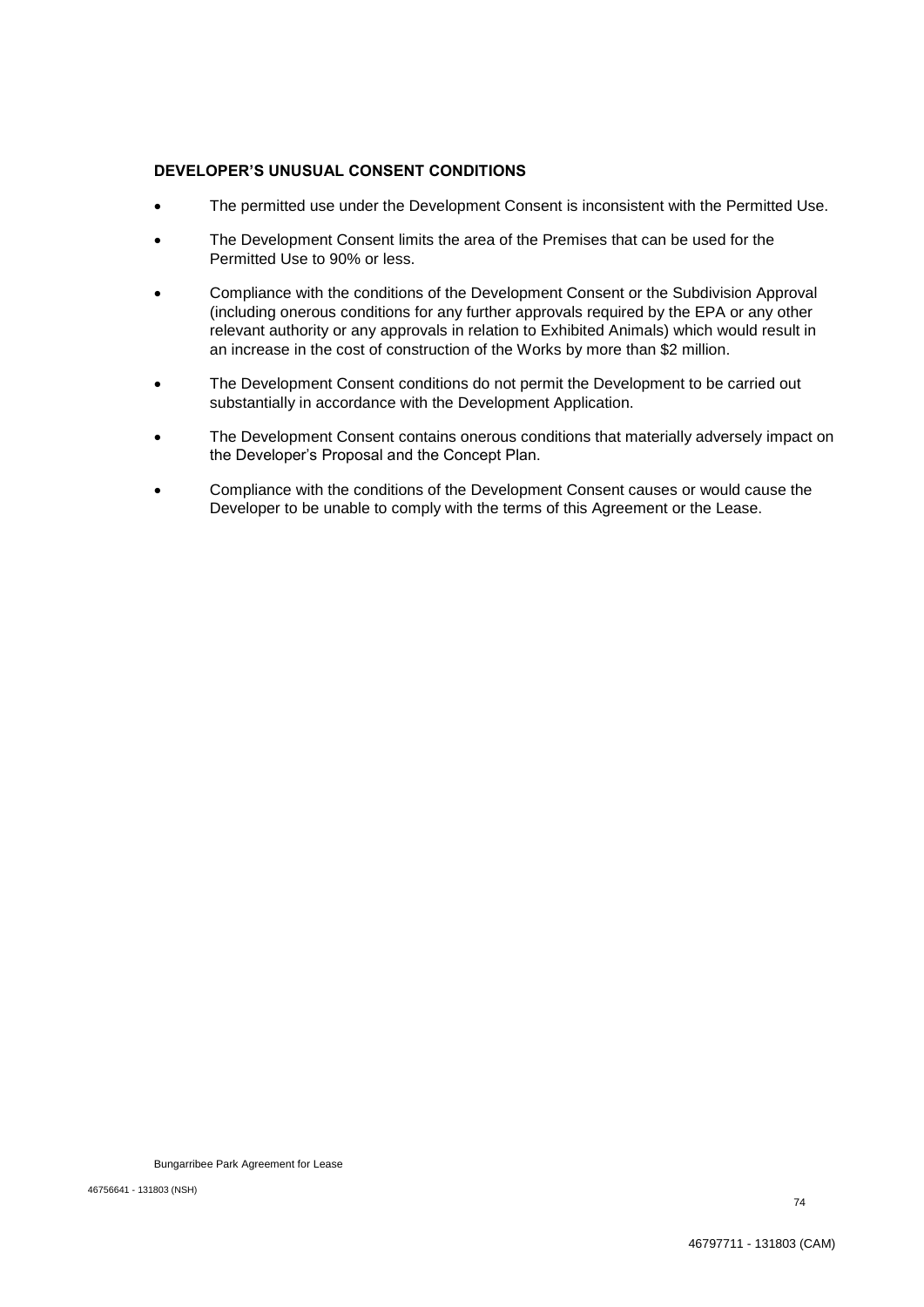**DEVELOPER'S UNUSUAL CONSENT CONDITIONS**

- The permitted use under the Development Consent is inconsistent with the Permitted Use.
- The Development Consent limits the area of the Premises that can be used for the Permitted Use to 90% or less.
- Compliance with the conditions of the Development Consent or the Subdivision Approval (including onerous conditions for any further approvals required by the EPA or any other relevant authority or any approvals in relation to Exhibited Animals) which would result in an increase in the cost of construction of the Works by more than $2 million.
- The Development Consent conditions do not permit the Development to be carried out substantially in accordance with the Development Application.
- The Development Consent contains onerous conditions that materially adversely impact on the Developer's Proposal and the Concept Plan.
- Compliance with the conditions of the Development Consent causes or would cause the Developer to be unable to comply with the terms of this Agreement or the Lease.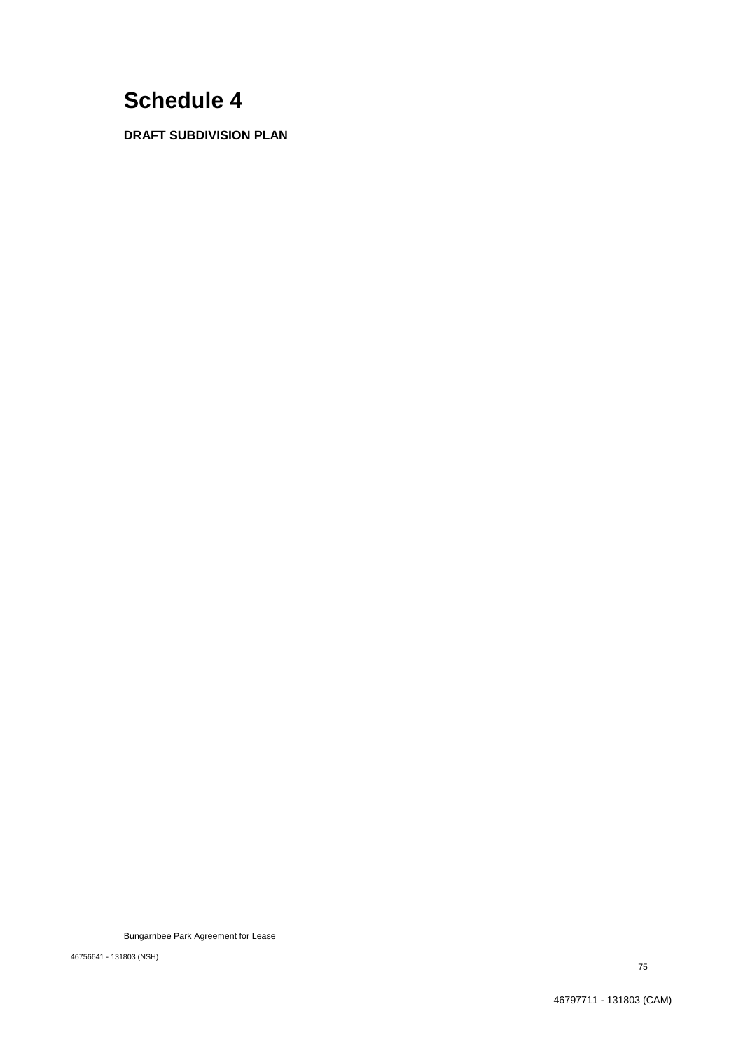# Schedule 4

**DRAFT SUBDIVISION PLAN**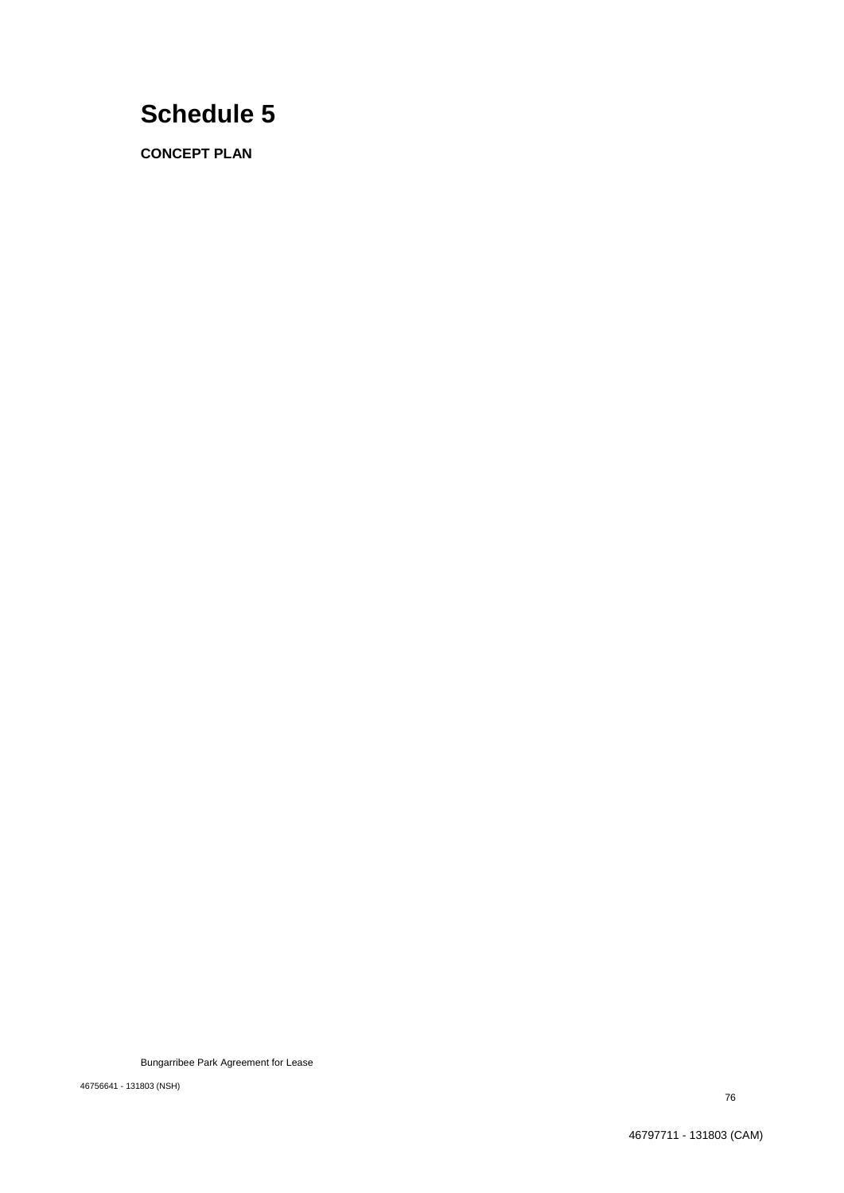# Schedule 5

**CONCEPT PLAN**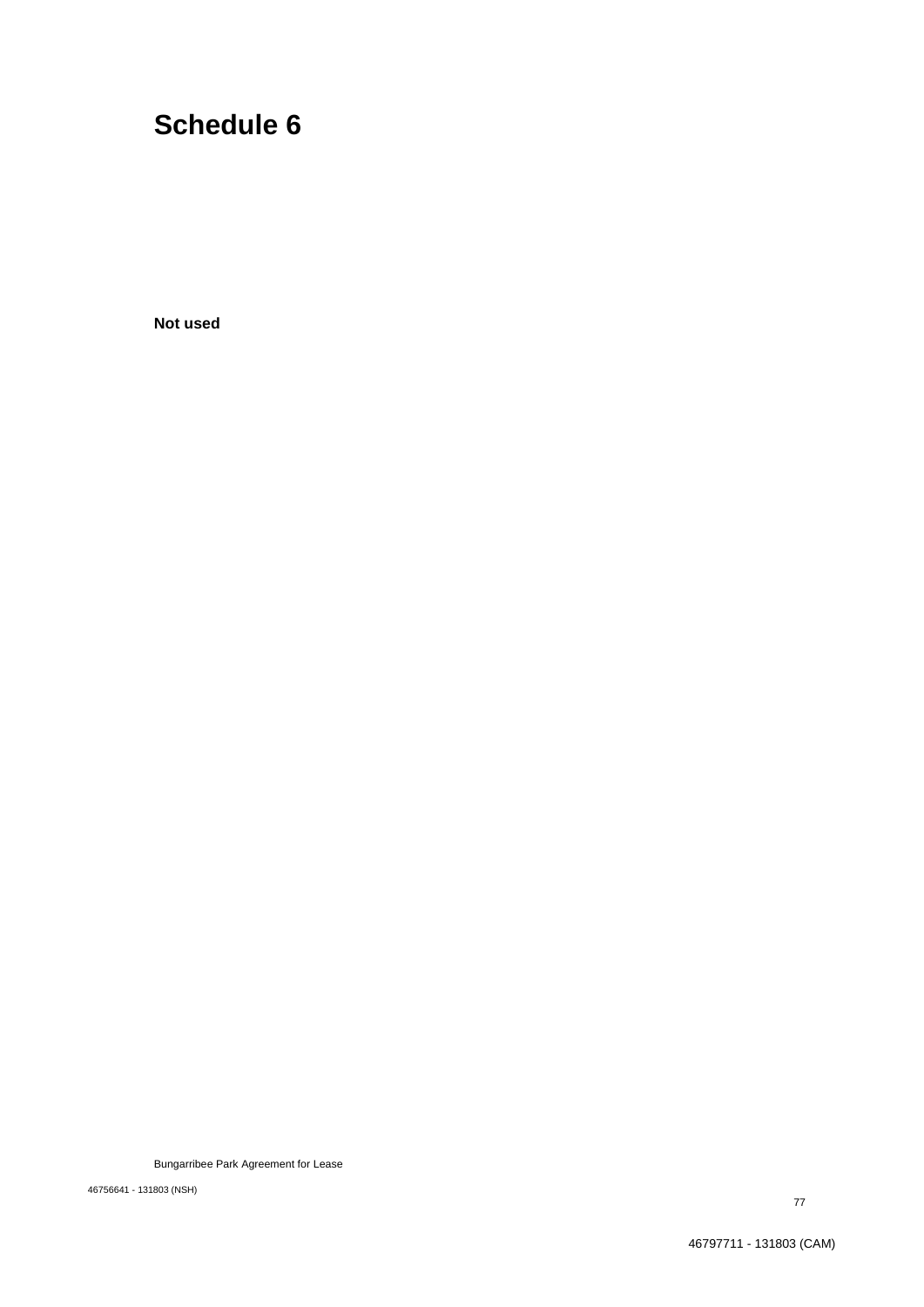# Schedule 6

**Not used**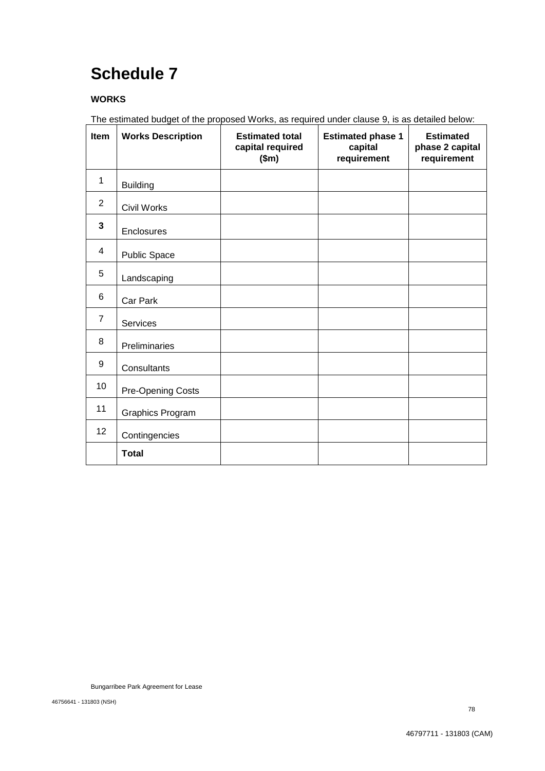# Schedule 7

**WORKS**

The estimated budget of the proposed Works, as required under clause 9, is as detailed below:

| Item | Works Description | Estimated total capital required ($m) | Estimated phase 1 capital requirement | Estimated phase 2 capital requirement |
|---|---|---|---|---|
| 1 | Building | | | |
| 2 | Civil Works | | | |
| **3** | Enclosures | | | |
| 4 | Public Space | | | |
| 5 | Landscaping | | | |
| 6 | Car Park | | | |
| 7 | Services | | | |
| 8 | Preliminaries | | | |
| 9 | Consultants | | | |
| 10 | Pre-Opening Costs | | | |
| 11 | Graphics Program | | | |
| 12 | Contingencies | | | |
| | **Total** | | | |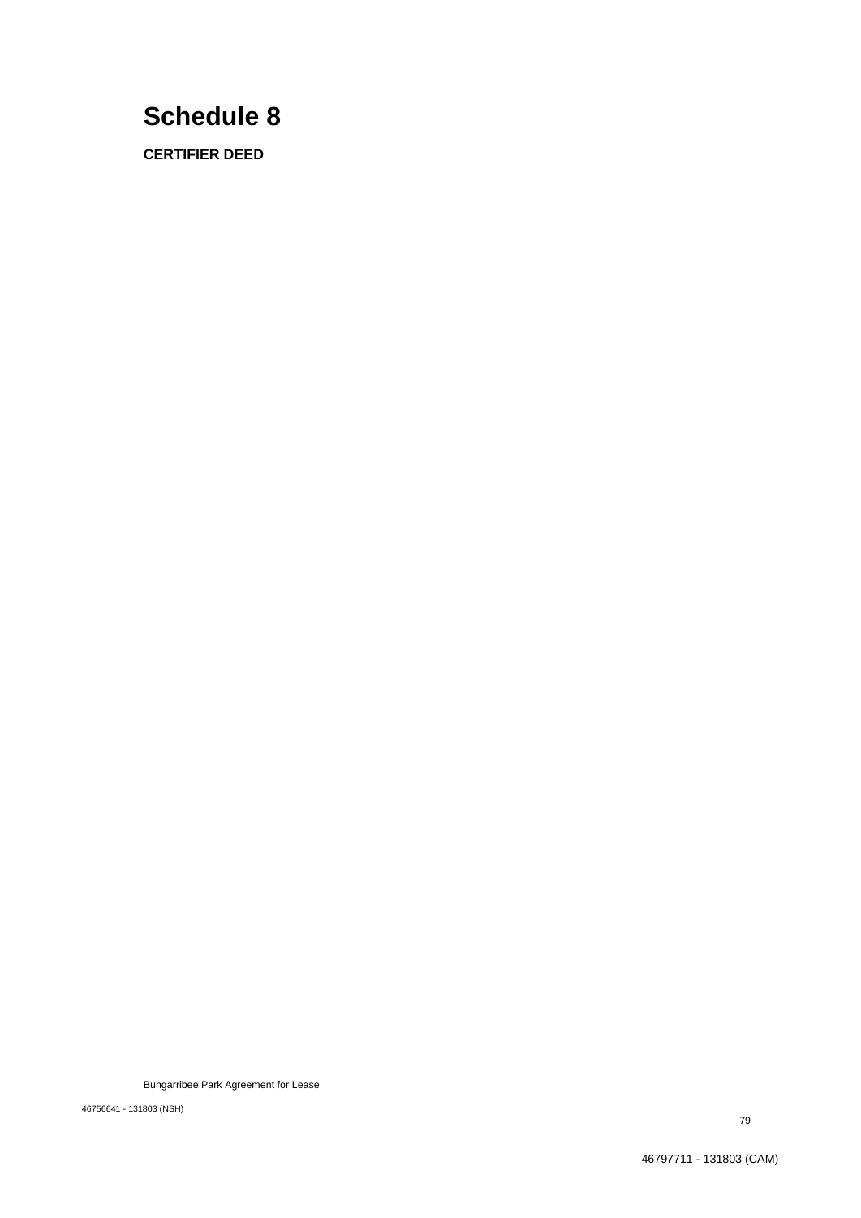# Schedule 8

**CERTIFIER DEED**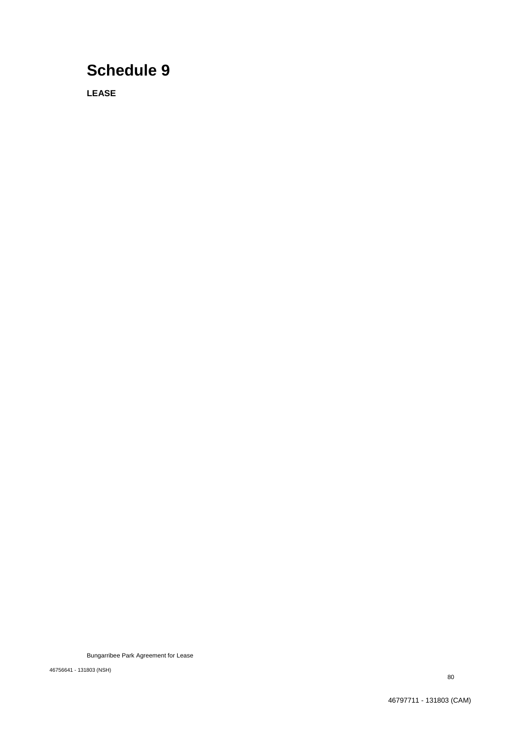# Schedule 9

**LEASE**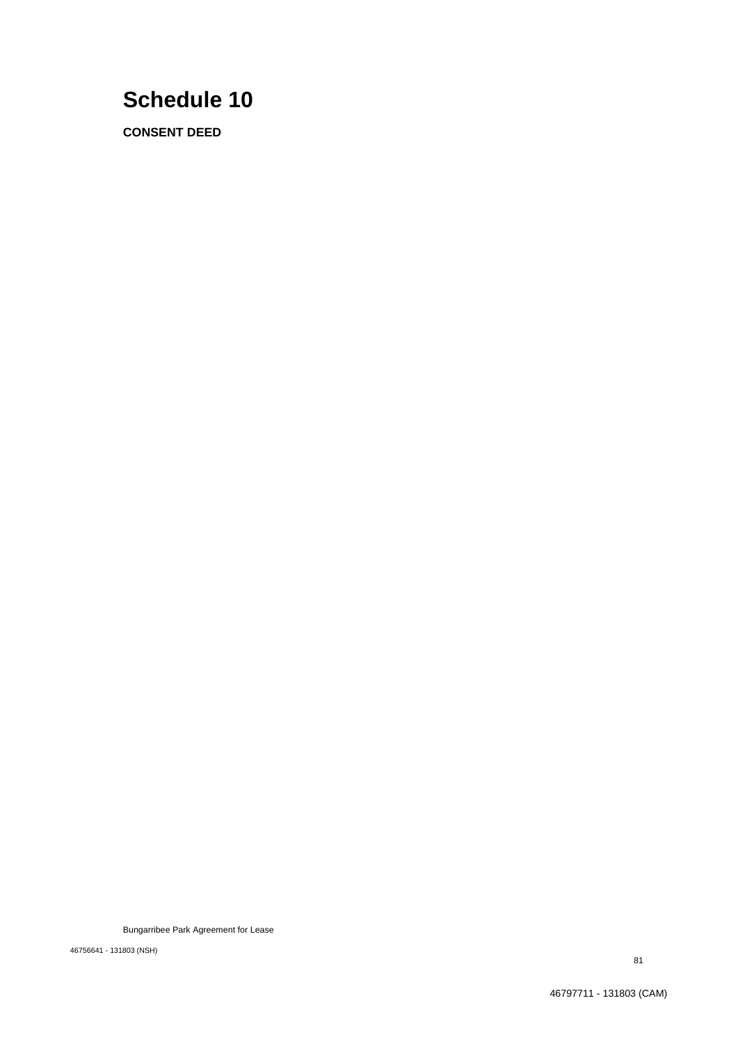# Schedule 10

**CONSENT DEED**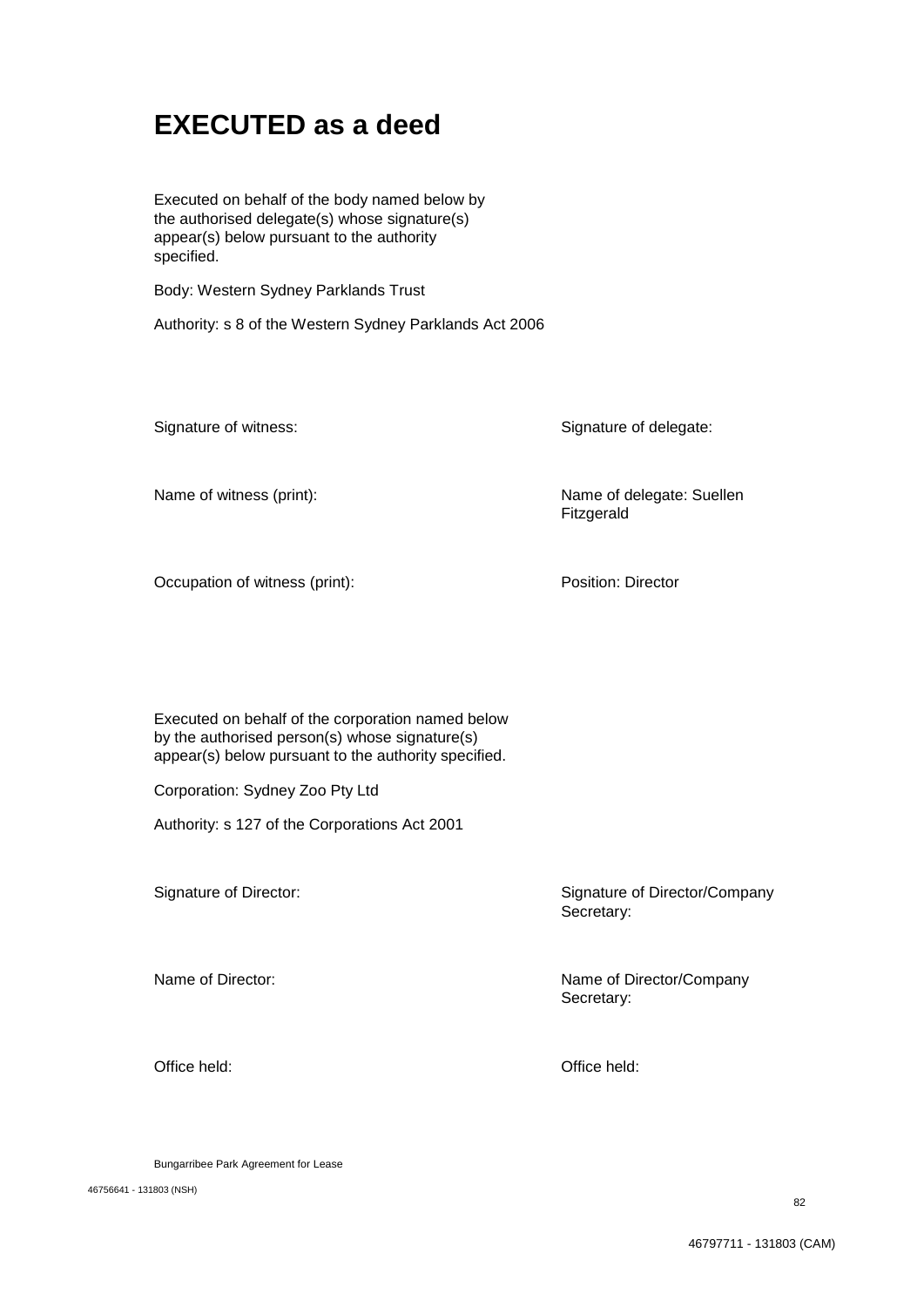# EXECUTED as a deed

Executed on behalf of the body named below by the authorised delegate(s) whose signature(s) appear(s) below pursuant to the authority specified.

Body: Western Sydney Parklands Trust

Authority: s 8 of the Western Sydney Parklands Act 2006

| | |
|---|---|
| Signature of witness: | Signature of delegate: |
| Name of witness (print): | Name of delegate: Suellen Fitzgerald |
| Occupation of witness (print): | Position: Director |

Executed on behalf of the corporation named below by the authorised person(s) whose signature(s) appear(s) below pursuant to the authority specified.

Corporation: Sydney Zoo Pty Ltd

Authority: s 127 of the Corporations Act 2001

| | |
|---|---|
| Signature of Director: | Signature of Director/Company Secretary: |
| Name of Director: | Name of Director/Company Secretary: |
| Office held: | Office held: |

Bungarribee Park Agreement for Lease

46756641 - 131803 (NSH)

46797711 - 131803 (CAM)